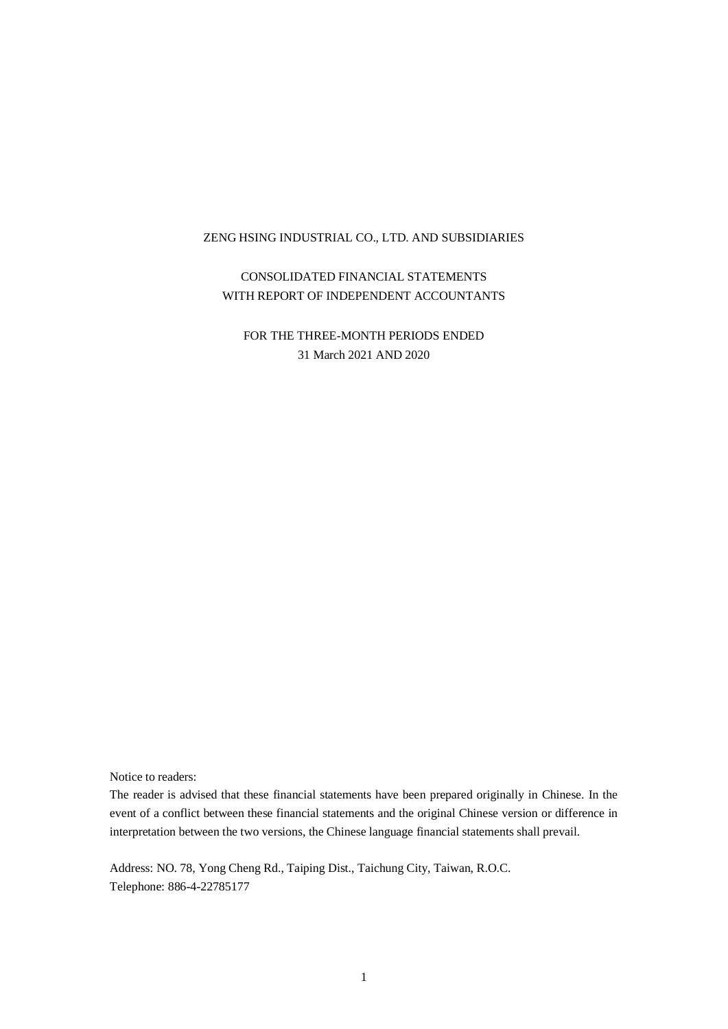# ZENG HSING INDUSTRIAL CO., LTD. AND SUBSIDIARIES

## CONSOLIDATED FINANCIAL STATEMENTS
## WITH REPORT OF INDEPENDENT ACCOUNTANTS

FOR THE THREE-MONTH PERIODS ENDED
31 March 2021 AND 2020

Notice to readers:

The reader is advised that these financial statements have been prepared originally in Chinese. In the event of a conflict between these financial statements and the original Chinese version or difference in interpretation between the two versions, the Chinese language financial statements shall prevail.

Address: NO. 78, Yong Cheng Rd., Taiping Dist., Taichung City, Taiwan, R.O.C.
Telephone: 886-4-22785177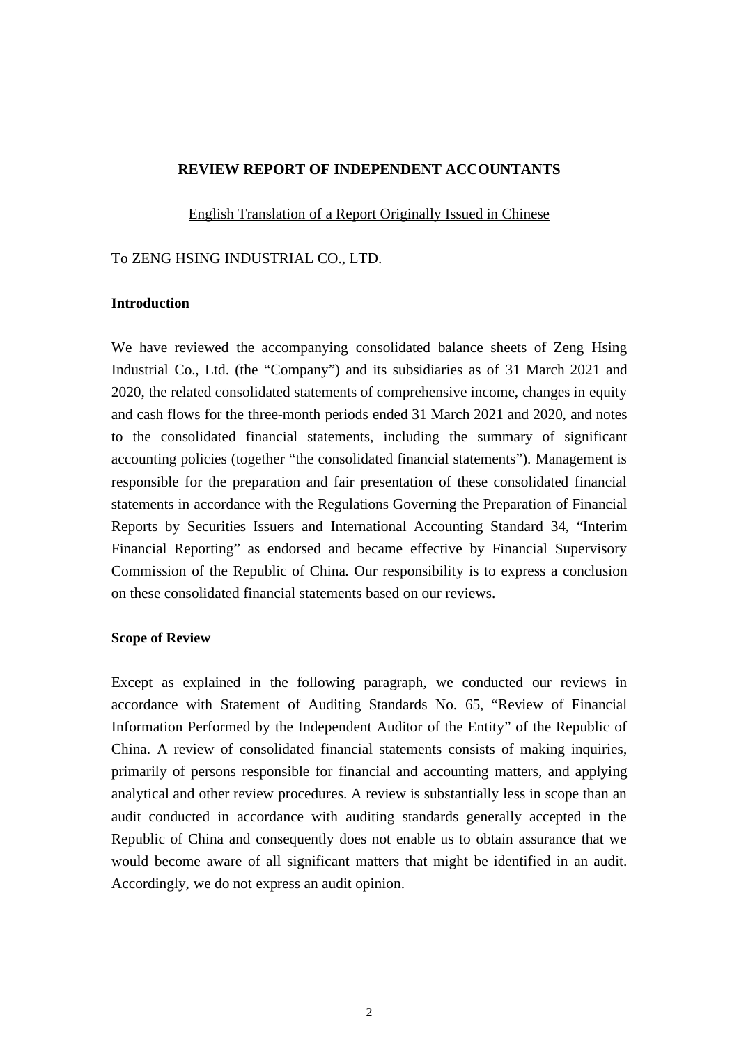# REVIEW REPORT OF INDEPENDENT ACCOUNTANTS

English Translation of a Report Originally Issued in Chinese

To ZENG HSING INDUSTRIAL CO., LTD.

**Introduction**

We have reviewed the accompanying consolidated balance sheets of Zeng Hsing Industrial Co., Ltd. (the "Company") and its subsidiaries as of 31 March 2021 and 2020, the related consolidated statements of comprehensive income, changes in equity and cash flows for the three-month periods ended 31 March 2021 and 2020, and notes to the consolidated financial statements, including the summary of significant accounting policies (together "the consolidated financial statements"). Management is responsible for the preparation and fair presentation of these consolidated financial statements in accordance with the Regulations Governing the Preparation of Financial Reports by Securities Issuers and International Accounting Standard 34, "Interim Financial Reporting" as endorsed and became effective by Financial Supervisory Commission of the Republic of China. Our responsibility is to express a conclusion on these consolidated financial statements based on our reviews.

**Scope of Review**

Except as explained in the following paragraph, we conducted our reviews in accordance with Statement of Auditing Standards No. 65, "Review of Financial Information Performed by the Independent Auditor of the Entity" of the Republic of China. A review of consolidated financial statements consists of making inquiries, primarily of persons responsible for financial and accounting matters, and applying analytical and other review procedures. A review is substantially less in scope than an audit conducted in accordance with auditing standards generally accepted in the Republic of China and consequently does not enable us to obtain assurance that we would become aware of all significant matters that might be identified in an audit. Accordingly, we do not express an audit opinion.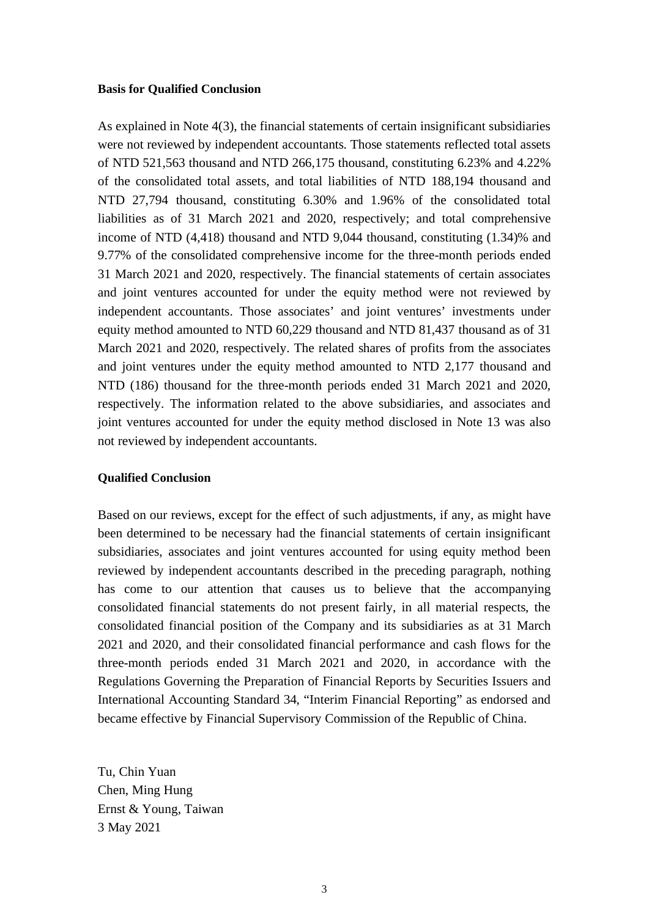**Basis for Qualified Conclusion**

As explained in Note 4(3), the financial statements of certain insignificant subsidiaries were not reviewed by independent accountants. Those statements reflected total assets of NTD 521,563 thousand and NTD 266,175 thousand, constituting 6.23% and 4.22% of the consolidated total assets, and total liabilities of NTD 188,194 thousand and NTD 27,794 thousand, constituting 6.30% and 1.96% of the consolidated total liabilities as of 31 March 2021 and 2020, respectively; and total comprehensive income of NTD (4,418) thousand and NTD 9,044 thousand, constituting (1.34)% and 9.77% of the consolidated comprehensive income for the three-month periods ended 31 March 2021 and 2020, respectively. The financial statements of certain associates and joint ventures accounted for under the equity method were not reviewed by independent accountants. Those associates' and joint ventures' investments under equity method amounted to NTD 60,229 thousand and NTD 81,437 thousand as of 31 March 2021 and 2020, respectively. The related shares of profits from the associates and joint ventures under the equity method amounted to NTD 2,177 thousand and NTD (186) thousand for the three-month periods ended 31 March 2021 and 2020, respectively. The information related to the above subsidiaries, and associates and joint ventures accounted for under the equity method disclosed in Note 13 was also not reviewed by independent accountants.

**Qualified Conclusion**

Based on our reviews, except for the effect of such adjustments, if any, as might have been determined to be necessary had the financial statements of certain insignificant subsidiaries, associates and joint ventures accounted for using equity method been reviewed by independent accountants described in the preceding paragraph, nothing has come to our attention that causes us to believe that the accompanying consolidated financial statements do not present fairly, in all material respects, the consolidated financial position of the Company and its subsidiaries as at 31 March 2021 and 2020, and their consolidated financial performance and cash flows for the three-month periods ended 31 March 2021 and 2020, in accordance with the Regulations Governing the Preparation of Financial Reports by Securities Issuers and International Accounting Standard 34, "Interim Financial Reporting" as endorsed and became effective by Financial Supervisory Commission of the Republic of China.

Tu, Chin Yuan
Chen, Ming Hung
Ernst & Young, Taiwan
3 May 2021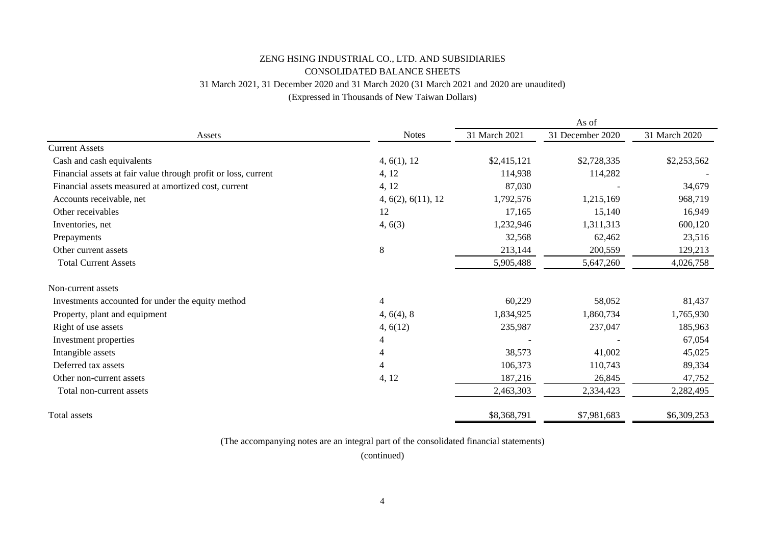# ZENG HSING INDUSTRIAL CO., LTD. AND SUBSIDIARIES

## CONSOLIDATED BALANCE SHEETS

31 March 2021, 31 December 2020 and 31 March 2020 (31 March 2021 and 2020 are unaudited)

(Expressed in Thousands of New Taiwan Dollars)

| Assets | Notes | As of 31 March 2021 | As of 31 December 2020 | As of 31 March 2020 |
|---|---|---|---|---|
| Current Assets | | | | |
| Cash and cash equivalents | 4, 6(1), 12 | $2,415,121 | $2,728,335 | $2,253,562 |
| Financial assets at fair value through profit or loss, current | 4, 12 | 114,938 | 114,282 | - |
| Financial assets measured at amortized cost, current | 4, 12 | 87,030 | - | 34,679 |
| Accounts receivable, net | 4, 6(2), 6(11), 12 | 1,792,576 | 1,215,169 | 968,719 |
| Other receivables | 12 | 17,165 | 15,140 | 16,949 |
| Inventories, net | 4, 6(3) | 1,232,946 | 1,311,313 | 600,120 |
| Prepayments | | 32,568 | 62,462 | 23,516 |
| Other current assets | 8 | 213,144 | 200,559 | 129,213 |
| Total Current Assets | | 5,905,488 | 5,647,260 | 4,026,758 |
| Non-current assets | | | | |
| Investments accounted for under the equity method | 4 | 60,229 | 58,052 | 81,437 |
| Property, plant and equipment | 4, 6(4), 8 | 1,834,925 | 1,860,734 | 1,765,930 |
| Right of use assets | 4, 6(12) | 235,987 | 237,047 | 185,963 |
| Investment properties | 4 | - | - | 67,054 |
| Intangible assets | 4 | 38,573 | 41,002 | 45,025 |
| Deferred tax assets | 4 | 106,373 | 110,743 | 89,334 |
| Other non-current assets | 4, 12 | 187,216 | 26,845 | 47,752 |
| Total non-current assets | | 2,463,303 | 2,334,423 | 2,282,495 |
| Total assets | | $8,368,791 | $7,981,683 | $6,309,253 |

(The accompanying notes are an integral part of the consolidated financial statements)

(continued)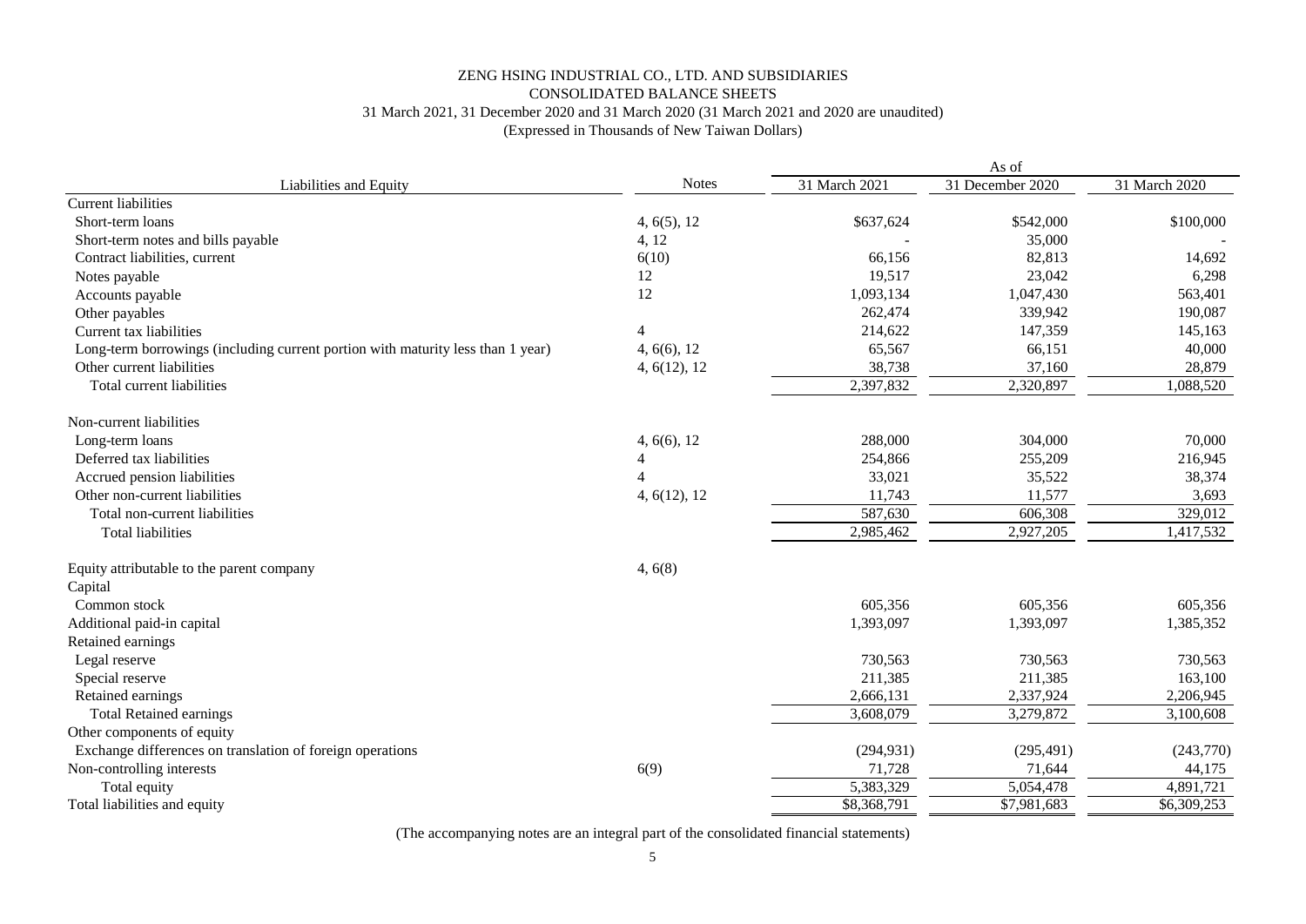# ZENG HSING INDUSTRIAL CO., LTD. AND SUBSIDIARIES
## CONSOLIDATED BALANCE SHEETS
### 31 March 2021, 31 December 2020 and 31 March 2020 (31 March 2021 and 2020 are unaudited)
### (Expressed in Thousands of New Taiwan Dollars)

| Liabilities and Equity | Notes | As of 31 March 2021 | As of 31 December 2020 | As of 31 March 2020 |
|---|---|---|---|---|
| Current liabilities | | | | |
| Short-term loans | 4, 6(5), 12 | $637,624 | $542,000 | $100,000 |
| Short-term notes and bills payable | 4, 12 | - | 35,000 | - |
| Contract liabilities, current | 6(10) | 66,156 | 82,813 | 14,692 |
| Notes payable | 12 | 19,517 | 23,042 | 6,298 |
| Accounts payable | 12 | 1,093,134 | 1,047,430 | 563,401 |
| Other payables | | 262,474 | 339,942 | 190,087 |
| Current tax liabilities | 4 | 214,622 | 147,359 | 145,163 |
| Long-term borrowings (including current portion with maturity less than 1 year) | 4, 6(6), 12 | 65,567 | 66,151 | 40,000 |
| Other current liabilities | 4, 6(12), 12 | 38,738 | 37,160 | 28,879 |
| Total current liabilities | | 2,397,832 | 2,320,897 | 1,088,520 |
| Non-current liabilities | | | | |
| Long-term loans | 4, 6(6), 12 | 288,000 | 304,000 | 70,000 |
| Deferred tax liabilities | 4 | 254,866 | 255,209 | 216,945 |
| Accrued pension liabilities | 4 | 33,021 | 35,522 | 38,374 |
| Other non-current liabilities | 4, 6(12), 12 | 11,743 | 11,577 | 3,693 |
| Total non-current liabilities | | 587,630 | 606,308 | 329,012 |
| Total liabilities | | 2,985,462 | 2,927,205 | 1,417,532 |
| Equity attributable to the parent company | 4, 6(8) | | | |
| Capital | | | | |
| Common stock | | 605,356 | 605,356 | 605,356 |
| Additional paid-in capital | | 1,393,097 | 1,393,097 | 1,385,352 |
| Retained earnings | | | | |
| Legal reserve | | 730,563 | 730,563 | 730,563 |
| Special reserve | | 211,385 | 211,385 | 163,100 |
| Retained earnings | | 2,666,131 | 2,337,924 | 2,206,945 |
| Total Retained earnings | | 3,608,079 | 3,279,872 | 3,100,608 |
| Other components of equity | | | | |
| Exchange differences on translation of foreign operations | | (294,931) | (295,491) | (243,770) |
| Non-controlling interests | 6(9) | 71,728 | 71,644 | 44,175 |
| Total equity | | 5,383,329 | 5,054,478 | 4,891,721 |
| Total liabilities and equity | | $8,368,791 | $7,981,683 | $6,309,253 |

(The accompanying notes are an integral part of the consolidated financial statements)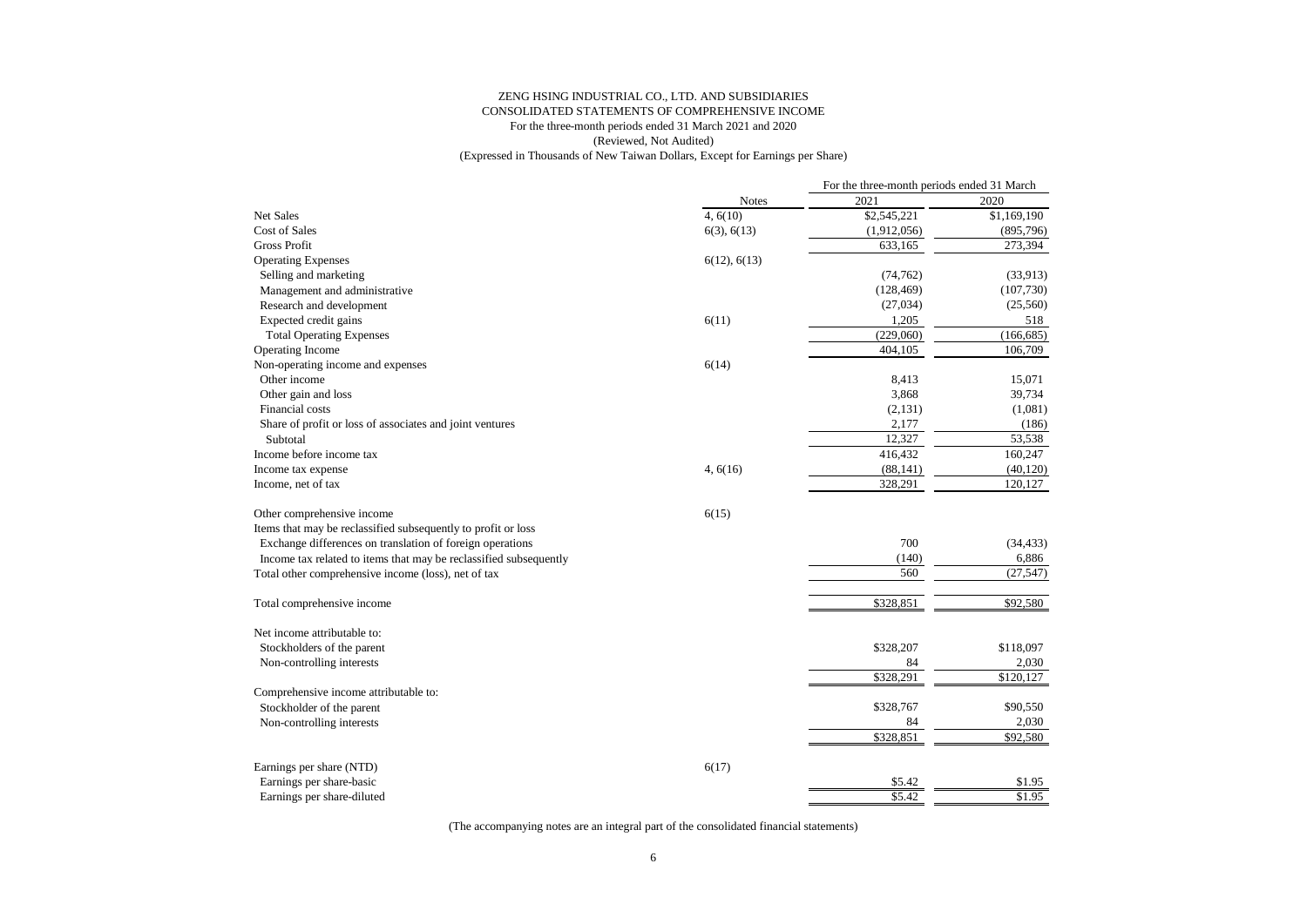ZENG HSING INDUSTRIAL CO., LTD. AND SUBSIDIARIES

CONSOLIDATED STATEMENTS OF COMPREHENSIVE INCOME

For the three-month periods ended 31 March 2021 and 2020

(Reviewed, Not Audited)

(Expressed in Thousands of New Taiwan Dollars, Except for Earnings per Share)

| | Notes | For the three-month periods ended 31 March | |
|---|---|---|---|
| | | 2021 | 2020 |
| Net Sales | 4, 6(10) | $2,545,221 | $1,169,190 |
| Cost of Sales | 6(3), 6(13) | (1,912,056) | (895,796) |
| Gross Profit | | 633,165 | 273,394 |
| Operating Expenses | 6(12), 6(13) | | |
| Selling and marketing | | (74,762) | (33,913) |
| Management and administrative | | (128,469) | (107,730) |
| Research and development | | (27,034) | (25,560) |
| Expected credit gains | 6(11) | 1,205 | 518 |
| Total Operating Expenses | | (229,060) | (166,685) |
| Operating Income | | 404,105 | 106,709 |
| Non-operating income and expenses | 6(14) | | |
| Other income | | 8,413 | 15,071 |
| Other gain and loss | | 3,868 | 39,734 |
| Financial costs | | (2,131) | (1,081) |
| Share of profit or loss of associates and joint ventures | | 2,177 | (186) |
| Subtotal | | 12,327 | 53,538 |
| Income before income tax | | 416,432 | 160,247 |
| Income tax expense | 4, 6(16) | (88,141) | (40,120) |
| Income, net of tax | | 328,291 | 120,127 |
| | | | |
| Other comprehensive income | 6(15) | | |
| Items that may be reclassified subsequently to profit or loss | | | |
| Exchange differences on translation of foreign operations | | 700 | (34,433) |
| Income tax related to items that may be reclassified subsequently | | (140) | 6,886 |
| Total other comprehensive income (loss), net of tax | | 560 | (27,547) |
| | | | |
| Total comprehensive income | | $328,851 | $92,580 |
| | | | |
| Net income attributable to: | | | |
| Stockholders of the parent | | $328,207 | $118,097 |
| Non-controlling interests | | 84 | 2,030 |
| | | $328,291 | $120,127 |
| Comprehensive income attributable to: | | | |
| Stockholder of the parent | | $328,767 | $90,550 |
| Non-controlling interests | | 84 | 2,030 |
| | | $328,851 | $92,580 |
| | | | |
| Earnings per share (NTD) | 6(17) | | |
| Earnings per share-basic | | $5.42 | $1.95 |
| Earnings per share-diluted | | $5.42 | $1.95 |

(The accompanying notes are an integral part of the consolidated financial statements)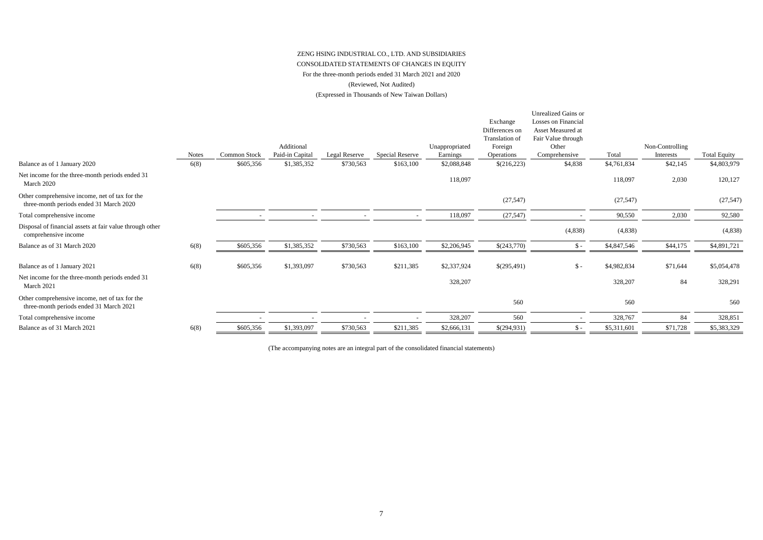ZENG HSING INDUSTRIAL CO., LTD. AND SUBSIDIARIES

CONSOLIDATED STATEMENTS OF CHANGES IN EQUITY

For the three-month periods ended 31 March 2021 and 2020

(Reviewed, Not Audited)

(Expressed in Thousands of New Taiwan Dollars)

| | Notes | Common Stock | Additional Paid-in Capital | Legal Reserve | Special Reserve | Unappropriated Earnings | Exchange Differences on Translation of Foreign Operations | Unrealized Gains or Losses on Financial Asset Measured at Fair Value through Other Comprehensive | Total | Non-Controlling Interests | Total Equity |
|---|---|---|---|---|---|---|---|---|---|---|---|
| Balance as of 1 January 2020 | 6(8) | $605,356 | $1,385,352 | $730,563 | $163,100 | $2,088,848 | $(216,223) | $4,838 | $4,761,834 | $42,145 | $4,803,979 |
| Net income for the three-month periods ended 31 March 2020 | | | | | | 118,097 | | | 118,097 | 2,030 | 120,127 |
| Other comprehensive income, net of tax for the three-month periods ended 31 March 2020 | | | | | | | (27,547) | | (27,547) | | (27,547) |
| Total comprehensive income | | - | - | - | - | 118,097 | (27,547) | - | 90,550 | 2,030 | 92,580 |
| Disposal of financial assets at fair value through other comprehensive income | | | | | | | | (4,838) | (4,838) | | (4,838) |
| Balance as of 31 March 2020 | 6(8) | $605,356 | $1,385,352 | $730,563 | $163,100 | $2,206,945 | $(243,770) | $ - | $4,847,546 | $44,175 | $4,891,721 |
| | | | | | | | | | | | |
| Balance as of 1 January 2021 | 6(8) | $605,356 | $1,393,097 | $730,563 | $211,385 | $2,337,924 | $(295,491) | $ - | $4,982,834 | $71,644 | $5,054,478 |
| Net income for the three-month periods ended 31 March 2021 | | | | | | 328,207 | | | 328,207 | 84 | 328,291 |
| Other comprehensive income, net of tax for the three-month periods ended 31 March 2021 | | | | | | | 560 | | 560 | | 560 |
| Total comprehensive income | | - | - | - | - | 328,207 | 560 | - | 328,767 | 84 | 328,851 |
| Balance as of 31 March 2021 | 6(8) | $605,356 | $1,393,097 | $730,563 | $211,385 | $2,666,131 | $(294,931) | $ - | $5,311,601 | $71,728 | $5,383,329 |

(The accompanying notes are an integral part of the consolidated financial statements)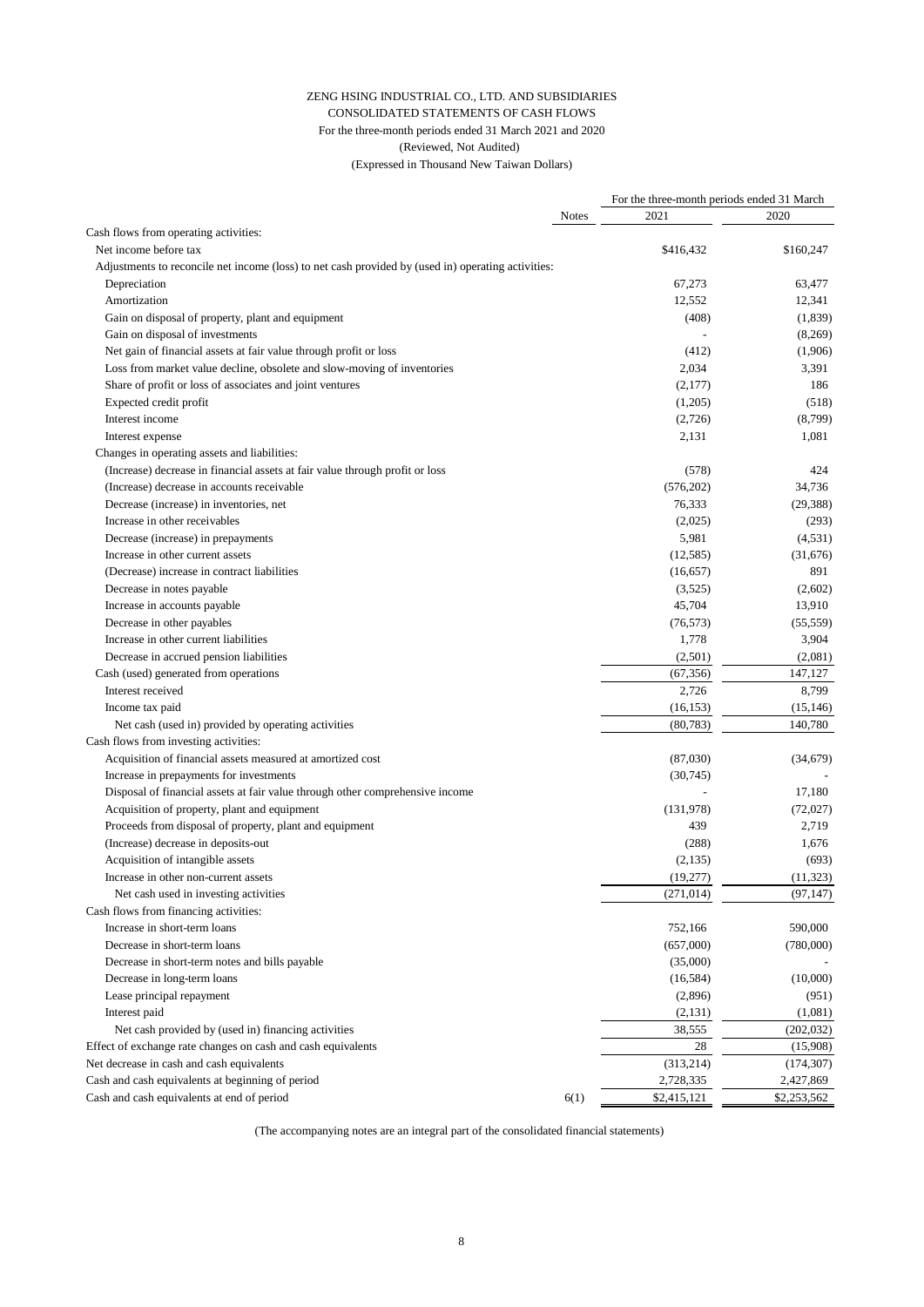ZENG HSING INDUSTRIAL CO., LTD. AND SUBSIDIARIES

CONSOLIDATED STATEMENTS OF CASH FLOWS

For the three-month periods ended 31 March 2021 and 2020

(Reviewed, Not Audited)

(Expressed in Thousand New Taiwan Dollars)

| | Notes | For the three-month periods ended 31 March 2021 | 2020 |
|---|---|---|---|
| Cash flows from operating activities: | | | |
| Net income before tax | | $416,432 | $160,247 |
| Adjustments to reconcile net income (loss) to net cash provided by (used in) operating activities: | | | |
| Depreciation | | 67,273 | 63,477 |
| Amortization | | 12,552 | 12,341 |
| Gain on disposal of property, plant and equipment | | (408) | (1,839) |
| Gain on disposal of investments | | - | (8,269) |
| Net gain of financial assets at fair value through profit or loss | | (412) | (1,906) |
| Loss from market value decline, obsolete and slow-moving of inventories | | 2,034 | 3,391 |
| Share of profit or loss of associates and joint ventures | | (2,177) | 186 |
| Expected credit profit | | (1,205) | (518) |
| Interest income | | (2,726) | (8,799) |
| Interest expense | | 2,131 | 1,081 |
| Changes in operating assets and liabilities: | | | |
| (Increase) decrease in financial assets at fair value through profit or loss | | (578) | 424 |
| (Increase) decrease in accounts receivable | | (576,202) | 34,736 |
| Decrease (increase) in inventories, net | | 76,333 | (29,388) |
| Increase in other receivables | | (2,025) | (293) |
| Decrease (increase) in prepayments | | 5,981 | (4,531) |
| Increase in other current assets | | (12,585) | (31,676) |
| (Decrease) increase in contract liabilities | | (16,657) | 891 |
| Decrease in notes payable | | (3,525) | (2,602) |
| Increase in accounts payable | | 45,704 | 13,910 |
| Decrease in other payables | | (76,573) | (55,559) |
| Increase in other current liabilities | | 1,778 | 3,904 |
| Decrease in accrued pension liabilities | | (2,501) | (2,081) |
| Cash (used) generated from operations | | (67,356) | 147,127 |
| Interest received | | 2,726 | 8,799 |
| Income tax paid | | (16,153) | (15,146) |
| Net cash (used in) provided by operating activities | | (80,783) | 140,780 |
| Cash flows from investing activities: | | | |
| Acquisition of financial assets measured at amortized cost | | (87,030) | (34,679) |
| Increase in prepayments for investments | | (30,745) | - |
| Disposal of financial assets at fair value through other comprehensive income | | - | 17,180 |
| Acquisition of property, plant and equipment | | (131,978) | (72,027) |
| Proceeds from disposal of property, plant and equipment | | 439 | 2,719 |
| (Increase) decrease in deposits-out | | (288) | 1,676 |
| Acquisition of intangible assets | | (2,135) | (693) |
| Increase in other non-current assets | | (19,277) | (11,323) |
| Net cash used in investing activities | | (271,014) | (97,147) |
| Cash flows from financing activities: | | | |
| Increase in short-term loans | | 752,166 | 590,000 |
| Decrease in short-term loans | | (657,000) | (780,000) |
| Decrease in short-term notes and bills payable | | (35,000) | - |
| Decrease in long-term loans | | (16,584) | (10,000) |
| Lease principal repayment | | (2,896) | (951) |
| Interest paid | | (2,131) | (1,081) |
| Net cash provided by (used in) financing activities | | 38,555 | (202,032) |
| Effect of exchange rate changes on cash and cash equivalents | | 28 | (15,908) |
| Net decrease in cash and cash equivalents | | (313,214) | (174,307) |
| Cash and cash equivalents at beginning of period | | 2,728,335 | 2,427,869 |
| Cash and cash equivalents at end of period | 6(1) | $2,415,121 | $2,253,562 |

(The accompanying notes are an integral part of the consolidated financial statements)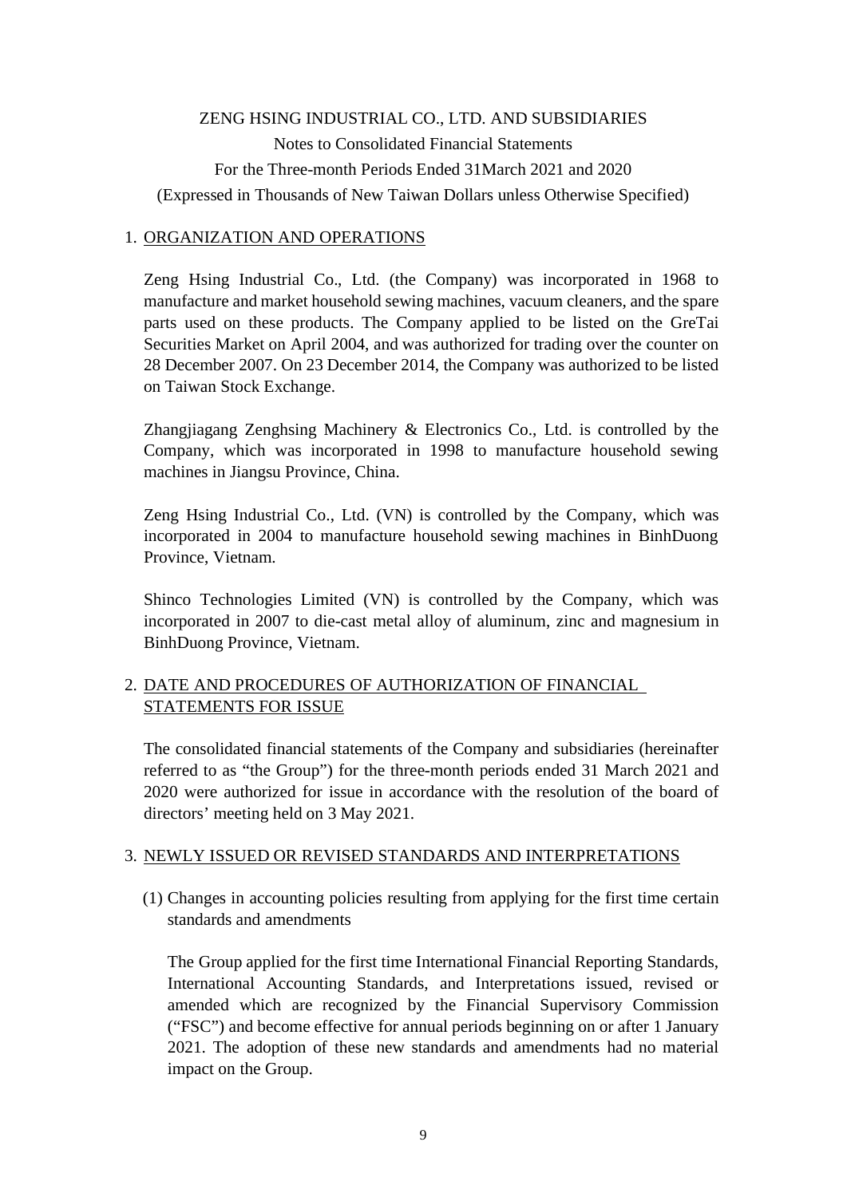ZENG HSING INDUSTRIAL CO., LTD. AND SUBSIDIARIES

Notes to Consolidated Financial Statements

For the Three-month Periods Ended 31March 2021 and 2020

(Expressed in Thousands of New Taiwan Dollars unless Otherwise Specified)

## 1. ORGANIZATION AND OPERATIONS

Zeng Hsing Industrial Co., Ltd. (the Company) was incorporated in 1968 to manufacture and market household sewing machines, vacuum cleaners, and the spare parts used on these products. The Company applied to be listed on the GreTai Securities Market on April 2004, and was authorized for trading over the counter on 28 December 2007. On 23 December 2014, the Company was authorized to be listed on Taiwan Stock Exchange.

Zhangjiagang Zenghsing Machinery & Electronics Co., Ltd. is controlled by the Company, which was incorporated in 1998 to manufacture household sewing machines in Jiangsu Province, China.

Zeng Hsing Industrial Co., Ltd. (VN) is controlled by the Company, which was incorporated in 2004 to manufacture household sewing machines in BinhDuong Province, Vietnam.

Shinco Technologies Limited (VN) is controlled by the Company, which was incorporated in 2007 to die-cast metal alloy of aluminum, zinc and magnesium in BinhDuong Province, Vietnam.

## 2. DATE AND PROCEDURES OF AUTHORIZATION OF FINANCIAL STATEMENTS FOR ISSUE

The consolidated financial statements of the Company and subsidiaries (hereinafter referred to as "the Group") for the three-month periods ended 31 March 2021 and 2020 were authorized for issue in accordance with the resolution of the board of directors' meeting held on 3 May 2021.

## 3. NEWLY ISSUED OR REVISED STANDARDS AND INTERPRETATIONS

(1) Changes in accounting policies resulting from applying for the first time certain standards and amendments

The Group applied for the first time International Financial Reporting Standards, International Accounting Standards, and Interpretations issued, revised or amended which are recognized by the Financial Supervisory Commission ("FSC") and become effective for annual periods beginning on or after 1 January 2021. The adoption of these new standards and amendments had no material impact on the Group.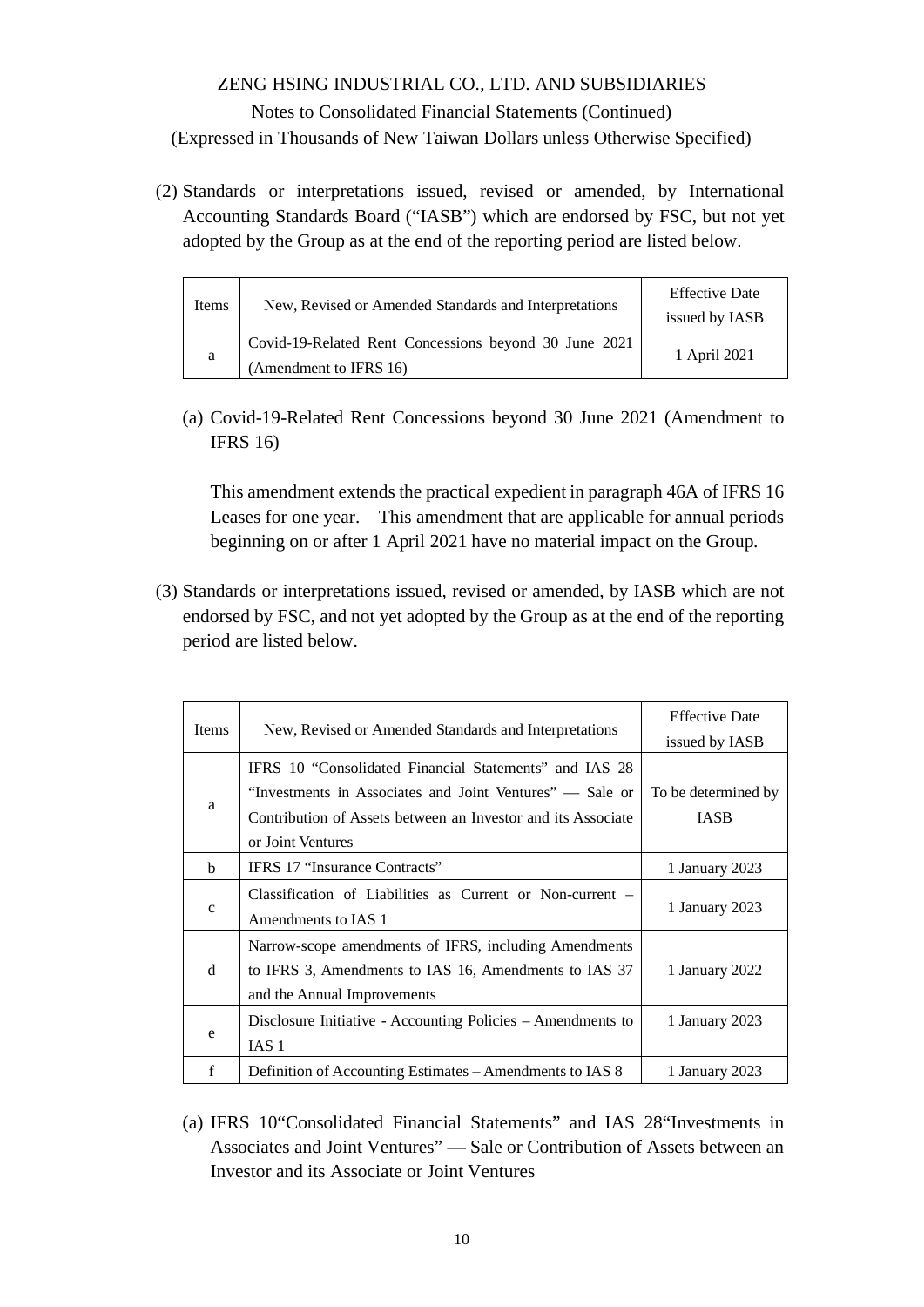(2) Standards or interpretations issued, revised or amended, by International Accounting Standards Board ("IASB") which are endorsed by FSC, but not yet adopted by the Group as at the end of the reporting period are listed below.

| Items | New, Revised or Amended Standards and Interpretations | Effective Date issued by IASB |
|---|---|---|
| a | Covid-19-Related Rent Concessions beyond 30 June 2021 (Amendment to IFRS 16) | 1 April 2021 |

(a) Covid-19-Related Rent Concessions beyond 30 June 2021 (Amendment to IFRS 16)

This amendment extends the practical expedient in paragraph 46A of IFRS 16 Leases for one year. This amendment that are applicable for annual periods beginning on or after 1 April 2021 have no material impact on the Group.

(3) Standards or interpretations issued, revised or amended, by IASB which are not endorsed by FSC, and not yet adopted by the Group as at the end of the reporting period are listed below.

| Items | New, Revised or Amended Standards and Interpretations | Effective Date issued by IASB |
|---|---|---|
| a | IFRS 10 "Consolidated Financial Statements" and IAS 28 "Investments in Associates and Joint Ventures" — Sale or Contribution of Assets between an Investor and its Associate or Joint Ventures | To be determined by IASB |
| b | IFRS 17 "Insurance Contracts" | 1 January 2023 |
| c | Classification of Liabilities as Current or Non-current – Amendments to IAS 1 | 1 January 2023 |
| d | Narrow-scope amendments of IFRS, including Amendments to IFRS 3, Amendments to IAS 16, Amendments to IAS 37 and the Annual Improvements | 1 January 2022 |
| e | Disclosure Initiative - Accounting Policies – Amendments to IAS 1 | 1 January 2023 |
| f | Definition of Accounting Estimates – Amendments to IAS 8 | 1 January 2023 |

(a) IFRS 10"Consolidated Financial Statements" and IAS 28"Investments in Associates and Joint Ventures" — Sale or Contribution of Assets between an Investor and its Associate or Joint Ventures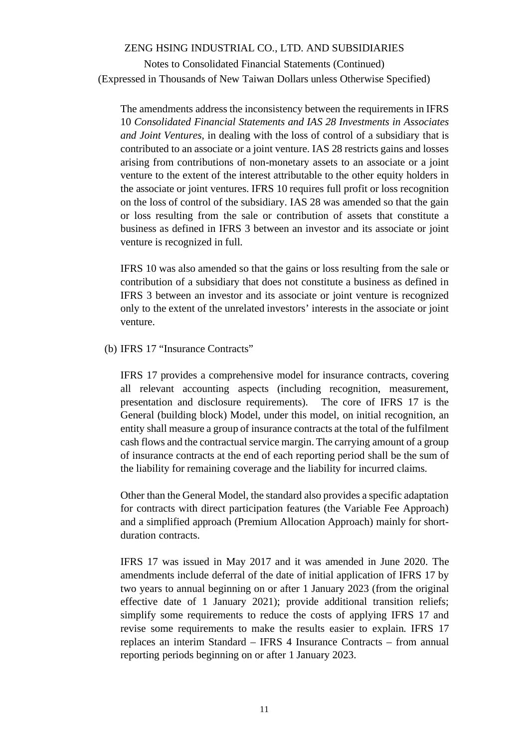The amendments address the inconsistency between the requirements in IFRS 10 *Consolidated Financial Statements and IAS 28 Investments in Associates and Joint Ventures*, in dealing with the loss of control of a subsidiary that is contributed to an associate or a joint venture. IAS 28 restricts gains and losses arising from contributions of non-monetary assets to an associate or a joint venture to the extent of the interest attributable to the other equity holders in the associate or joint ventures. IFRS 10 requires full profit or loss recognition on the loss of control of the subsidiary. IAS 28 was amended so that the gain or loss resulting from the sale or contribution of assets that constitute a business as defined in IFRS 3 between an investor and its associate or joint venture is recognized in full.

IFRS 10 was also amended so that the gains or loss resulting from the sale or contribution of a subsidiary that does not constitute a business as defined in IFRS 3 between an investor and its associate or joint venture is recognized only to the extent of the unrelated investors' interests in the associate or joint venture.

(b) IFRS 17 "Insurance Contracts"

IFRS 17 provides a comprehensive model for insurance contracts, covering all relevant accounting aspects (including recognition, measurement, presentation and disclosure requirements). The core of IFRS 17 is the General (building block) Model, under this model, on initial recognition, an entity shall measure a group of insurance contracts at the total of the fulfilment cash flows and the contractual service margin. The carrying amount of a group of insurance contracts at the end of each reporting period shall be the sum of the liability for remaining coverage and the liability for incurred claims.

Other than the General Model, the standard also provides a specific adaptation for contracts with direct participation features (the Variable Fee Approach) and a simplified approach (Premium Allocation Approach) mainly for short-duration contracts.

IFRS 17 was issued in May 2017 and it was amended in June 2020. The amendments include deferral of the date of initial application of IFRS 17 by two years to annual beginning on or after 1 January 2023 (from the original effective date of 1 January 2021); provide additional transition reliefs; simplify some requirements to reduce the costs of applying IFRS 17 and revise some requirements to make the results easier to explain. IFRS 17 replaces an interim Standard – IFRS 4 Insurance Contracts – from annual reporting periods beginning on or after 1 January 2023.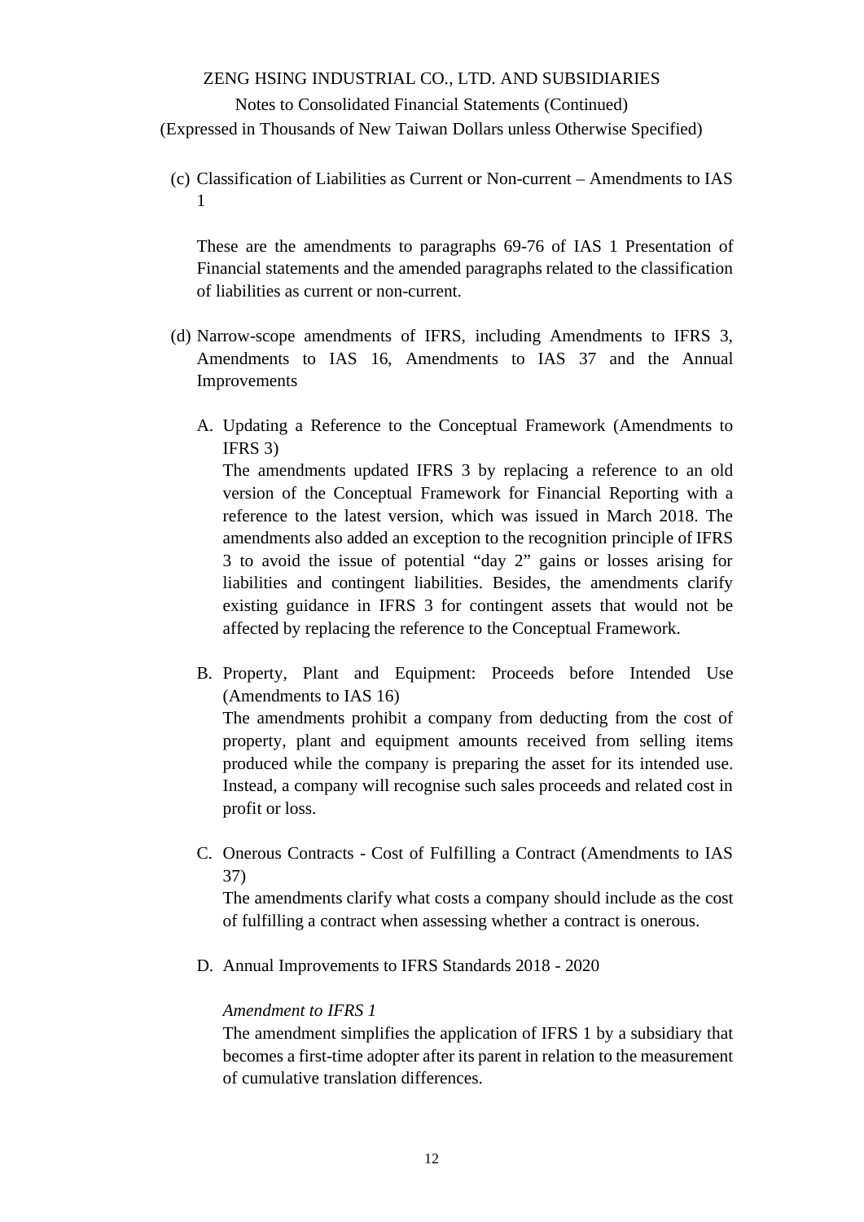(c) Classification of Liabilities as Current or Non-current – Amendments to IAS 1

These are the amendments to paragraphs 69-76 of IAS 1 Presentation of Financial statements and the amended paragraphs related to the classification of liabilities as current or non-current.

(d) Narrow-scope amendments of IFRS, including Amendments to IFRS 3, Amendments to IAS 16, Amendments to IAS 37 and the Annual Improvements

A. Updating a Reference to the Conceptual Framework (Amendments to IFRS 3)
The amendments updated IFRS 3 by replacing a reference to an old version of the Conceptual Framework for Financial Reporting with a reference to the latest version, which was issued in March 2018. The amendments also added an exception to the recognition principle of IFRS 3 to avoid the issue of potential "day 2" gains or losses arising for liabilities and contingent liabilities. Besides, the amendments clarify existing guidance in IFRS 3 for contingent assets that would not be affected by replacing the reference to the Conceptual Framework.

B. Property, Plant and Equipment: Proceeds before Intended Use (Amendments to IAS 16)
The amendments prohibit a company from deducting from the cost of property, plant and equipment amounts received from selling items produced while the company is preparing the asset for its intended use. Instead, a company will recognise such sales proceeds and related cost in profit or loss.

C. Onerous Contracts - Cost of Fulfilling a Contract (Amendments to IAS 37)
The amendments clarify what costs a company should include as the cost of fulfilling a contract when assessing whether a contract is onerous.

D. Annual Improvements to IFRS Standards 2018 - 2020

*Amendment to IFRS 1*
The amendment simplifies the application of IFRS 1 by a subsidiary that becomes a first-time adopter after its parent in relation to the measurement of cumulative translation differences.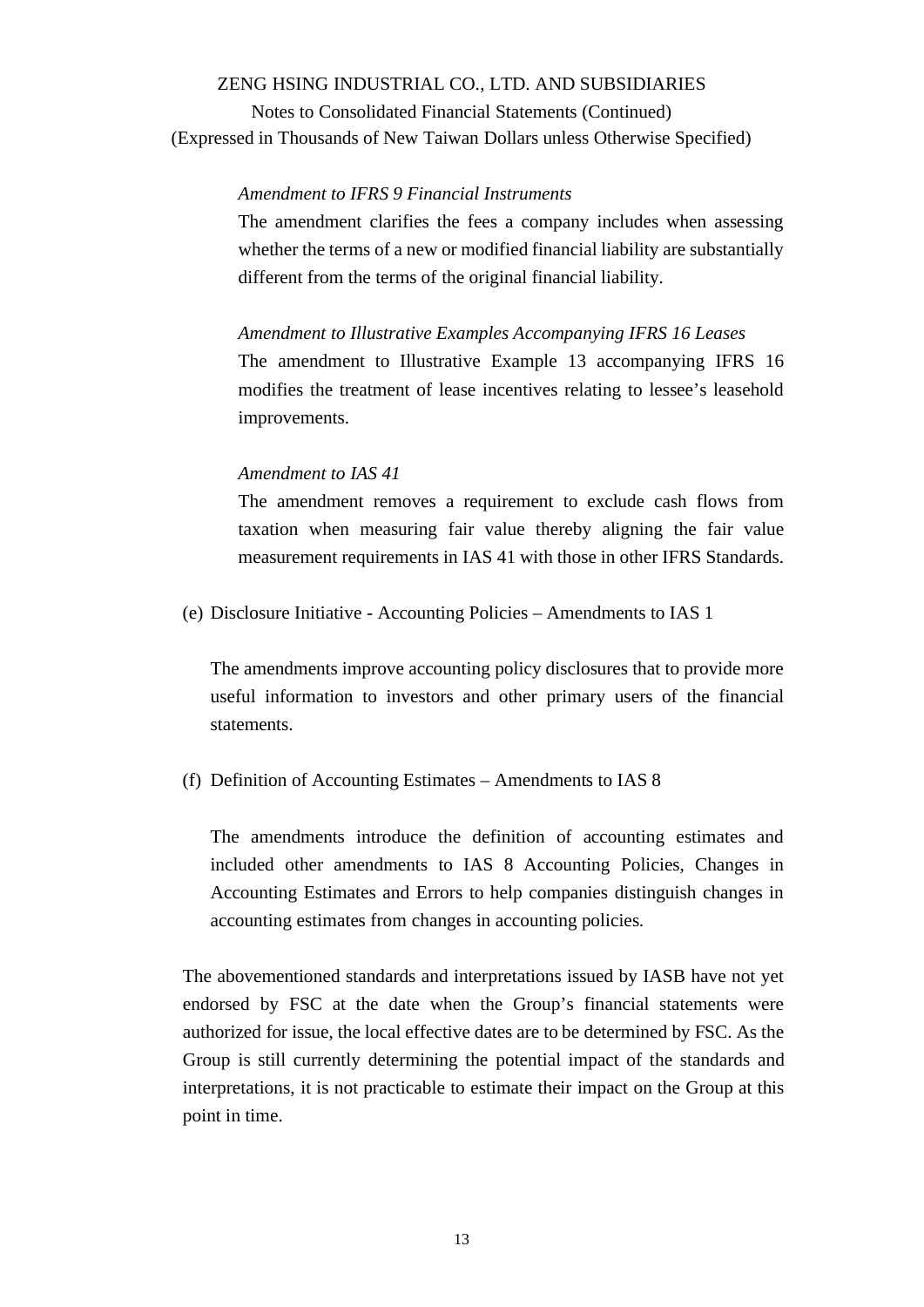*Amendment to IFRS 9 Financial Instruments*

The amendment clarifies the fees a company includes when assessing whether the terms of a new or modified financial liability are substantially different from the terms of the original financial liability.

*Amendment to Illustrative Examples Accompanying IFRS 16 Leases*

The amendment to Illustrative Example 13 accompanying IFRS 16 modifies the treatment of lease incentives relating to lessee's leasehold improvements.

*Amendment to IAS 41*

The amendment removes a requirement to exclude cash flows from taxation when measuring fair value thereby aligning the fair value measurement requirements in IAS 41 with those in other IFRS Standards.

(e) Disclosure Initiative - Accounting Policies – Amendments to IAS 1

The amendments improve accounting policy disclosures that to provide more useful information to investors and other primary users of the financial statements.

(f) Definition of Accounting Estimates – Amendments to IAS 8

The amendments introduce the definition of accounting estimates and included other amendments to IAS 8 Accounting Policies, Changes in Accounting Estimates and Errors to help companies distinguish changes in accounting estimates from changes in accounting policies.

The abovementioned standards and interpretations issued by IASB have not yet endorsed by FSC at the date when the Group's financial statements were authorized for issue, the local effective dates are to be determined by FSC. As the Group is still currently determining the potential impact of the standards and interpretations, it is not practicable to estimate their impact on the Group at this point in time.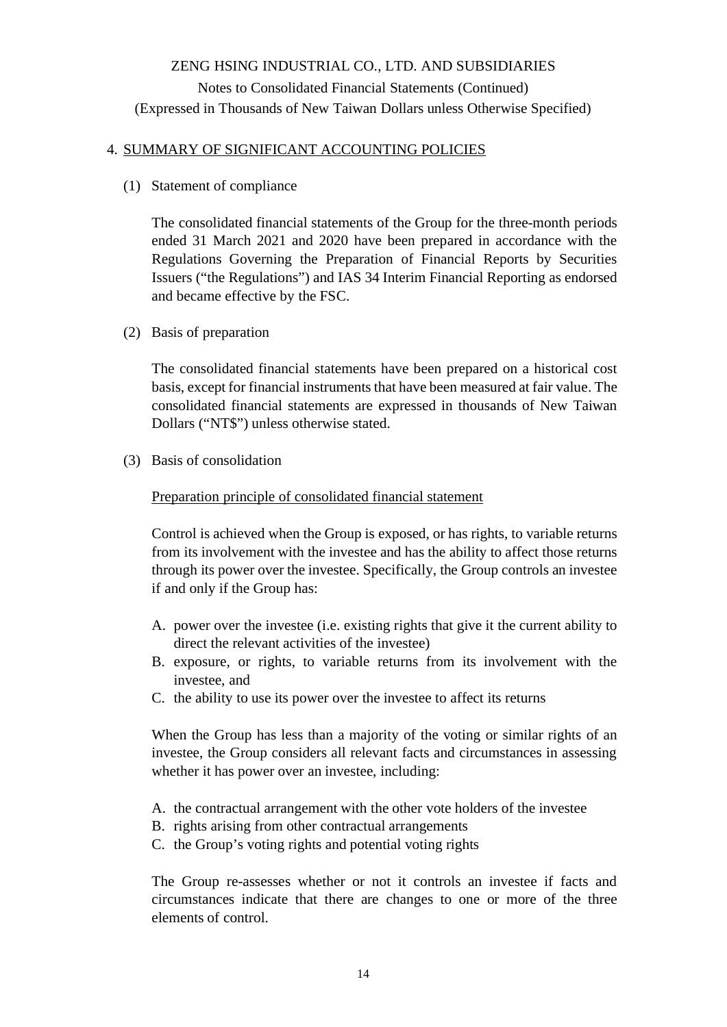## 4. SUMMARY OF SIGNIFICANT ACCOUNTING POLICIES

(1) Statement of compliance

The consolidated financial statements of the Group for the three-month periods ended 31 March 2021 and 2020 have been prepared in accordance with the Regulations Governing the Preparation of Financial Reports by Securities Issuers ("the Regulations") and IAS 34 Interim Financial Reporting as endorsed and became effective by the FSC.

(2) Basis of preparation

The consolidated financial statements have been prepared on a historical cost basis, except for financial instruments that have been measured at fair value. The consolidated financial statements are expressed in thousands of New Taiwan Dollars ("NT$") unless otherwise stated.

(3) Basis of consolidation

Preparation principle of consolidated financial statement

Control is achieved when the Group is exposed, or has rights, to variable returns from its involvement with the investee and has the ability to affect those returns through its power over the investee. Specifically, the Group controls an investee if and only if the Group has:

A. power over the investee (i.e. existing rights that give it the current ability to direct the relevant activities of the investee)
B. exposure, or rights, to variable returns from its involvement with the investee, and
C. the ability to use its power over the investee to affect its returns

When the Group has less than a majority of the voting or similar rights of an investee, the Group considers all relevant facts and circumstances in assessing whether it has power over an investee, including:

A. the contractual arrangement with the other vote holders of the investee
B. rights arising from other contractual arrangements
C. the Group's voting rights and potential voting rights

The Group re-assesses whether or not it controls an investee if facts and circumstances indicate that there are changes to one or more of the three elements of control.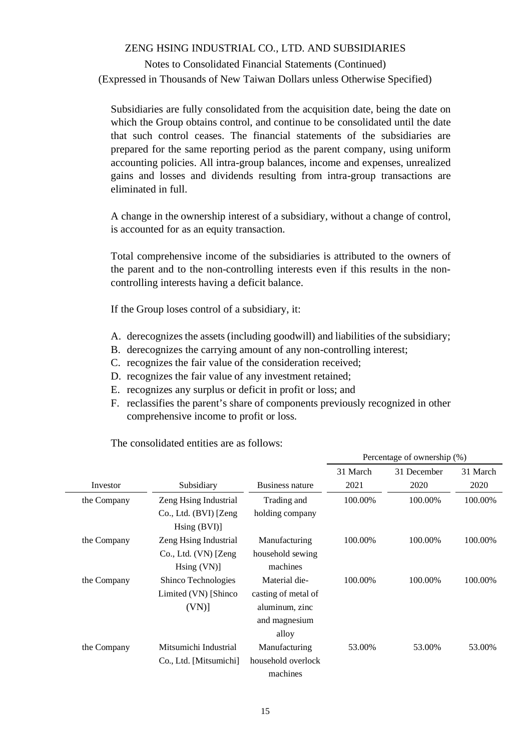Subsidiaries are fully consolidated from the acquisition date, being the date on which the Group obtains control, and continue to be consolidated until the date that such control ceases. The financial statements of the subsidiaries are prepared for the same reporting period as the parent company, using uniform accounting policies. All intra-group balances, income and expenses, unrealized gains and losses and dividends resulting from intra-group transactions are eliminated in full.

A change in the ownership interest of a subsidiary, without a change of control, is accounted for as an equity transaction.

Total comprehensive income of the subsidiaries is attributed to the owners of the parent and to the non-controlling interests even if this results in the non-controlling interests having a deficit balance.

If the Group loses control of a subsidiary, it:

A. derecognizes the assets (including goodwill) and liabilities of the subsidiary;
B. derecognizes the carrying amount of any non-controlling interest;
C. recognizes the fair value of the consideration received;
D. recognizes the fair value of any investment retained;
E. recognizes any surplus or deficit in profit or loss; and
F. reclassifies the parent's share of components previously recognized in other comprehensive income to profit or loss.

The consolidated entities are as follows:

| | | | Percentage of ownership (%) | | |
|---|---|---|---|---|---|
| Investor | Subsidiary | Business nature | 31 March 2021 | 31 December 2020 | 31 March 2020 |
| the Company | Zeng Hsing Industrial Co., Ltd. (BVI) [Zeng Hsing (BVI)] | Trading and holding company | 100.00% | 100.00% | 100.00% |
| the Company | Zeng Hsing Industrial Co., Ltd. (VN) [Zeng Hsing (VN)] | Manufacturing household sewing machines | 100.00% | 100.00% | 100.00% |
| the Company | Shinco Technologies Limited (VN) [Shinco (VN)] | Material die-casting of metal of aluminum, zinc and magnesium alloy | 100.00% | 100.00% | 100.00% |
| the Company | Mitsumichi Industrial Co., Ltd. [Mitsumichi] | Manufacturing household overlock machines | 53.00% | 53.00% | 53.00% |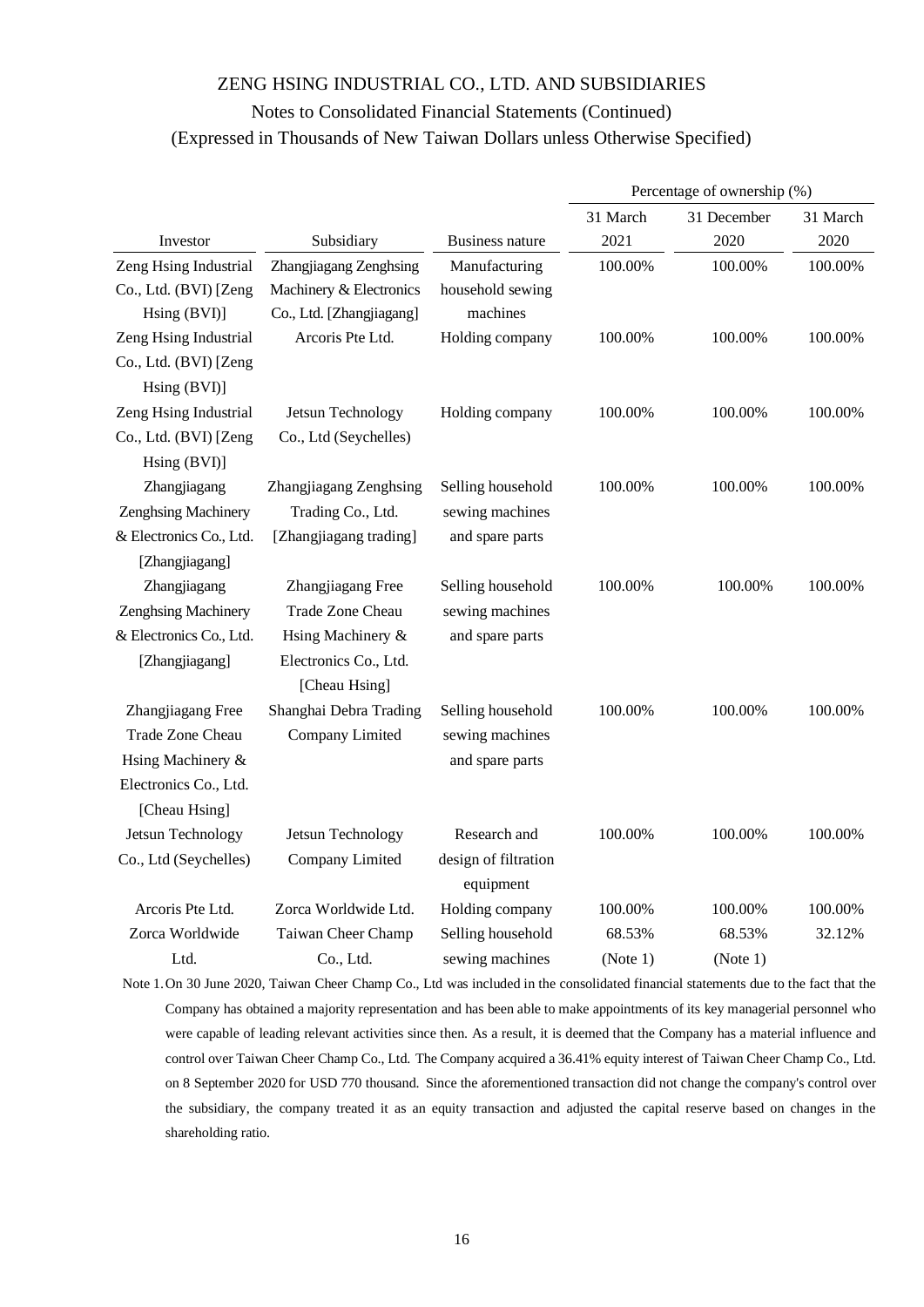ZENG HSING INDUSTRIAL CO., LTD. AND SUBSIDIARIES

Notes to Consolidated Financial Statements (Continued)

(Expressed in Thousands of New Taiwan Dollars unless Otherwise Specified)

| | | | Percentage of ownership (%) | | |
|---|---|---|---|---|---|
| Investor | Subsidiary | Business nature | 31 March 2021 | 31 December 2020 | 31 March 2020 |
| Zeng Hsing Industrial Co., Ltd. (BVI) [Zeng Hsing (BVI)] | Zhangjiagang Zenghsing Machinery & Electronics Co., Ltd. [Zhangjiagang] | Manufacturing household sewing machines | 100.00% | 100.00% | 100.00% |
| Zeng Hsing Industrial Co., Ltd. (BVI) [Zeng Hsing (BVI)] | Arcoris Pte Ltd. | Holding company | 100.00% | 100.00% | 100.00% |
| Zeng Hsing Industrial Co., Ltd. (BVI) [Zeng Hsing (BVI)] | Jetsun Technology Co., Ltd (Seychelles) | Holding company | 100.00% | 100.00% | 100.00% |
| Zhangjiagang Zenghsing Machinery & Electronics Co., Ltd. [Zhangjiagang] | Zhangjiagang Zenghsing Trading Co., Ltd. [Zhangjiagang trading] | Selling household sewing machines and spare parts | 100.00% | 100.00% | 100.00% |
| Zhangjiagang Zenghsing Machinery & Electronics Co., Ltd. [Zhangjiagang] | Zhangjiagang Free Trade Zone Cheau Hsing Machinery & Electronics Co., Ltd. [Cheau Hsing] | Selling household sewing machines and spare parts | 100.00% | 100.00% | 100.00% |
| Zhangjiagang Free Trade Zone Cheau Hsing Machinery & Electronics Co., Ltd. [Cheau Hsing] | Shanghai Debra Trading Company Limited | Selling household sewing machines and spare parts | 100.00% | 100.00% | 100.00% |
| Jetsun Technology Co., Ltd (Seychelles) | Jetsun Technology Company Limited | Research and design of filtration equipment | 100.00% | 100.00% | 100.00% |
| Arcoris Pte Ltd. | Zorca Worldwide Ltd. | Holding company | 100.00% | 100.00% | 100.00% |
| Zorca Worldwide Ltd. | Taiwan Cheer Champ Co., Ltd. | Selling household sewing machines | 68.53% (Note 1) | 68.53% (Note 1) | 32.12% |

Note 1. On 30 June 2020, Taiwan Cheer Champ Co., Ltd was included in the consolidated financial statements due to the fact that the Company has obtained a majority representation and has been able to make appointments of its key managerial personnel who were capable of leading relevant activities since then. As a result, it is deemed that the Company has a material influence and control over Taiwan Cheer Champ Co., Ltd. The Company acquired a 36.41% equity interest of Taiwan Cheer Champ Co., Ltd. on 8 September 2020 for USD 770 thousand. Since the aforementioned transaction did not change the company's control over the subsidiary, the company treated it as an equity transaction and adjusted the capital reserve based on changes in the shareholding ratio.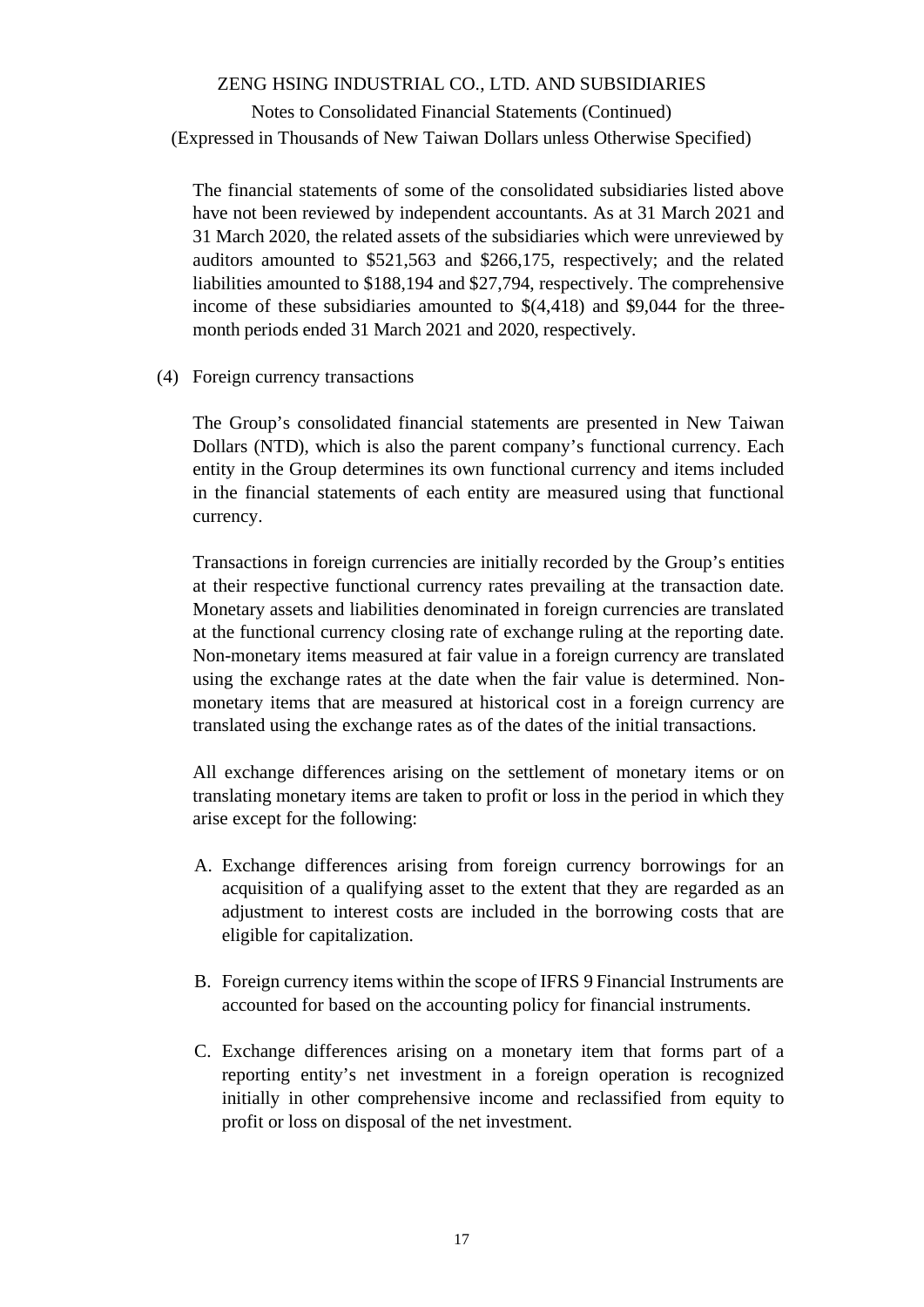The financial statements of some of the consolidated subsidiaries listed above have not been reviewed by independent accountants. As at 31 March 2021 and 31 March 2020, the related assets of the subsidiaries which were unreviewed by auditors amounted to $521,563 and $266,175, respectively; and the related liabilities amounted to $188,194 and $27,794, respectively. The comprehensive income of these subsidiaries amounted to $(4,418) and $9,044 for the three-month periods ended 31 March 2021 and 2020, respectively.

(4) Foreign currency transactions

The Group's consolidated financial statements are presented in New Taiwan Dollars (NTD), which is also the parent company's functional currency. Each entity in the Group determines its own functional currency and items included in the financial statements of each entity are measured using that functional currency.

Transactions in foreign currencies are initially recorded by the Group's entities at their respective functional currency rates prevailing at the transaction date. Monetary assets and liabilities denominated in foreign currencies are translated at the functional currency closing rate of exchange ruling at the reporting date. Non-monetary items measured at fair value in a foreign currency are translated using the exchange rates at the date when the fair value is determined. Non-monetary items that are measured at historical cost in a foreign currency are translated using the exchange rates as of the dates of the initial transactions.

All exchange differences arising on the settlement of monetary items or on translating monetary items are taken to profit or loss in the period in which they arise except for the following:

A. Exchange differences arising from foreign currency borrowings for an acquisition of a qualifying asset to the extent that they are regarded as an adjustment to interest costs are included in the borrowing costs that are eligible for capitalization.

B. Foreign currency items within the scope of IFRS 9 Financial Instruments are accounted for based on the accounting policy for financial instruments.

C. Exchange differences arising on a monetary item that forms part of a reporting entity's net investment in a foreign operation is recognized initially in other comprehensive income and reclassified from equity to profit or loss on disposal of the net investment.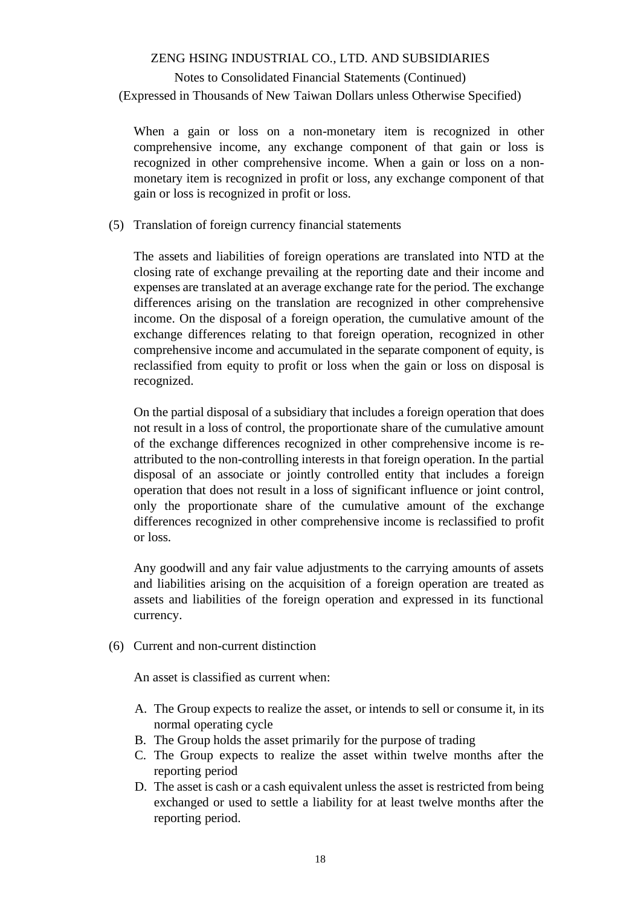When a gain or loss on a non-monetary item is recognized in other comprehensive income, any exchange component of that gain or loss is recognized in other comprehensive income. When a gain or loss on a non-monetary item is recognized in profit or loss, any exchange component of that gain or loss is recognized in profit or loss.

(5) Translation of foreign currency financial statements

The assets and liabilities of foreign operations are translated into NTD at the closing rate of exchange prevailing at the reporting date and their income and expenses are translated at an average exchange rate for the period. The exchange differences arising on the translation are recognized in other comprehensive income. On the disposal of a foreign operation, the cumulative amount of the exchange differences relating to that foreign operation, recognized in other comprehensive income and accumulated in the separate component of equity, is reclassified from equity to profit or loss when the gain or loss on disposal is recognized.

On the partial disposal of a subsidiary that includes a foreign operation that does not result in a loss of control, the proportionate share of the cumulative amount of the exchange differences recognized in other comprehensive income is re-attributed to the non-controlling interests in that foreign operation. In the partial disposal of an associate or jointly controlled entity that includes a foreign operation that does not result in a loss of significant influence or joint control, only the proportionate share of the cumulative amount of the exchange differences recognized in other comprehensive income is reclassified to profit or loss.

Any goodwill and any fair value adjustments to the carrying amounts of assets and liabilities arising on the acquisition of a foreign operation are treated as assets and liabilities of the foreign operation and expressed in its functional currency.

(6) Current and non-current distinction

An asset is classified as current when:

A. The Group expects to realize the asset, or intends to sell or consume it, in its normal operating cycle
B. The Group holds the asset primarily for the purpose of trading
C. The Group expects to realize the asset within twelve months after the reporting period
D. The asset is cash or a cash equivalent unless the asset is restricted from being exchanged or used to settle a liability for at least twelve months after the reporting period.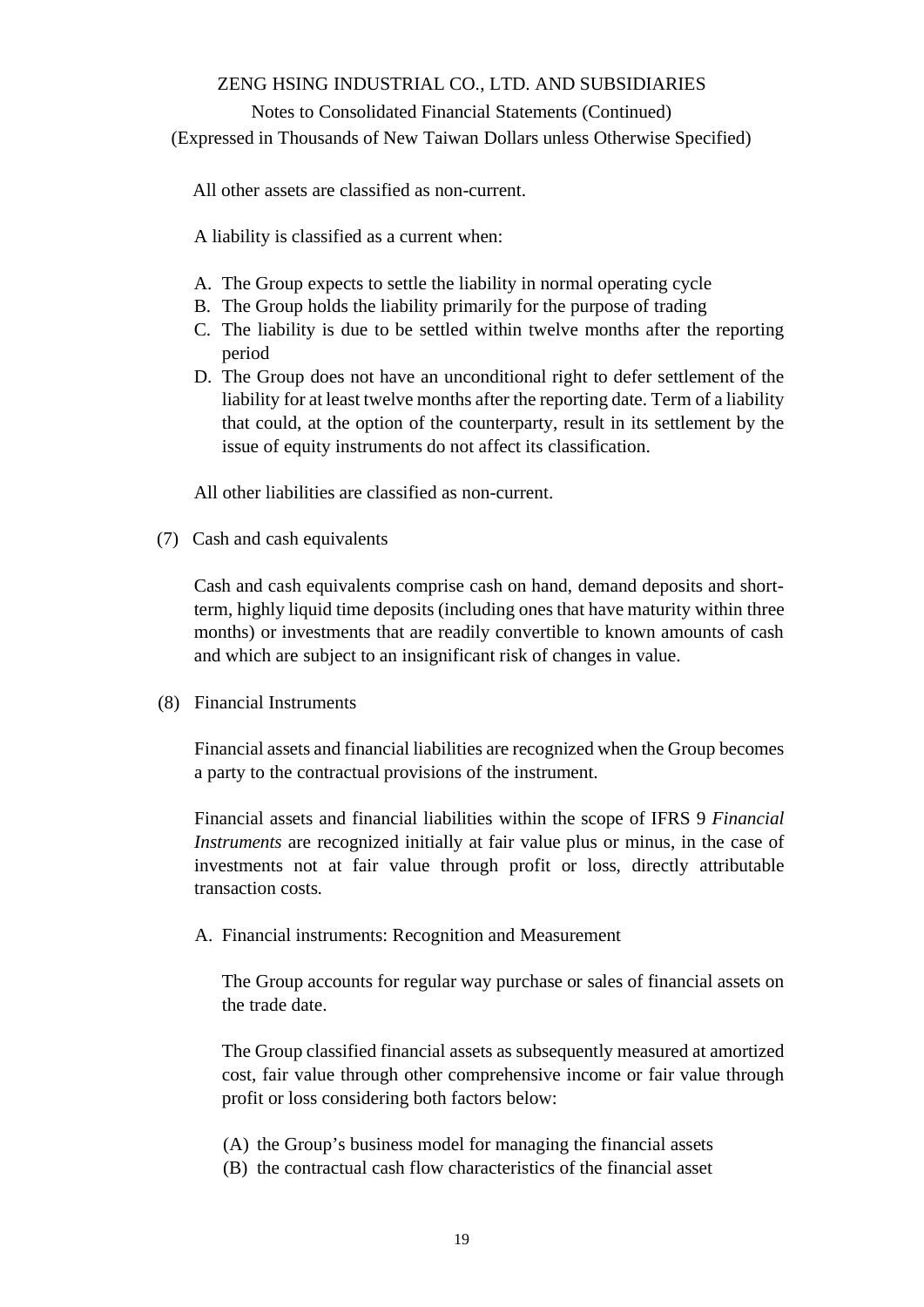All other assets are classified as non-current.

A liability is classified as a current when:

A. The Group expects to settle the liability in normal operating cycle
B. The Group holds the liability primarily for the purpose of trading
C. The liability is due to be settled within twelve months after the reporting period
D. The Group does not have an unconditional right to defer settlement of the liability for at least twelve months after the reporting date. Term of a liability that could, at the option of the counterparty, result in its settlement by the issue of equity instruments do not affect its classification.

All other liabilities are classified as non-current.

(7) Cash and cash equivalents

Cash and cash equivalents comprise cash on hand, demand deposits and short-term, highly liquid time deposits (including ones that have maturity within three months) or investments that are readily convertible to known amounts of cash and which are subject to an insignificant risk of changes in value.

(8) Financial Instruments

Financial assets and financial liabilities are recognized when the Group becomes a party to the contractual provisions of the instrument.

Financial assets and financial liabilities within the scope of IFRS 9 *Financial Instruments* are recognized initially at fair value plus or minus, in the case of investments not at fair value through profit or loss, directly attributable transaction costs.

A. Financial instruments: Recognition and Measurement

The Group accounts for regular way purchase or sales of financial assets on the trade date.

The Group classified financial assets as subsequently measured at amortized cost, fair value through other comprehensive income or fair value through profit or loss considering both factors below:

(A) the Group's business model for managing the financial assets
(B) the contractual cash flow characteristics of the financial asset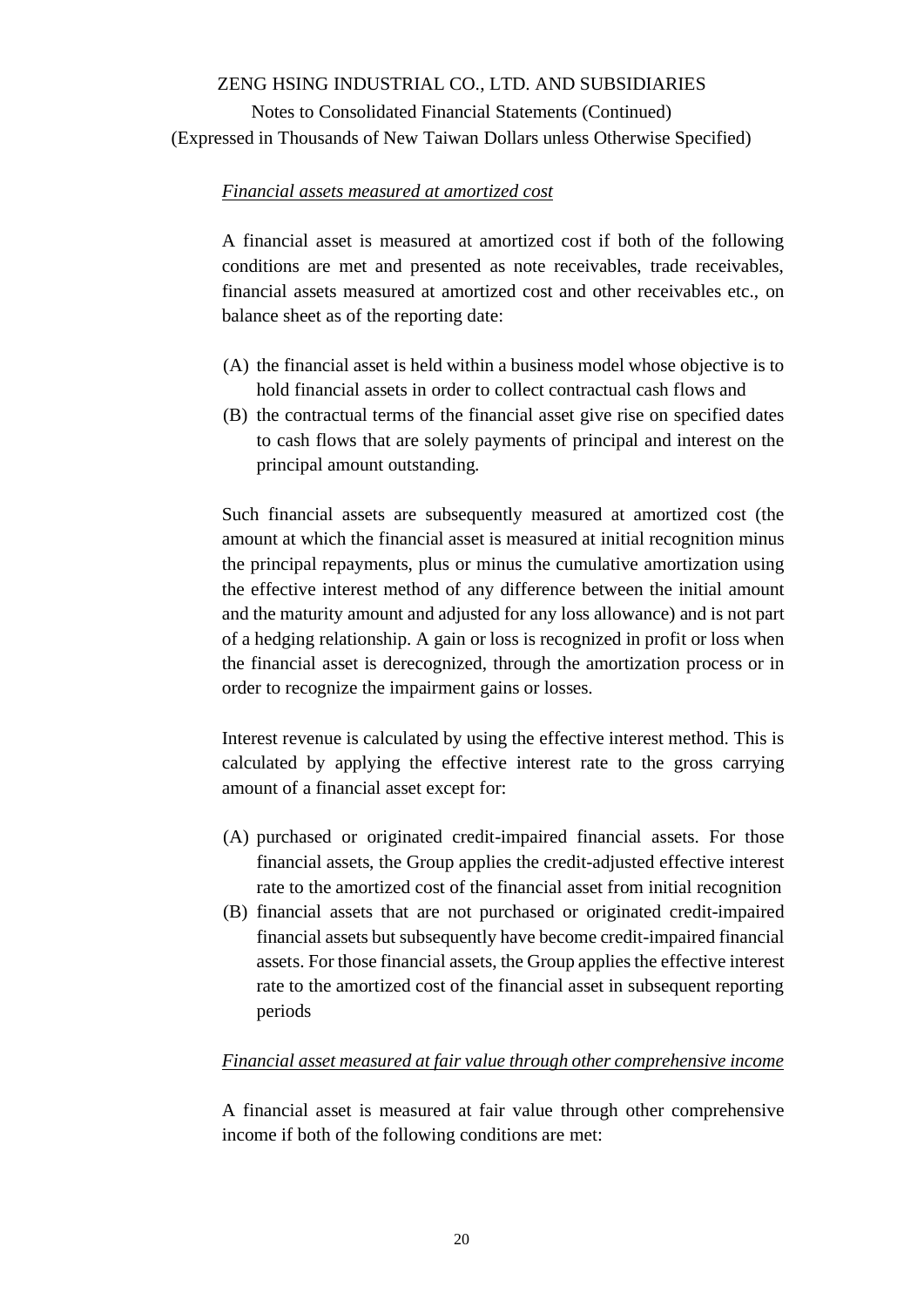*Financial assets measured at amortized cost*

A financial asset is measured at amortized cost if both of the following conditions are met and presented as note receivables, trade receivables, financial assets measured at amortized cost and other receivables etc., on balance sheet as of the reporting date:

(A) the financial asset is held within a business model whose objective is to hold financial assets in order to collect contractual cash flows and

(B) the contractual terms of the financial asset give rise on specified dates to cash flows that are solely payments of principal and interest on the principal amount outstanding.

Such financial assets are subsequently measured at amortized cost (the amount at which the financial asset is measured at initial recognition minus the principal repayments, plus or minus the cumulative amortization using the effective interest method of any difference between the initial amount and the maturity amount and adjusted for any loss allowance) and is not part of a hedging relationship. A gain or loss is recognized in profit or loss when the financial asset is derecognized, through the amortization process or in order to recognize the impairment gains or losses.

Interest revenue is calculated by using the effective interest method. This is calculated by applying the effective interest rate to the gross carrying amount of a financial asset except for:

(A) purchased or originated credit-impaired financial assets. For those financial assets, the Group applies the credit-adjusted effective interest rate to the amortized cost of the financial asset from initial recognition

(B) financial assets that are not purchased or originated credit-impaired financial assets but subsequently have become credit-impaired financial assets. For those financial assets, the Group applies the effective interest rate to the amortized cost of the financial asset in subsequent reporting periods

*Financial asset measured at fair value through other comprehensive income*

A financial asset is measured at fair value through other comprehensive income if both of the following conditions are met: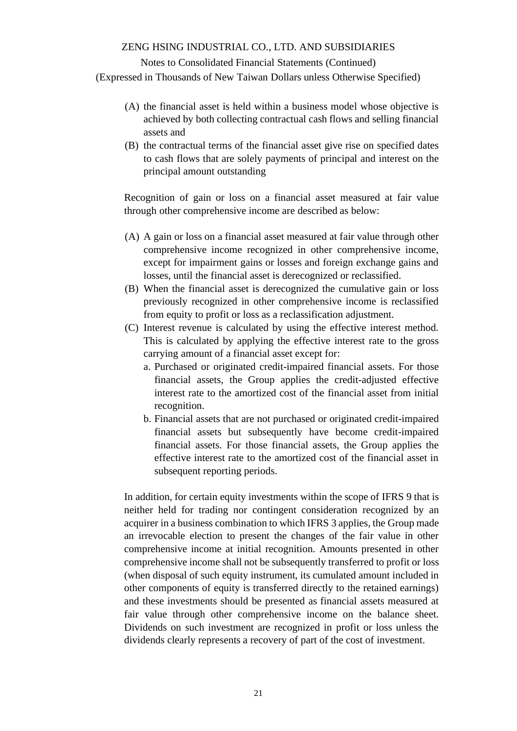(A) the financial asset is held within a business model whose objective is achieved by both collecting contractual cash flows and selling financial assets and

(B) the contractual terms of the financial asset give rise on specified dates to cash flows that are solely payments of principal and interest on the principal amount outstanding

Recognition of gain or loss on a financial asset measured at fair value through other comprehensive income are described as below:

(A) A gain or loss on a financial asset measured at fair value through other comprehensive income recognized in other comprehensive income, except for impairment gains or losses and foreign exchange gains and losses, until the financial asset is derecognized or reclassified.

(B) When the financial asset is derecognized the cumulative gain or loss previously recognized in other comprehensive income is reclassified from equity to profit or loss as a reclassification adjustment.

(C) Interest revenue is calculated by using the effective interest method. This is calculated by applying the effective interest rate to the gross carrying amount of a financial asset except for:

   a. Purchased or originated credit-impaired financial assets. For those financial assets, the Group applies the credit-adjusted effective interest rate to the amortized cost of the financial asset from initial recognition.

   b. Financial assets that are not purchased or originated credit-impaired financial assets but subsequently have become credit-impaired financial assets. For those financial assets, the Group applies the effective interest rate to the amortized cost of the financial asset in subsequent reporting periods.

In addition, for certain equity investments within the scope of IFRS 9 that is neither held for trading nor contingent consideration recognized by an acquirer in a business combination to which IFRS 3 applies, the Group made an irrevocable election to present the changes of the fair value in other comprehensive income at initial recognition. Amounts presented in other comprehensive income shall not be subsequently transferred to profit or loss (when disposal of such equity instrument, its cumulated amount included in other components of equity is transferred directly to the retained earnings) and these investments should be presented as financial assets measured at fair value through other comprehensive income on the balance sheet. Dividends on such investment are recognized in profit or loss unless the dividends clearly represents a recovery of part of the cost of investment.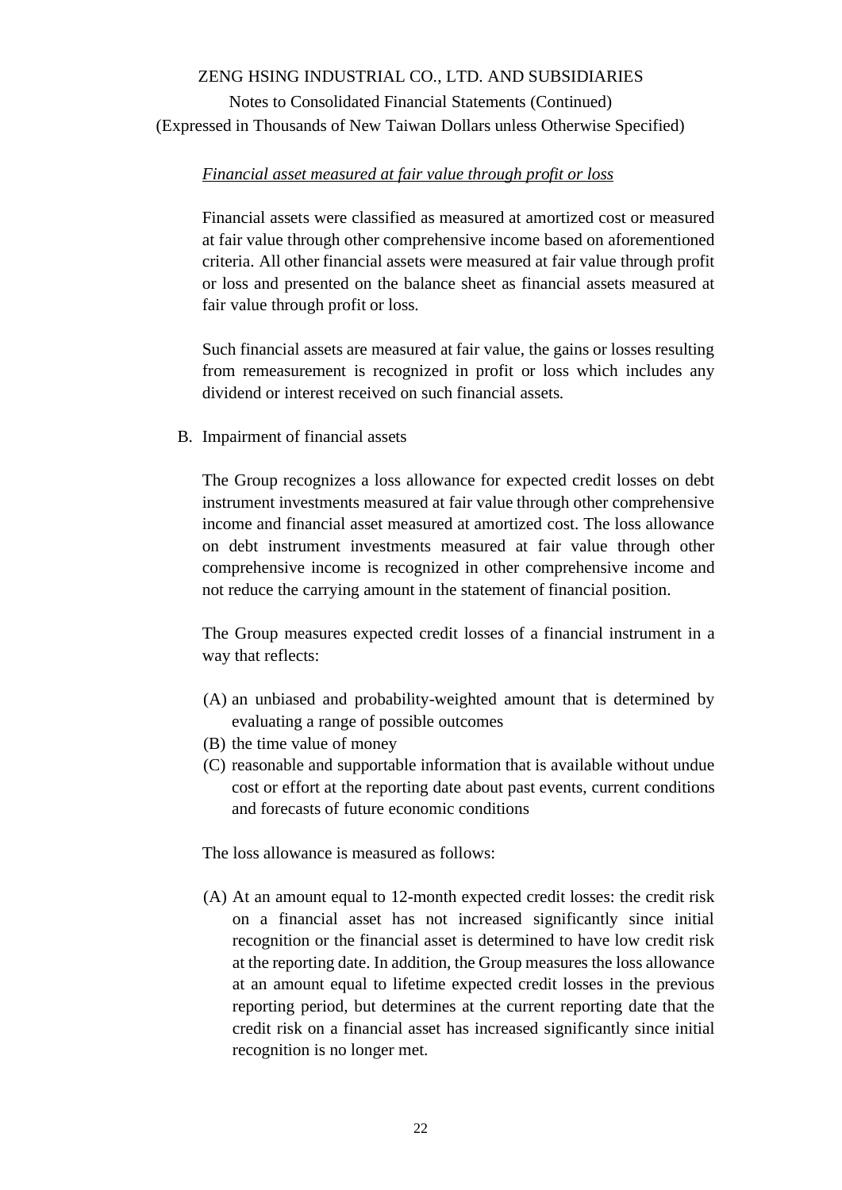*Financial asset measured at fair value through profit or loss*

Financial assets were classified as measured at amortized cost or measured at fair value through other comprehensive income based on aforementioned criteria. All other financial assets were measured at fair value through profit or loss and presented on the balance sheet as financial assets measured at fair value through profit or loss.

Such financial assets are measured at fair value, the gains or losses resulting from remeasurement is recognized in profit or loss which includes any dividend or interest received on such financial assets.

B. Impairment of financial assets

The Group recognizes a loss allowance for expected credit losses on debt instrument investments measured at fair value through other comprehensive income and financial asset measured at amortized cost. The loss allowance on debt instrument investments measured at fair value through other comprehensive income is recognized in other comprehensive income and not reduce the carrying amount in the statement of financial position.

The Group measures expected credit losses of a financial instrument in a way that reflects:

(A) an unbiased and probability-weighted amount that is determined by evaluating a range of possible outcomes
(B) the time value of money
(C) reasonable and supportable information that is available without undue cost or effort at the reporting date about past events, current conditions and forecasts of future economic conditions

The loss allowance is measured as follows:

(A) At an amount equal to 12-month expected credit losses: the credit risk on a financial asset has not increased significantly since initial recognition or the financial asset is determined to have low credit risk at the reporting date. In addition, the Group measures the loss allowance at an amount equal to lifetime expected credit losses in the previous reporting period, but determines at the current reporting date that the credit risk on a financial asset has increased significantly since initial recognition is no longer met.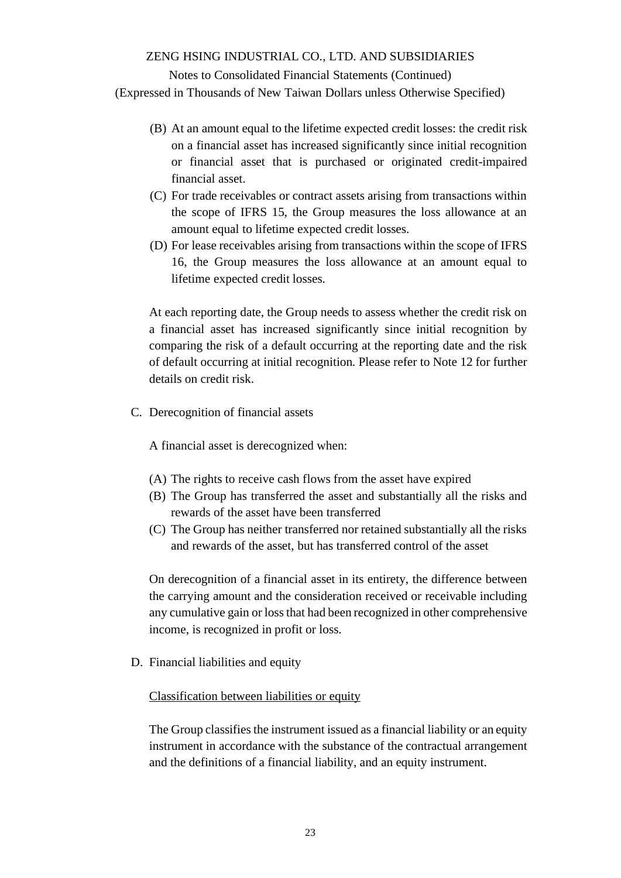(B) At an amount equal to the lifetime expected credit losses: the credit risk on a financial asset has increased significantly since initial recognition or financial asset that is purchased or originated credit-impaired financial asset.

(C) For trade receivables or contract assets arising from transactions within the scope of IFRS 15, the Group measures the loss allowance at an amount equal to lifetime expected credit losses.

(D) For lease receivables arising from transactions within the scope of IFRS 16, the Group measures the loss allowance at an amount equal to lifetime expected credit losses.

At each reporting date, the Group needs to assess whether the credit risk on a financial asset has increased significantly since initial recognition by comparing the risk of a default occurring at the reporting date and the risk of default occurring at initial recognition. Please refer to Note 12 for further details on credit risk.

C. Derecognition of financial assets

A financial asset is derecognized when:

(A) The rights to receive cash flows from the asset have expired

(B) The Group has transferred the asset and substantially all the risks and rewards of the asset have been transferred

(C) The Group has neither transferred nor retained substantially all the risks and rewards of the asset, but has transferred control of the asset

On derecognition of a financial asset in its entirety, the difference between the carrying amount and the consideration received or receivable including any cumulative gain or loss that had been recognized in other comprehensive income, is recognized in profit or loss.

D. Financial liabilities and equity

Classification between liabilities or equity

The Group classifies the instrument issued as a financial liability or an equity instrument in accordance with the substance of the contractual arrangement and the definitions of a financial liability, and an equity instrument.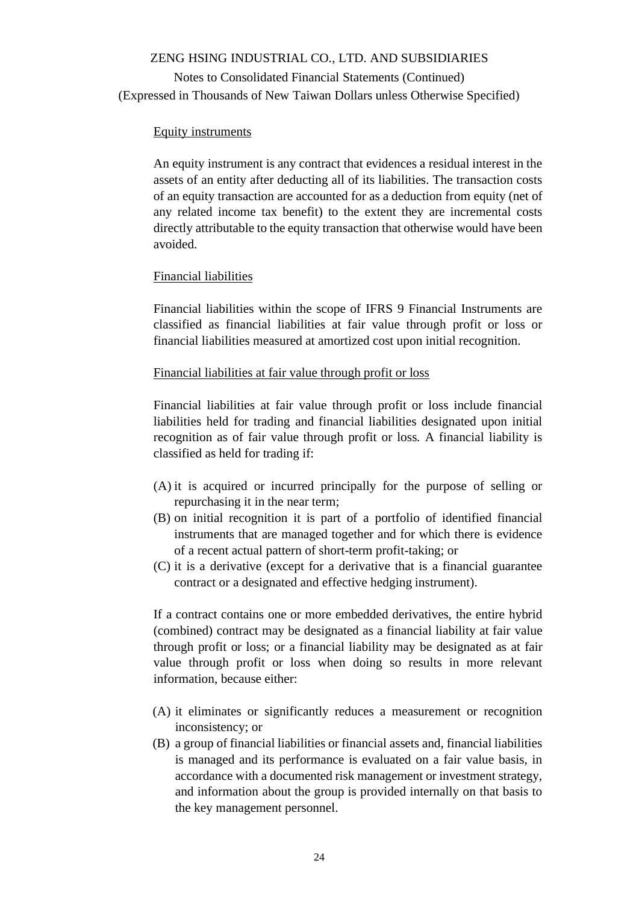Equity instruments

An equity instrument is any contract that evidences a residual interest in the assets of an entity after deducting all of its liabilities. The transaction costs of an equity transaction are accounted for as a deduction from equity (net of any related income tax benefit) to the extent they are incremental costs directly attributable to the equity transaction that otherwise would have been avoided.

Financial liabilities

Financial liabilities within the scope of IFRS 9 Financial Instruments are classified as financial liabilities at fair value through profit or loss or financial liabilities measured at amortized cost upon initial recognition.

Financial liabilities at fair value through profit or loss

Financial liabilities at fair value through profit or loss include financial liabilities held for trading and financial liabilities designated upon initial recognition as of fair value through profit or loss. A financial liability is classified as held for trading if:

(A) it is acquired or incurred principally for the purpose of selling or repurchasing it in the near term;
(B) on initial recognition it is part of a portfolio of identified financial instruments that are managed together and for which there is evidence of a recent actual pattern of short-term profit-taking; or
(C) it is a derivative (except for a derivative that is a financial guarantee contract or a designated and effective hedging instrument).

If a contract contains one or more embedded derivatives, the entire hybrid (combined) contract may be designated as a financial liability at fair value through profit or loss; or a financial liability may be designated as at fair value through profit or loss when doing so results in more relevant information, because either:

(A) it eliminates or significantly reduces a measurement or recognition inconsistency; or
(B) a group of financial liabilities or financial assets and, financial liabilities is managed and its performance is evaluated on a fair value basis, in accordance with a documented risk management or investment strategy, and information about the group is provided internally on that basis to the key management personnel.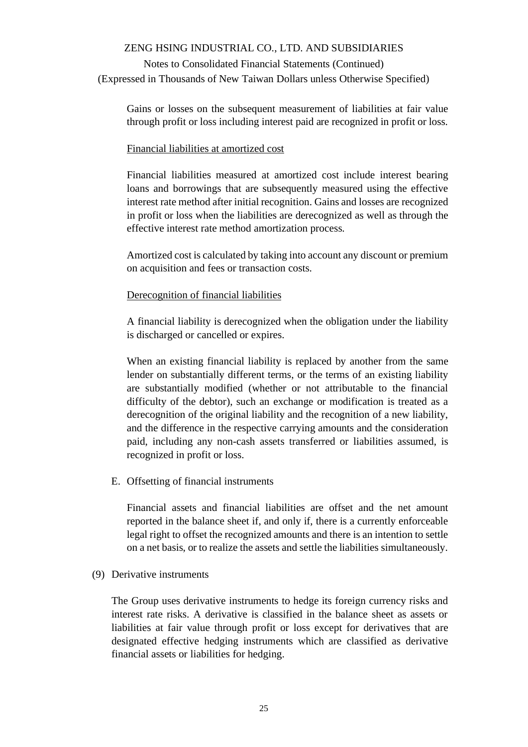Gains or losses on the subsequent measurement of liabilities at fair value through profit or loss including interest paid are recognized in profit or loss.

Financial liabilities at amortized cost

Financial liabilities measured at amortized cost include interest bearing loans and borrowings that are subsequently measured using the effective interest rate method after initial recognition. Gains and losses are recognized in profit or loss when the liabilities are derecognized as well as through the effective interest rate method amortization process.

Amortized cost is calculated by taking into account any discount or premium on acquisition and fees or transaction costs.

Derecognition of financial liabilities

A financial liability is derecognized when the obligation under the liability is discharged or cancelled or expires.

When an existing financial liability is replaced by another from the same lender on substantially different terms, or the terms of an existing liability are substantially modified (whether or not attributable to the financial difficulty of the debtor), such an exchange or modification is treated as a derecognition of the original liability and the recognition of a new liability, and the difference in the respective carrying amounts and the consideration paid, including any non-cash assets transferred or liabilities assumed, is recognized in profit or loss.

E. Offsetting of financial instruments

Financial assets and financial liabilities are offset and the net amount reported in the balance sheet if, and only if, there is a currently enforceable legal right to offset the recognized amounts and there is an intention to settle on a net basis, or to realize the assets and settle the liabilities simultaneously.

(9) Derivative instruments

The Group uses derivative instruments to hedge its foreign currency risks and interest rate risks. A derivative is classified in the balance sheet as assets or liabilities at fair value through profit or loss except for derivatives that are designated effective hedging instruments which are classified as derivative financial assets or liabilities for hedging.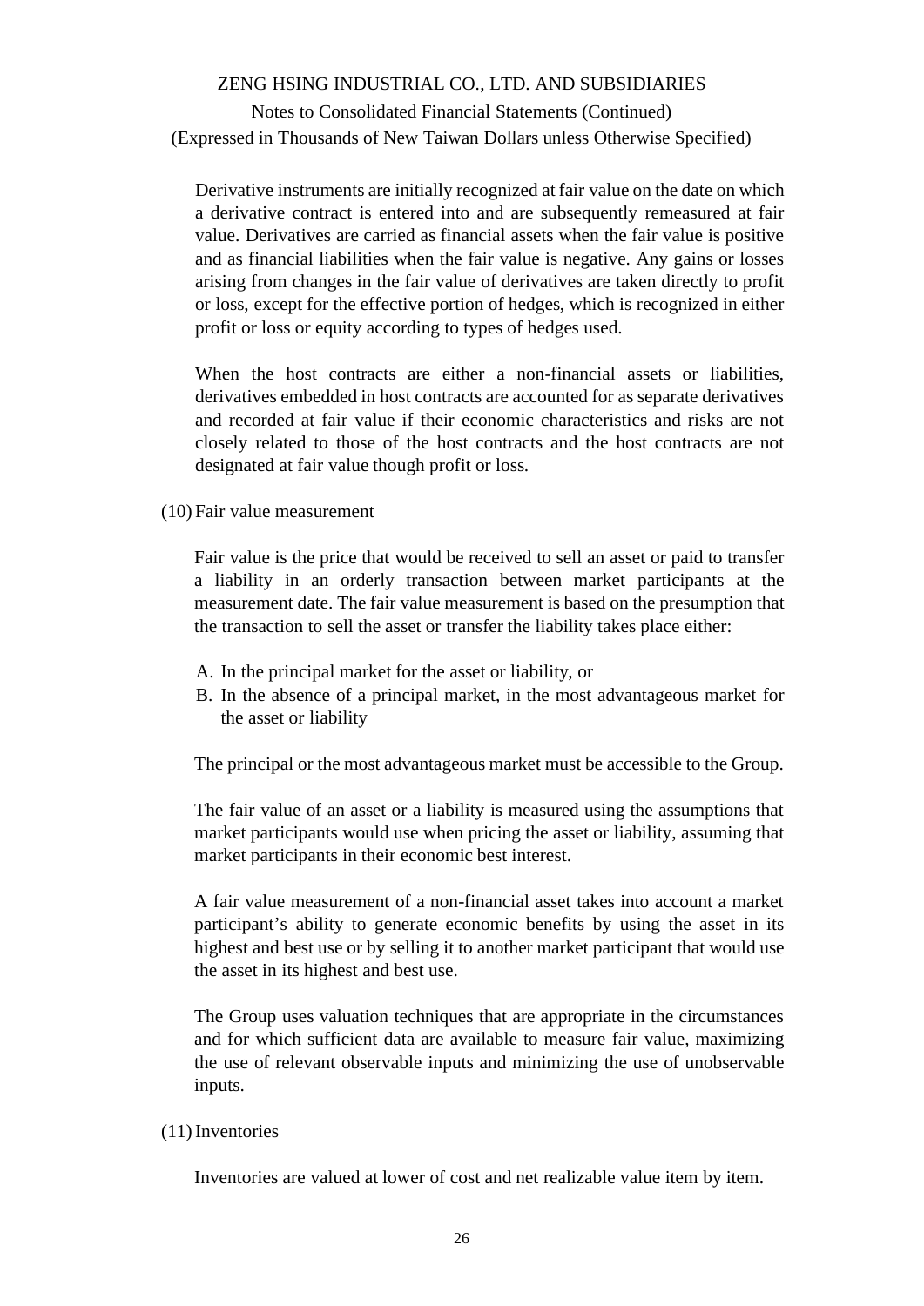Derivative instruments are initially recognized at fair value on the date on which a derivative contract is entered into and are subsequently remeasured at fair value. Derivatives are carried as financial assets when the fair value is positive and as financial liabilities when the fair value is negative. Any gains or losses arising from changes in the fair value of derivatives are taken directly to profit or loss, except for the effective portion of hedges, which is recognized in either profit or loss or equity according to types of hedges used.

When the host contracts are either a non-financial assets or liabilities, derivatives embedded in host contracts are accounted for as separate derivatives and recorded at fair value if their economic characteristics and risks are not closely related to those of the host contracts and the host contracts are not designated at fair value though profit or loss.

(10) Fair value measurement

Fair value is the price that would be received to sell an asset or paid to transfer a liability in an orderly transaction between market participants at the measurement date. The fair value measurement is based on the presumption that the transaction to sell the asset or transfer the liability takes place either:

A. In the principal market for the asset or liability, or
B. In the absence of a principal market, in the most advantageous market for the asset or liability

The principal or the most advantageous market must be accessible to the Group.

The fair value of an asset or a liability is measured using the assumptions that market participants would use when pricing the asset or liability, assuming that market participants in their economic best interest.

A fair value measurement of a non-financial asset takes into account a market participant's ability to generate economic benefits by using the asset in its highest and best use or by selling it to another market participant that would use the asset in its highest and best use.

The Group uses valuation techniques that are appropriate in the circumstances and for which sufficient data are available to measure fair value, maximizing the use of relevant observable inputs and minimizing the use of unobservable inputs.

(11) Inventories

Inventories are valued at lower of cost and net realizable value item by item.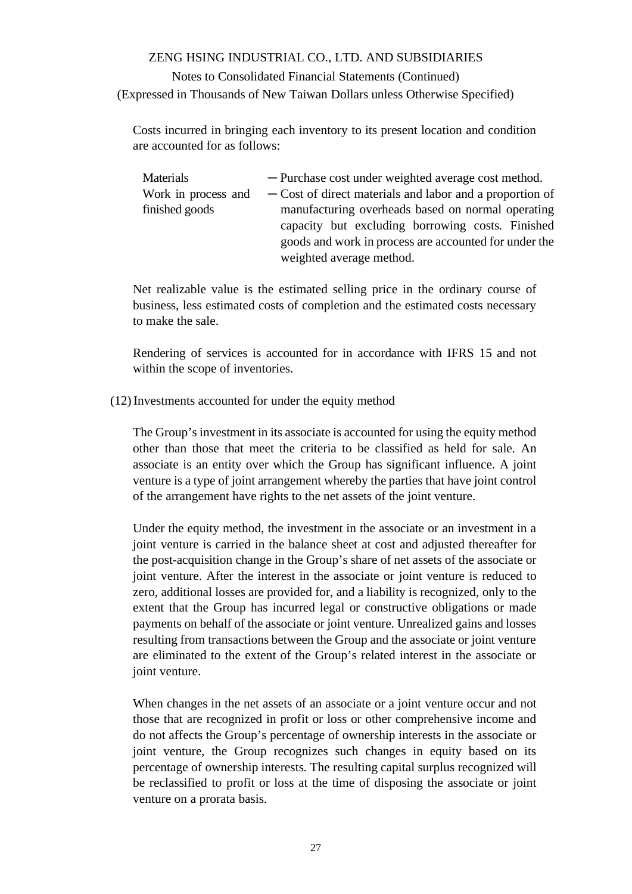Costs incurred in bringing each inventory to its present location and condition are accounted for as follows:

| | |
|---|---|
| Materials | ─ Purchase cost under weighted average cost method. |
| Work in process and finished goods | ─ Cost of direct materials and labor and a proportion of manufacturing overheads based on normal operating capacity but excluding borrowing costs. Finished goods and work in process are accounted for under the weighted average method. |

Net realizable value is the estimated selling price in the ordinary course of business, less estimated costs of completion and the estimated costs necessary to make the sale.

Rendering of services is accounted for in accordance with IFRS 15 and not within the scope of inventories.

(12) Investments accounted for under the equity method

The Group's investment in its associate is accounted for using the equity method other than those that meet the criteria to be classified as held for sale. An associate is an entity over which the Group has significant influence. A joint venture is a type of joint arrangement whereby the parties that have joint control of the arrangement have rights to the net assets of the joint venture.

Under the equity method, the investment in the associate or an investment in a joint venture is carried in the balance sheet at cost and adjusted thereafter for the post-acquisition change in the Group's share of net assets of the associate or joint venture. After the interest in the associate or joint venture is reduced to zero, additional losses are provided for, and a liability is recognized, only to the extent that the Group has incurred legal or constructive obligations or made payments on behalf of the associate or joint venture. Unrealized gains and losses resulting from transactions between the Group and the associate or joint venture are eliminated to the extent of the Group's related interest in the associate or joint venture.

When changes in the net assets of an associate or a joint venture occur and not those that are recognized in profit or loss or other comprehensive income and do not affects the Group's percentage of ownership interests in the associate or joint venture, the Group recognizes such changes in equity based on its percentage of ownership interests. The resulting capital surplus recognized will be reclassified to profit or loss at the time of disposing the associate or joint venture on a prorata basis.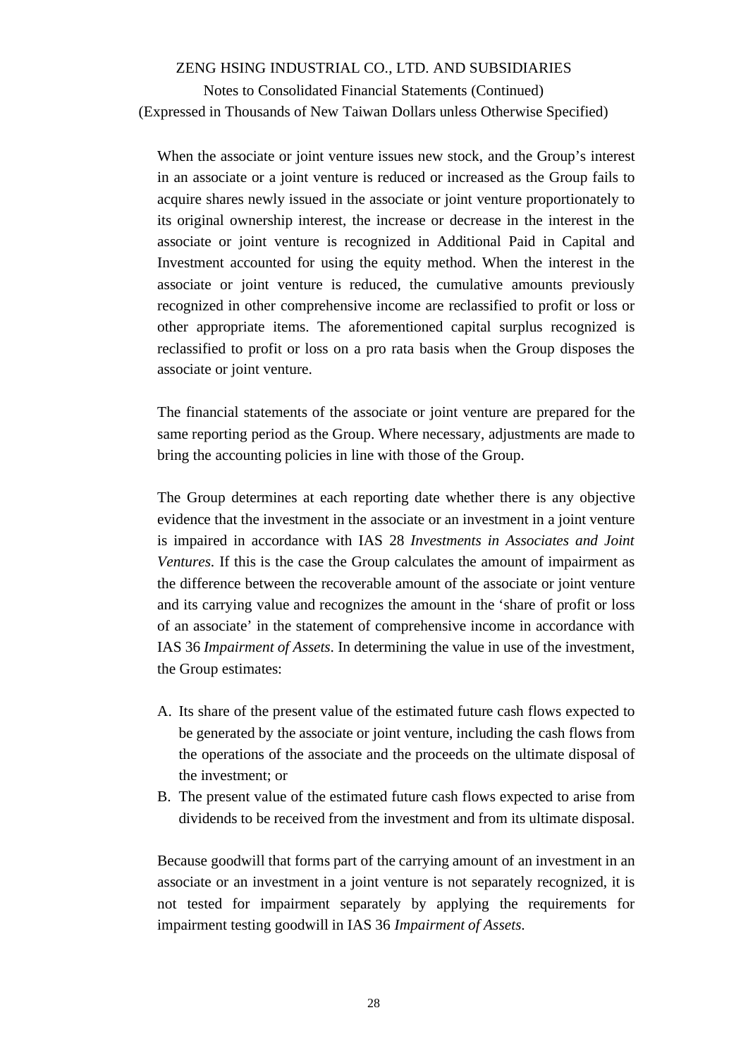When the associate or joint venture issues new stock, and the Group's interest in an associate or a joint venture is reduced or increased as the Group fails to acquire shares newly issued in the associate or joint venture proportionately to its original ownership interest, the increase or decrease in the interest in the associate or joint venture is recognized in Additional Paid in Capital and Investment accounted for using the equity method. When the interest in the associate or joint venture is reduced, the cumulative amounts previously recognized in other comprehensive income are reclassified to profit or loss or other appropriate items. The aforementioned capital surplus recognized is reclassified to profit or loss on a pro rata basis when the Group disposes the associate or joint venture.

The financial statements of the associate or joint venture are prepared for the same reporting period as the Group. Where necessary, adjustments are made to bring the accounting policies in line with those of the Group.

The Group determines at each reporting date whether there is any objective evidence that the investment in the associate or an investment in a joint venture is impaired in accordance with IAS 28 *Investments in Associates and Joint Ventures*. If this is the case the Group calculates the amount of impairment as the difference between the recoverable amount of the associate or joint venture and its carrying value and recognizes the amount in the 'share of profit or loss of an associate' in the statement of comprehensive income in accordance with IAS 36 *Impairment of Assets*. In determining the value in use of the investment, the Group estimates:

A. Its share of the present value of the estimated future cash flows expected to be generated by the associate or joint venture, including the cash flows from the operations of the associate and the proceeds on the ultimate disposal of the investment; or
B. The present value of the estimated future cash flows expected to arise from dividends to be received from the investment and from its ultimate disposal.

Because goodwill that forms part of the carrying amount of an investment in an associate or an investment in a joint venture is not separately recognized, it is not tested for impairment separately by applying the requirements for impairment testing goodwill in IAS 36 *Impairment of Assets*.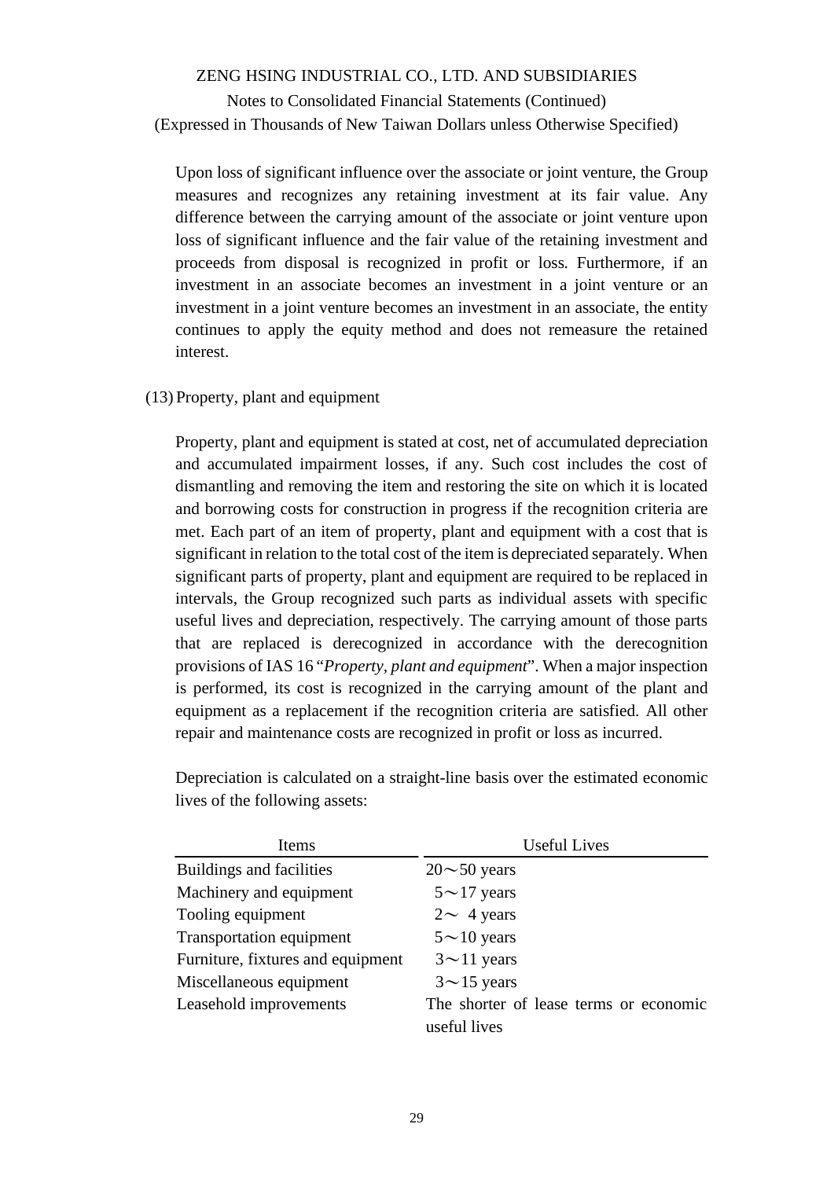Upon loss of significant influence over the associate or joint venture, the Group measures and recognizes any retaining investment at its fair value. Any difference between the carrying amount of the associate or joint venture upon loss of significant influence and the fair value of the retaining investment and proceeds from disposal is recognized in profit or loss. Furthermore, if an investment in an associate becomes an investment in a joint venture or an investment in a joint venture becomes an investment in an associate, the entity continues to apply the equity method and does not remeasure the retained interest.

(13) Property, plant and equipment

Property, plant and equipment is stated at cost, net of accumulated depreciation and accumulated impairment losses, if any. Such cost includes the cost of dismantling and removing the item and restoring the site on which it is located and borrowing costs for construction in progress if the recognition criteria are met. Each part of an item of property, plant and equipment with a cost that is significant in relation to the total cost of the item is depreciated separately. When significant parts of property, plant and equipment are required to be replaced in intervals, the Group recognized such parts as individual assets with specific useful lives and depreciation, respectively. The carrying amount of those parts that are replaced is derecognized in accordance with the derecognition provisions of IAS 16 "*Property, plant and equipment*". When a major inspection is performed, its cost is recognized in the carrying amount of the plant and equipment as a replacement if the recognition criteria are satisfied. All other repair and maintenance costs are recognized in profit or loss as incurred.

Depreciation is calculated on a straight-line basis over the estimated economic lives of the following assets:

| Items | Useful Lives |
|---|---|
| Buildings and facilities | 20～50 years |
| Machinery and equipment | 5～17 years |
| Tooling equipment | 2～ 4 years |
| Transportation equipment | 5～10 years |
| Furniture, fixtures and equipment | 3～11 years |
| Miscellaneous equipment | 3～15 years |
| Leasehold improvements | The shorter of lease terms or economic useful lives |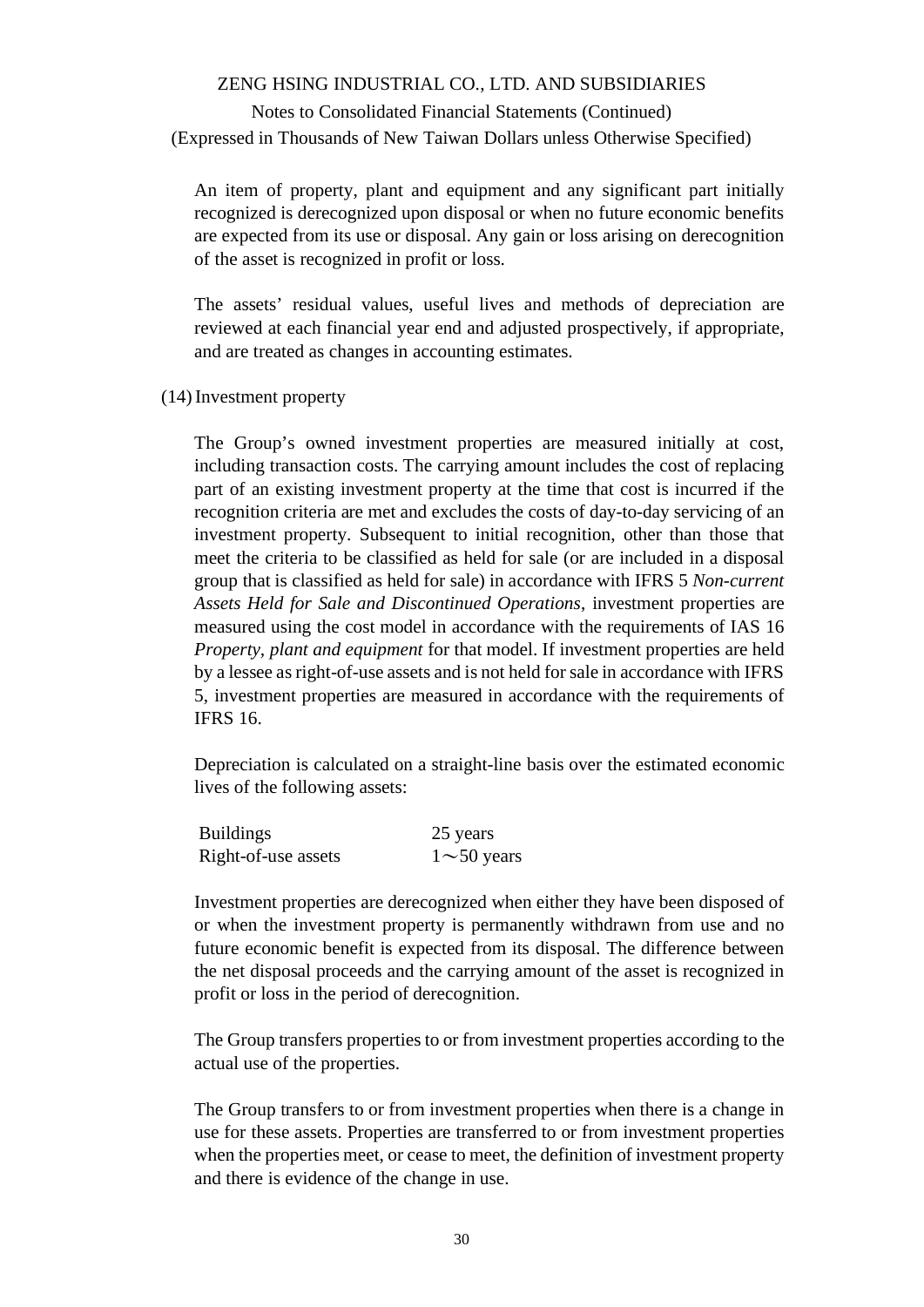An item of property, plant and equipment and any significant part initially recognized is derecognized upon disposal or when no future economic benefits are expected from its use or disposal. Any gain or loss arising on derecognition of the asset is recognized in profit or loss.

The assets' residual values, useful lives and methods of depreciation are reviewed at each financial year end and adjusted prospectively, if appropriate, and are treated as changes in accounting estimates.

(14) Investment property

The Group's owned investment properties are measured initially at cost, including transaction costs. The carrying amount includes the cost of replacing part of an existing investment property at the time that cost is incurred if the recognition criteria are met and excludes the costs of day-to-day servicing of an investment property. Subsequent to initial recognition, other than those that meet the criteria to be classified as held for sale (or are included in a disposal group that is classified as held for sale) in accordance with IFRS 5 *Non-current Assets Held for Sale and Discontinued Operations*, investment properties are measured using the cost model in accordance with the requirements of IAS 16 *Property, plant and equipment* for that model. If investment properties are held by a lessee as right-of-use assets and is not held for sale in accordance with IFRS 5, investment properties are measured in accordance with the requirements of IFRS 16.

Depreciation is calculated on a straight-line basis over the estimated economic lives of the following assets:

| | |
|---|---|
| Buildings | 25 years |
| Right-of-use assets | 1～50 years |

Investment properties are derecognized when either they have been disposed of or when the investment property is permanently withdrawn from use and no future economic benefit is expected from its disposal. The difference between the net disposal proceeds and the carrying amount of the asset is recognized in profit or loss in the period of derecognition.

The Group transfers properties to or from investment properties according to the actual use of the properties.

The Group transfers to or from investment properties when there is a change in use for these assets. Properties are transferred to or from investment properties when the properties meet, or cease to meet, the definition of investment property and there is evidence of the change in use.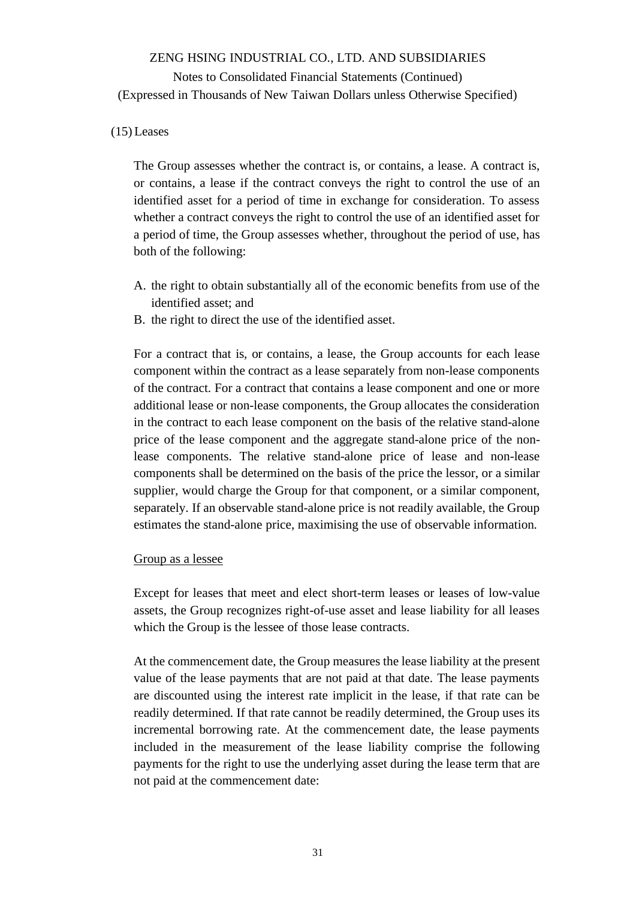(15) Leases

The Group assesses whether the contract is, or contains, a lease. A contract is, or contains, a lease if the contract conveys the right to control the use of an identified asset for a period of time in exchange for consideration. To assess whether a contract conveys the right to control the use of an identified asset for a period of time, the Group assesses whether, throughout the period of use, has both of the following:

A. the right to obtain substantially all of the economic benefits from use of the identified asset; and
B. the right to direct the use of the identified asset.

For a contract that is, or contains, a lease, the Group accounts for each lease component within the contract as a lease separately from non-lease components of the contract. For a contract that contains a lease component and one or more additional lease or non-lease components, the Group allocates the consideration in the contract to each lease component on the basis of the relative stand-alone price of the lease component and the aggregate stand-alone price of the non-lease components. The relative stand-alone price of lease and non-lease components shall be determined on the basis of the price the lessor, or a similar supplier, would charge the Group for that component, or a similar component, separately. If an observable stand-alone price is not readily available, the Group estimates the stand-alone price, maximising the use of observable information.

<u>Group as a lessee</u>

Except for leases that meet and elect short-term leases or leases of low-value assets, the Group recognizes right-of-use asset and lease liability for all leases which the Group is the lessee of those lease contracts.

At the commencement date, the Group measures the lease liability at the present value of the lease payments that are not paid at that date. The lease payments are discounted using the interest rate implicit in the lease, if that rate can be readily determined. If that rate cannot be readily determined, the Group uses its incremental borrowing rate. At the commencement date, the lease payments included in the measurement of the lease liability comprise the following payments for the right to use the underlying asset during the lease term that are not paid at the commencement date: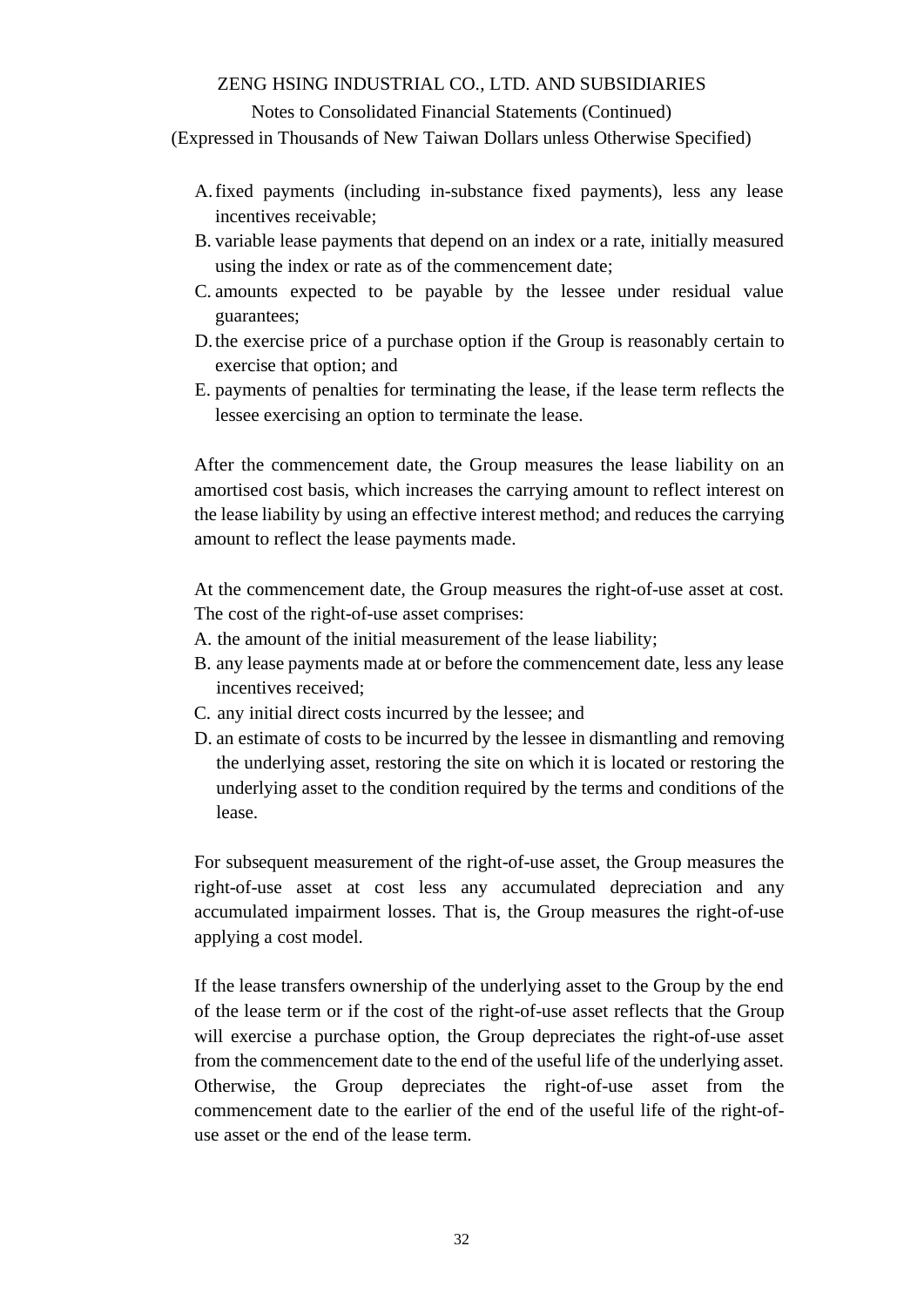A. fixed payments (including in-substance fixed payments), less any lease incentives receivable;
B. variable lease payments that depend on an index or a rate, initially measured using the index or rate as of the commencement date;
C. amounts expected to be payable by the lessee under residual value guarantees;
D. the exercise price of a purchase option if the Group is reasonably certain to exercise that option; and
E. payments of penalties for terminating the lease, if the lease term reflects the lessee exercising an option to terminate the lease.

After the commencement date, the Group measures the lease liability on an amortised cost basis, which increases the carrying amount to reflect interest on the lease liability by using an effective interest method; and reduces the carrying amount to reflect the lease payments made.

At the commencement date, the Group measures the right-of-use asset at cost. The cost of the right-of-use asset comprises:

A. the amount of the initial measurement of the lease liability;
B. any lease payments made at or before the commencement date, less any lease incentives received;
C. any initial direct costs incurred by the lessee; and
D. an estimate of costs to be incurred by the lessee in dismantling and removing the underlying asset, restoring the site on which it is located or restoring the underlying asset to the condition required by the terms and conditions of the lease.

For subsequent measurement of the right-of-use asset, the Group measures the right-of-use asset at cost less any accumulated depreciation and any accumulated impairment losses. That is, the Group measures the right-of-use applying a cost model.

If the lease transfers ownership of the underlying asset to the Group by the end of the lease term or if the cost of the right-of-use asset reflects that the Group will exercise a purchase option, the Group depreciates the right-of-use asset from the commencement date to the end of the useful life of the underlying asset. Otherwise, the Group depreciates the right-of-use asset from the commencement date to the earlier of the end of the useful life of the right-of-use asset or the end of the lease term.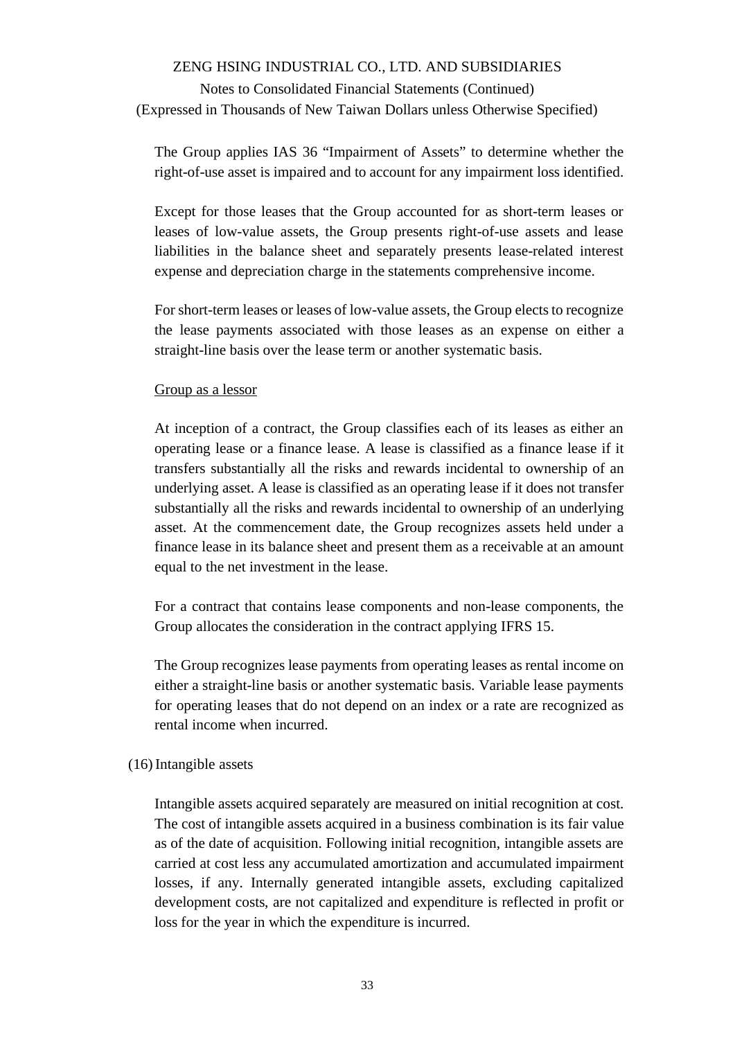The Group applies IAS 36 “Impairment of Assets” to determine whether the right-of-use asset is impaired and to account for any impairment loss identified.

Except for those leases that the Group accounted for as short-term leases or leases of low-value assets, the Group presents right-of-use assets and lease liabilities in the balance sheet and separately presents lease-related interest expense and depreciation charge in the statements comprehensive income.

For short-term leases or leases of low-value assets, the Group elects to recognize the lease payments associated with those leases as an expense on either a straight-line basis over the lease term or another systematic basis.

<u>Group as a lessor</u>

At inception of a contract, the Group classifies each of its leases as either an operating lease or a finance lease. A lease is classified as a finance lease if it transfers substantially all the risks and rewards incidental to ownership of an underlying asset. A lease is classified as an operating lease if it does not transfer substantially all the risks and rewards incidental to ownership of an underlying asset. At the commencement date, the Group recognizes assets held under a finance lease in its balance sheet and present them as a receivable at an amount equal to the net investment in the lease.

For a contract that contains lease components and non-lease components, the Group allocates the consideration in the contract applying IFRS 15.

The Group recognizes lease payments from operating leases as rental income on either a straight-line basis or another systematic basis. Variable lease payments for operating leases that do not depend on an index or a rate are recognized as rental income when incurred.

(16) Intangible assets

Intangible assets acquired separately are measured on initial recognition at cost. The cost of intangible assets acquired in a business combination is its fair value as of the date of acquisition. Following initial recognition, intangible assets are carried at cost less any accumulated amortization and accumulated impairment losses, if any. Internally generated intangible assets, excluding capitalized development costs, are not capitalized and expenditure is reflected in profit or loss for the year in which the expenditure is incurred.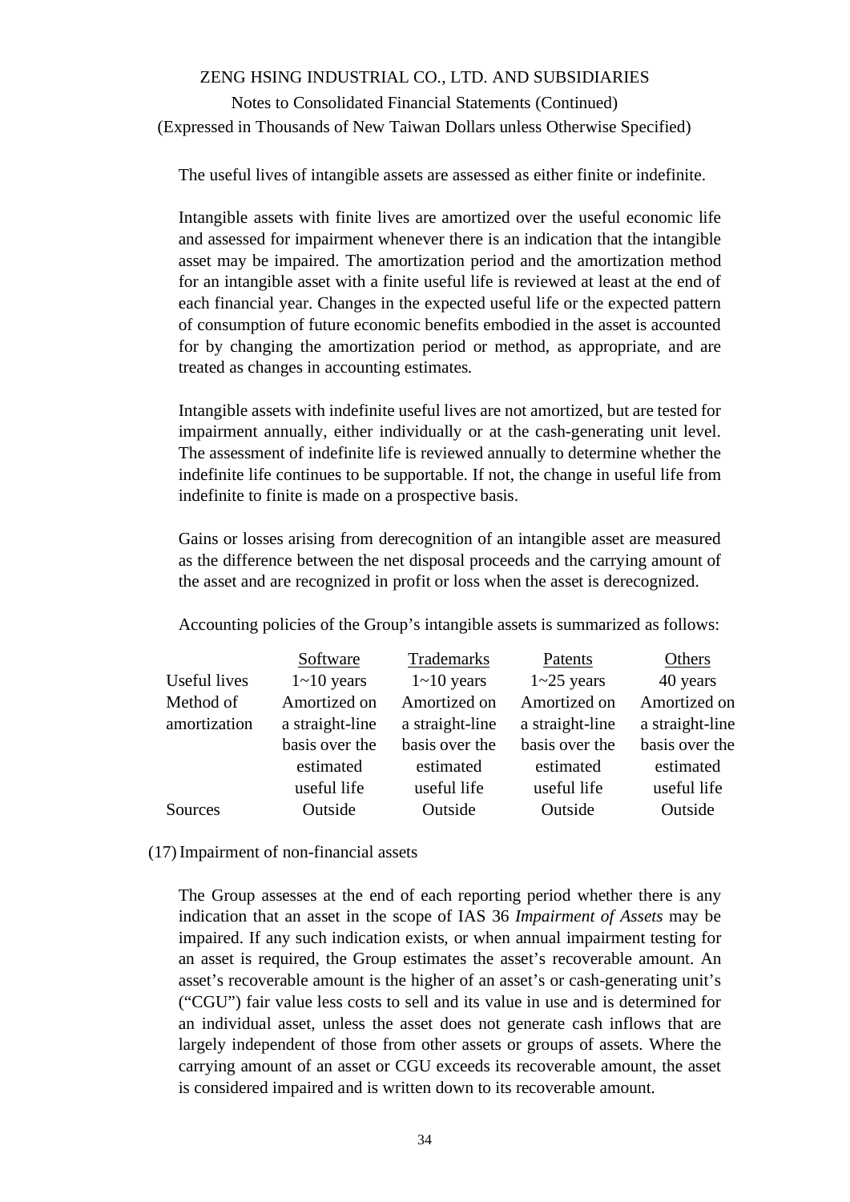The useful lives of intangible assets are assessed as either finite or indefinite.

Intangible assets with finite lives are amortized over the useful economic life and assessed for impairment whenever there is an indication that the intangible asset may be impaired. The amortization period and the amortization method for an intangible asset with a finite useful life is reviewed at least at the end of each financial year. Changes in the expected useful life or the expected pattern of consumption of future economic benefits embodied in the asset is accounted for by changing the amortization period or method, as appropriate, and are treated as changes in accounting estimates.

Intangible assets with indefinite useful lives are not amortized, but are tested for impairment annually, either individually or at the cash-generating unit level. The assessment of indefinite life is reviewed annually to determine whether the indefinite life continues to be supportable. If not, the change in useful life from indefinite to finite is made on a prospective basis.

Gains or losses arising from derecognition of an intangible asset are measured as the difference between the net disposal proceeds and the carrying amount of the asset and are recognized in profit or loss when the asset is derecognized.

Accounting policies of the Group's intangible assets is summarized as follows:

| | Software | Trademarks | Patents | Others |
|---|---|---|---|---|
| Useful lives | 1~10 years | 1~10 years | 1~25 years | 40 years |
| Method of amortization | Amortized on a straight-line basis over the estimated useful life | Amortized on a straight-line basis over the estimated useful life | Amortized on a straight-line basis over the estimated useful life | Amortized on a straight-line basis over the estimated useful life |
| Sources | Outside | Outside | Outside | Outside |

(17) Impairment of non-financial assets

The Group assesses at the end of each reporting period whether there is any indication that an asset in the scope of IAS 36 *Impairment of Assets* may be impaired. If any such indication exists, or when annual impairment testing for an asset is required, the Group estimates the asset's recoverable amount. An asset's recoverable amount is the higher of an asset's or cash-generating unit's ("CGU") fair value less costs to sell and its value in use and is determined for an individual asset, unless the asset does not generate cash inflows that are largely independent of those from other assets or groups of assets. Where the carrying amount of an asset or CGU exceeds its recoverable amount, the asset is considered impaired and is written down to its recoverable amount.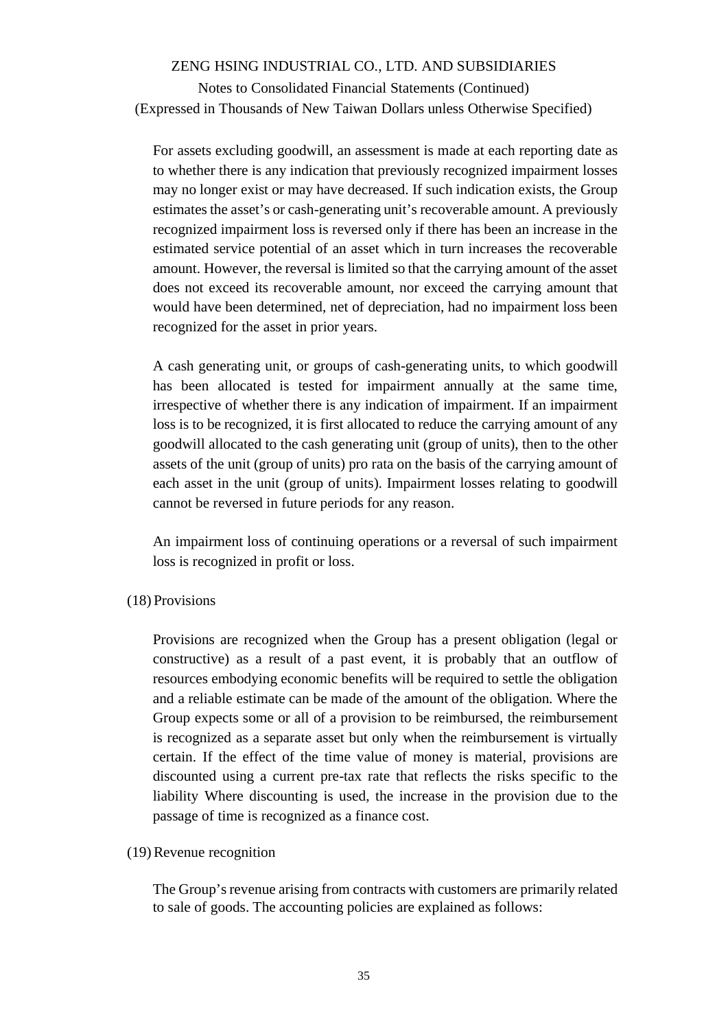For assets excluding goodwill, an assessment is made at each reporting date as to whether there is any indication that previously recognized impairment losses may no longer exist or may have decreased. If such indication exists, the Group estimates the asset's or cash-generating unit's recoverable amount. A previously recognized impairment loss is reversed only if there has been an increase in the estimated service potential of an asset which in turn increases the recoverable amount. However, the reversal is limited so that the carrying amount of the asset does not exceed its recoverable amount, nor exceed the carrying amount that would have been determined, net of depreciation, had no impairment loss been recognized for the asset in prior years.

A cash generating unit, or groups of cash-generating units, to which goodwill has been allocated is tested for impairment annually at the same time, irrespective of whether there is any indication of impairment. If an impairment loss is to be recognized, it is first allocated to reduce the carrying amount of any goodwill allocated to the cash generating unit (group of units), then to the other assets of the unit (group of units) pro rata on the basis of the carrying amount of each asset in the unit (group of units). Impairment losses relating to goodwill cannot be reversed in future periods for any reason.

An impairment loss of continuing operations or a reversal of such impairment loss is recognized in profit or loss.

(18) Provisions

Provisions are recognized when the Group has a present obligation (legal or constructive) as a result of a past event, it is probably that an outflow of resources embodying economic benefits will be required to settle the obligation and a reliable estimate can be made of the amount of the obligation. Where the Group expects some or all of a provision to be reimbursed, the reimbursement is recognized as a separate asset but only when the reimbursement is virtually certain. If the effect of the time value of money is material, provisions are discounted using a current pre-tax rate that reflects the risks specific to the liability Where discounting is used, the increase in the provision due to the passage of time is recognized as a finance cost.

(19) Revenue recognition

The Group's revenue arising from contracts with customers are primarily related to sale of goods. The accounting policies are explained as follows: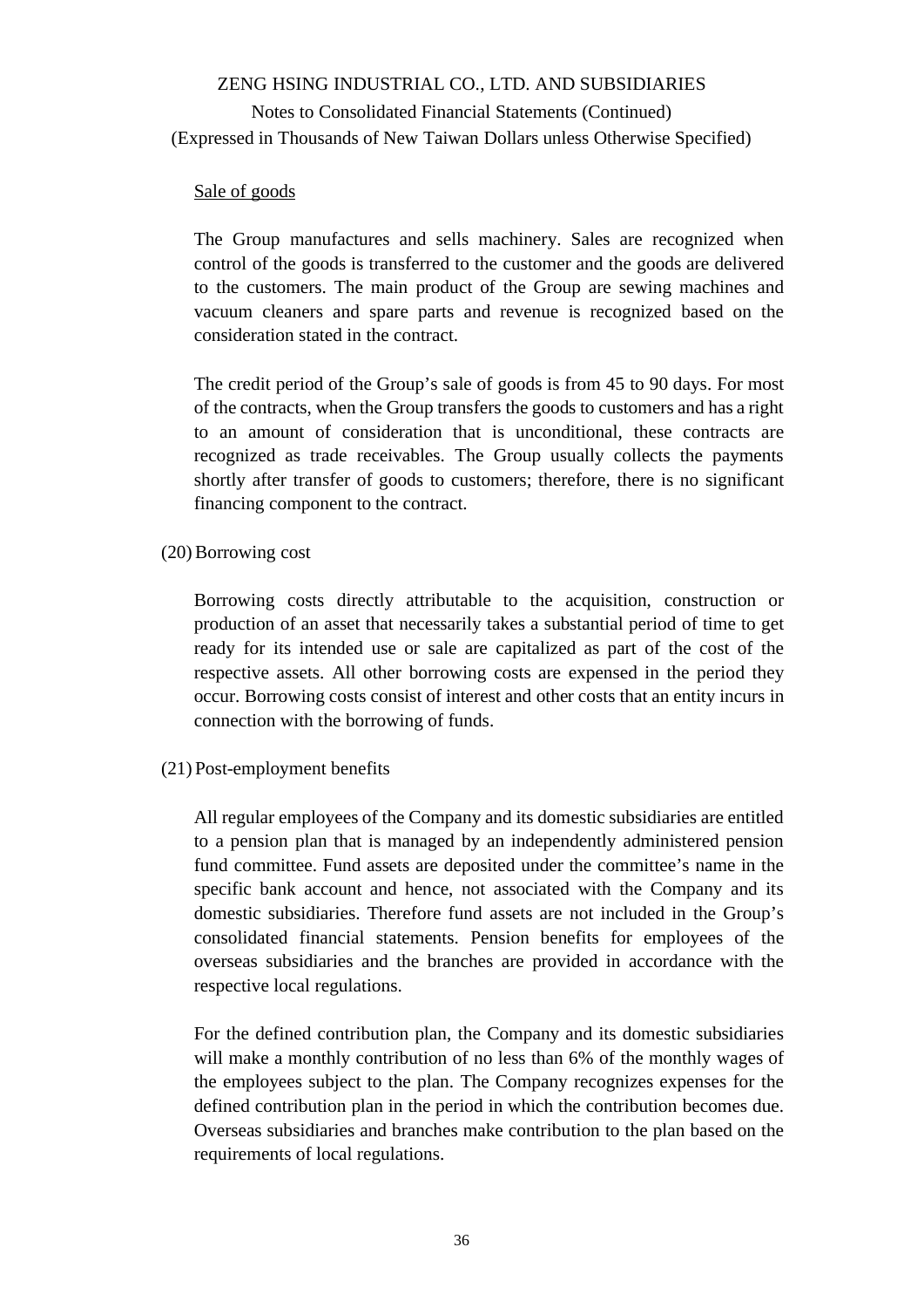Sale of goods

The Group manufactures and sells machinery. Sales are recognized when control of the goods is transferred to the customer and the goods are delivered to the customers. The main product of the Group are sewing machines and vacuum cleaners and spare parts and revenue is recognized based on the consideration stated in the contract.

The credit period of the Group's sale of goods is from 45 to 90 days. For most of the contracts, when the Group transfers the goods to customers and has a right to an amount of consideration that is unconditional, these contracts are recognized as trade receivables. The Group usually collects the payments shortly after transfer of goods to customers; therefore, there is no significant financing component to the contract.

(20) Borrowing cost

Borrowing costs directly attributable to the acquisition, construction or production of an asset that necessarily takes a substantial period of time to get ready for its intended use or sale are capitalized as part of the cost of the respective assets. All other borrowing costs are expensed in the period they occur. Borrowing costs consist of interest and other costs that an entity incurs in connection with the borrowing of funds.

(21) Post-employment benefits

All regular employees of the Company and its domestic subsidiaries are entitled to a pension plan that is managed by an independently administered pension fund committee. Fund assets are deposited under the committee's name in the specific bank account and hence, not associated with the Company and its domestic subsidiaries. Therefore fund assets are not included in the Group's consolidated financial statements. Pension benefits for employees of the overseas subsidiaries and the branches are provided in accordance with the respective local regulations.

For the defined contribution plan, the Company and its domestic subsidiaries will make a monthly contribution of no less than 6% of the monthly wages of the employees subject to the plan. The Company recognizes expenses for the defined contribution plan in the period in which the contribution becomes due. Overseas subsidiaries and branches make contribution to the plan based on the requirements of local regulations.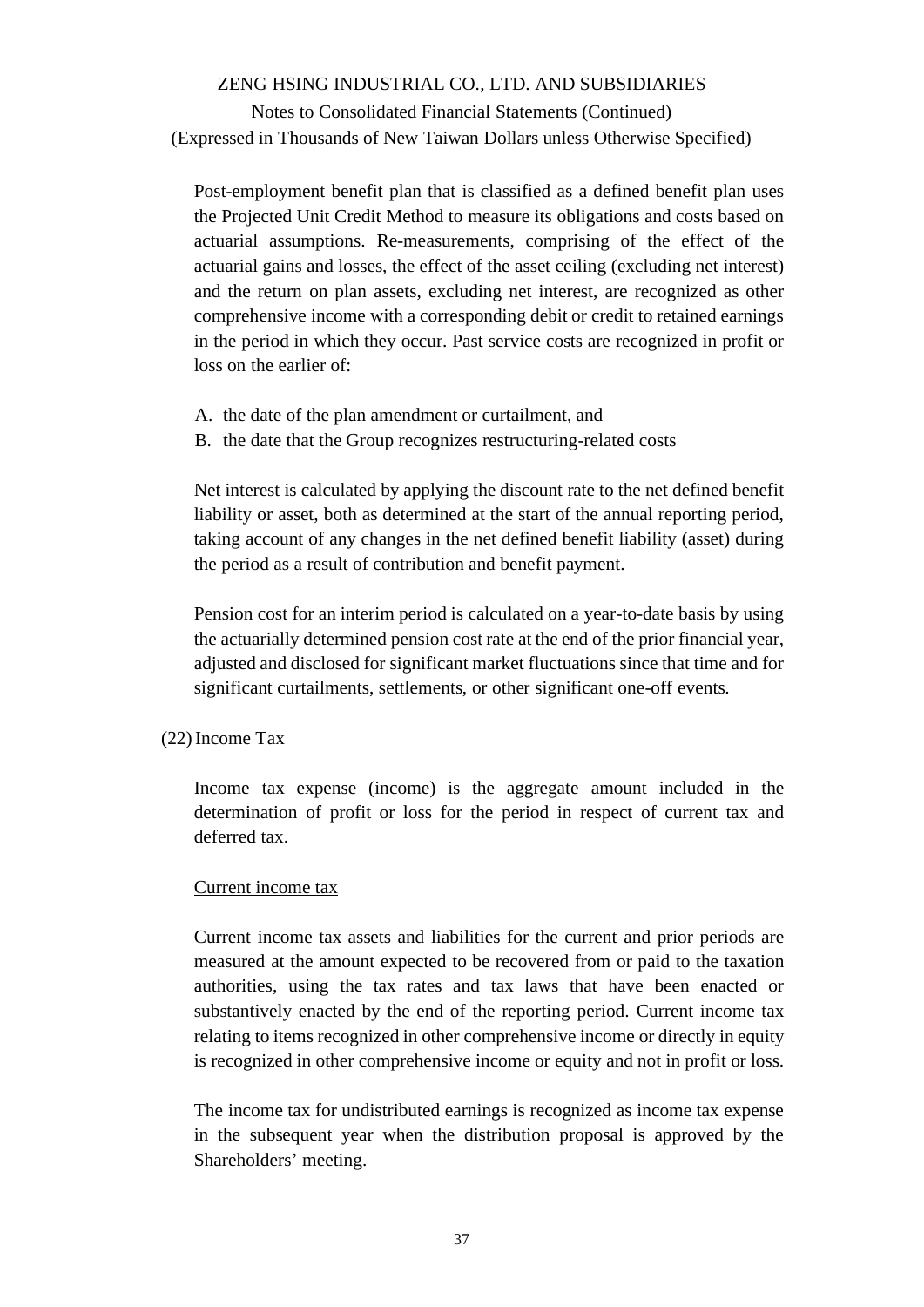Post-employment benefit plan that is classified as a defined benefit plan uses the Projected Unit Credit Method to measure its obligations and costs based on actuarial assumptions. Re-measurements, comprising of the effect of the actuarial gains and losses, the effect of the asset ceiling (excluding net interest) and the return on plan assets, excluding net interest, are recognized as other comprehensive income with a corresponding debit or credit to retained earnings in the period in which they occur. Past service costs are recognized in profit or loss on the earlier of:

A. the date of the plan amendment or curtailment, and
B. the date that the Group recognizes restructuring-related costs

Net interest is calculated by applying the discount rate to the net defined benefit liability or asset, both as determined at the start of the annual reporting period, taking account of any changes in the net defined benefit liability (asset) during the period as a result of contribution and benefit payment.

Pension cost for an interim period is calculated on a year-to-date basis by using the actuarially determined pension cost rate at the end of the prior financial year, adjusted and disclosed for significant market fluctuations since that time and for significant curtailments, settlements, or other significant one-off events.

(22) Income Tax

Income tax expense (income) is the aggregate amount included in the determination of profit or loss for the period in respect of current tax and deferred tax.

<u>Current income tax</u>

Current income tax assets and liabilities for the current and prior periods are measured at the amount expected to be recovered from or paid to the taxation authorities, using the tax rates and tax laws that have been enacted or substantively enacted by the end of the reporting period. Current income tax relating to items recognized in other comprehensive income or directly in equity is recognized in other comprehensive income or equity and not in profit or loss.

The income tax for undistributed earnings is recognized as income tax expense in the subsequent year when the distribution proposal is approved by the Shareholders' meeting.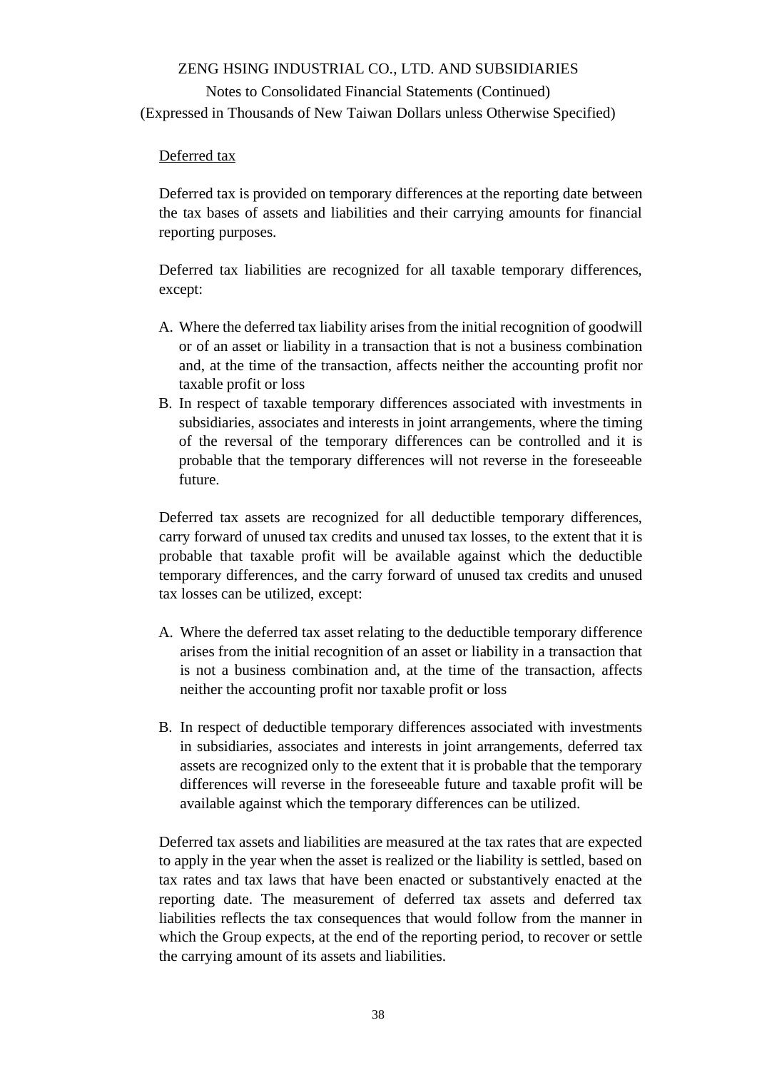Deferred tax

Deferred tax is provided on temporary differences at the reporting date between the tax bases of assets and liabilities and their carrying amounts for financial reporting purposes.

Deferred tax liabilities are recognized for all taxable temporary differences, except:

A. Where the deferred tax liability arises from the initial recognition of goodwill or of an asset or liability in a transaction that is not a business combination and, at the time of the transaction, affects neither the accounting profit nor taxable profit or loss
B. In respect of taxable temporary differences associated with investments in subsidiaries, associates and interests in joint arrangements, where the timing of the reversal of the temporary differences can be controlled and it is probable that the temporary differences will not reverse in the foreseeable future.

Deferred tax assets are recognized for all deductible temporary differences, carry forward of unused tax credits and unused tax losses, to the extent that it is probable that taxable profit will be available against which the deductible temporary differences, and the carry forward of unused tax credits and unused tax losses can be utilized, except:

A. Where the deferred tax asset relating to the deductible temporary difference arises from the initial recognition of an asset or liability in a transaction that is not a business combination and, at the time of the transaction, affects neither the accounting profit nor taxable profit or loss

B. In respect of deductible temporary differences associated with investments in subsidiaries, associates and interests in joint arrangements, deferred tax assets are recognized only to the extent that it is probable that the temporary differences will reverse in the foreseeable future and taxable profit will be available against which the temporary differences can be utilized.

Deferred tax assets and liabilities are measured at the tax rates that are expected to apply in the year when the asset is realized or the liability is settled, based on tax rates and tax laws that have been enacted or substantively enacted at the reporting date. The measurement of deferred tax assets and deferred tax liabilities reflects the tax consequences that would follow from the manner in which the Group expects, at the end of the reporting period, to recover or settle the carrying amount of its assets and liabilities.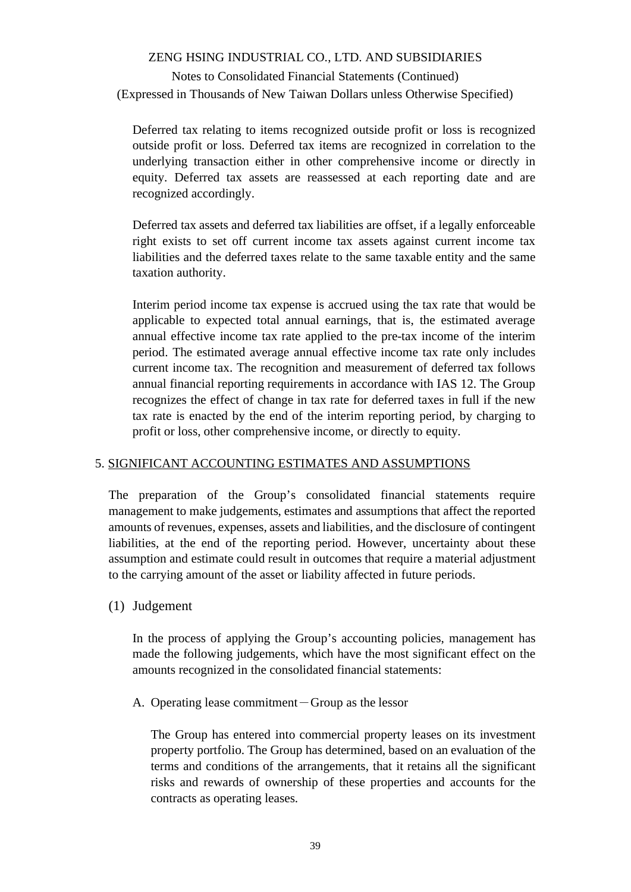Deferred tax relating to items recognized outside profit or loss is recognized outside profit or loss. Deferred tax items are recognized in correlation to the underlying transaction either in other comprehensive income or directly in equity. Deferred tax assets are reassessed at each reporting date and are recognized accordingly.

Deferred tax assets and deferred tax liabilities are offset, if a legally enforceable right exists to set off current income tax assets against current income tax liabilities and the deferred taxes relate to the same taxable entity and the same taxation authority.

Interim period income tax expense is accrued using the tax rate that would be applicable to expected total annual earnings, that is, the estimated average annual effective income tax rate applied to the pre-tax income of the interim period. The estimated average annual effective income tax rate only includes current income tax. The recognition and measurement of deferred tax follows annual financial reporting requirements in accordance with IAS 12. The Group recognizes the effect of change in tax rate for deferred taxes in full if the new tax rate is enacted by the end of the interim reporting period, by charging to profit or loss, other comprehensive income, or directly to equity.

## 5. SIGNIFICANT ACCOUNTING ESTIMATES AND ASSUMPTIONS

The preparation of the Group's consolidated financial statements require management to make judgements, estimates and assumptions that affect the reported amounts of revenues, expenses, assets and liabilities, and the disclosure of contingent liabilities, at the end of the reporting period. However, uncertainty about these assumption and estimate could result in outcomes that require a material adjustment to the carrying amount of the asset or liability affected in future periods.

### (1) Judgement

In the process of applying the Group's accounting policies, management has made the following judgements, which have the most significant effect on the amounts recognized in the consolidated financial statements:

A. Operating lease commitment－Group as the lessor

The Group has entered into commercial property leases on its investment property portfolio. The Group has determined, based on an evaluation of the terms and conditions of the arrangements, that it retains all the significant risks and rewards of ownership of these properties and accounts for the contracts as operating leases.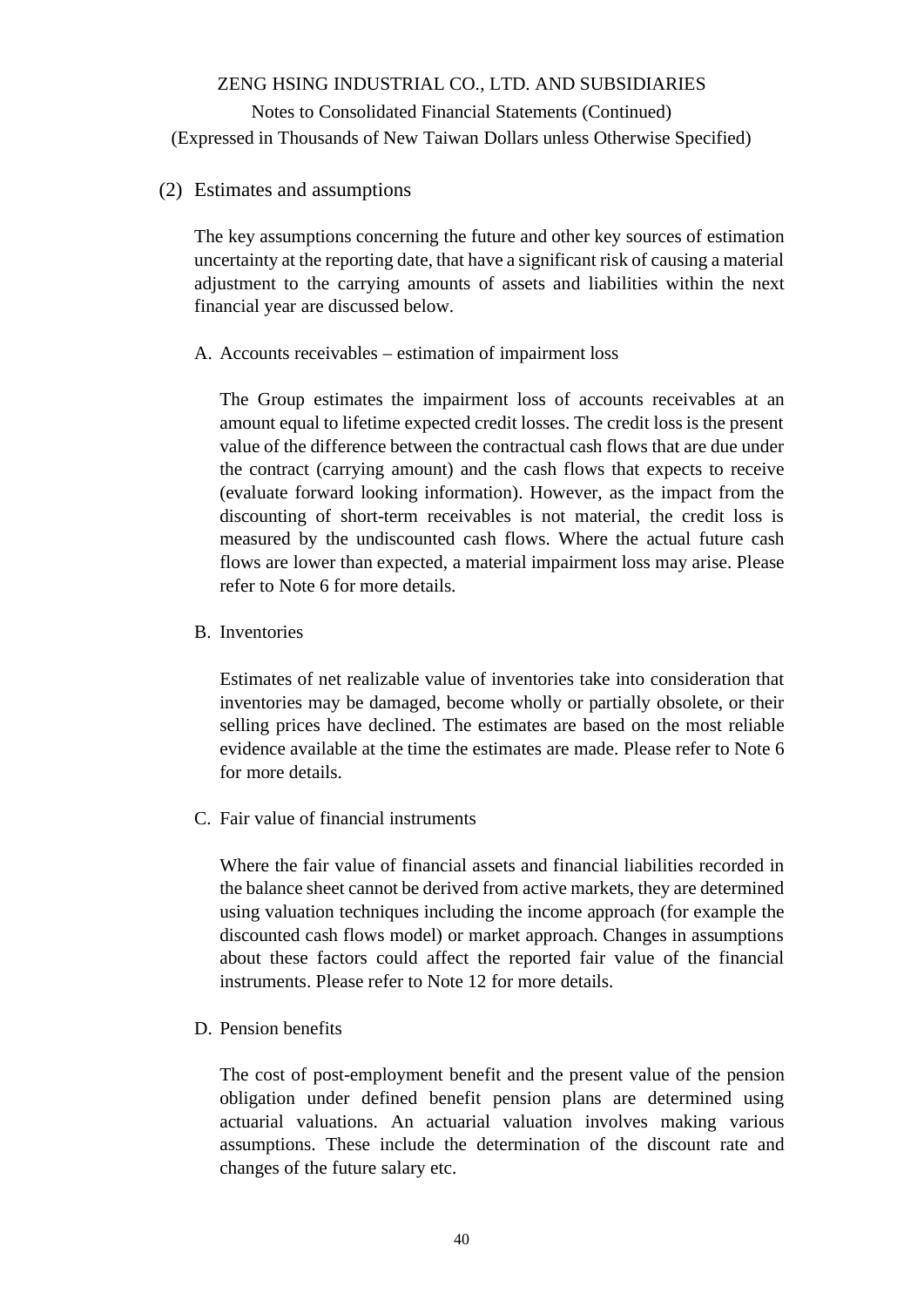### (2) Estimates and assumptions

The key assumptions concerning the future and other key sources of estimation uncertainty at the reporting date, that have a significant risk of causing a material adjustment to the carrying amounts of assets and liabilities within the next financial year are discussed below.

#### A. Accounts receivables – estimation of impairment loss

The Group estimates the impairment loss of accounts receivables at an amount equal to lifetime expected credit losses. The credit loss is the present value of the difference between the contractual cash flows that are due under the contract (carrying amount) and the cash flows that expects to receive (evaluate forward looking information). However, as the impact from the discounting of short-term receivables is not material, the credit loss is measured by the undiscounted cash flows. Where the actual future cash flows are lower than expected, a material impairment loss may arise. Please refer to Note 6 for more details.

#### B. Inventories

Estimates of net realizable value of inventories take into consideration that inventories may be damaged, become wholly or partially obsolete, or their selling prices have declined. The estimates are based on the most reliable evidence available at the time the estimates are made. Please refer to Note 6 for more details.

#### C. Fair value of financial instruments

Where the fair value of financial assets and financial liabilities recorded in the balance sheet cannot be derived from active markets, they are determined using valuation techniques including the income approach (for example the discounted cash flows model) or market approach. Changes in assumptions about these factors could affect the reported fair value of the financial instruments. Please refer to Note 12 for more details.

#### D. Pension benefits

The cost of post-employment benefit and the present value of the pension obligation under defined benefit pension plans are determined using actuarial valuations. An actuarial valuation involves making various assumptions. These include the determination of the discount rate and changes of the future salary etc.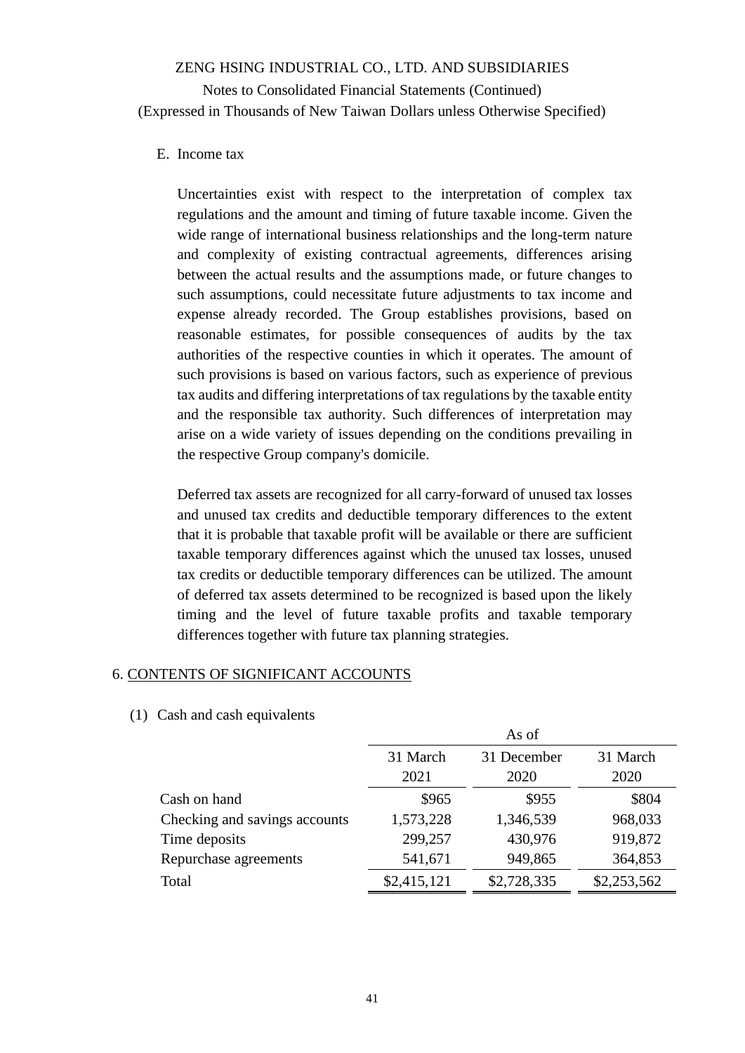E. Income tax

Uncertainties exist with respect to the interpretation of complex tax regulations and the amount and timing of future taxable income. Given the wide range of international business relationships and the long-term nature and complexity of existing contractual agreements, differences arising between the actual results and the assumptions made, or future changes to such assumptions, could necessitate future adjustments to tax income and expense already recorded. The Group establishes provisions, based on reasonable estimates, for possible consequences of audits by the tax authorities of the respective counties in which it operates. The amount of such provisions is based on various factors, such as experience of previous tax audits and differing interpretations of tax regulations by the taxable entity and the responsible tax authority. Such differences of interpretation may arise on a wide variety of issues depending on the conditions prevailing in the respective Group company's domicile.

Deferred tax assets are recognized for all carry-forward of unused tax losses and unused tax credits and deductible temporary differences to the extent that it is probable that taxable profit will be available or there are sufficient taxable temporary differences against which the unused tax losses, unused tax credits or deductible temporary differences can be utilized. The amount of deferred tax assets determined to be recognized is based upon the likely timing and the level of future taxable profits and taxable temporary differences together with future tax planning strategies.

## 6. CONTENTS OF SIGNIFICANT ACCOUNTS

(1) Cash and cash equivalents

| | As of | | |
|---|---|---|---|
| | 31 March 2021 | 31 December 2020 | 31 March 2020 |
| Cash on hand | $965 | $955 | $804 |
| Checking and savings accounts | 1,573,228 | 1,346,539 | 968,033 |
| Time deposits | 299,257 | 430,976 | 919,872 |
| Repurchase agreements | 541,671 | 949,865 | 364,853 |
| Total | $2,415,121 | $2,728,335 | $2,253,562 |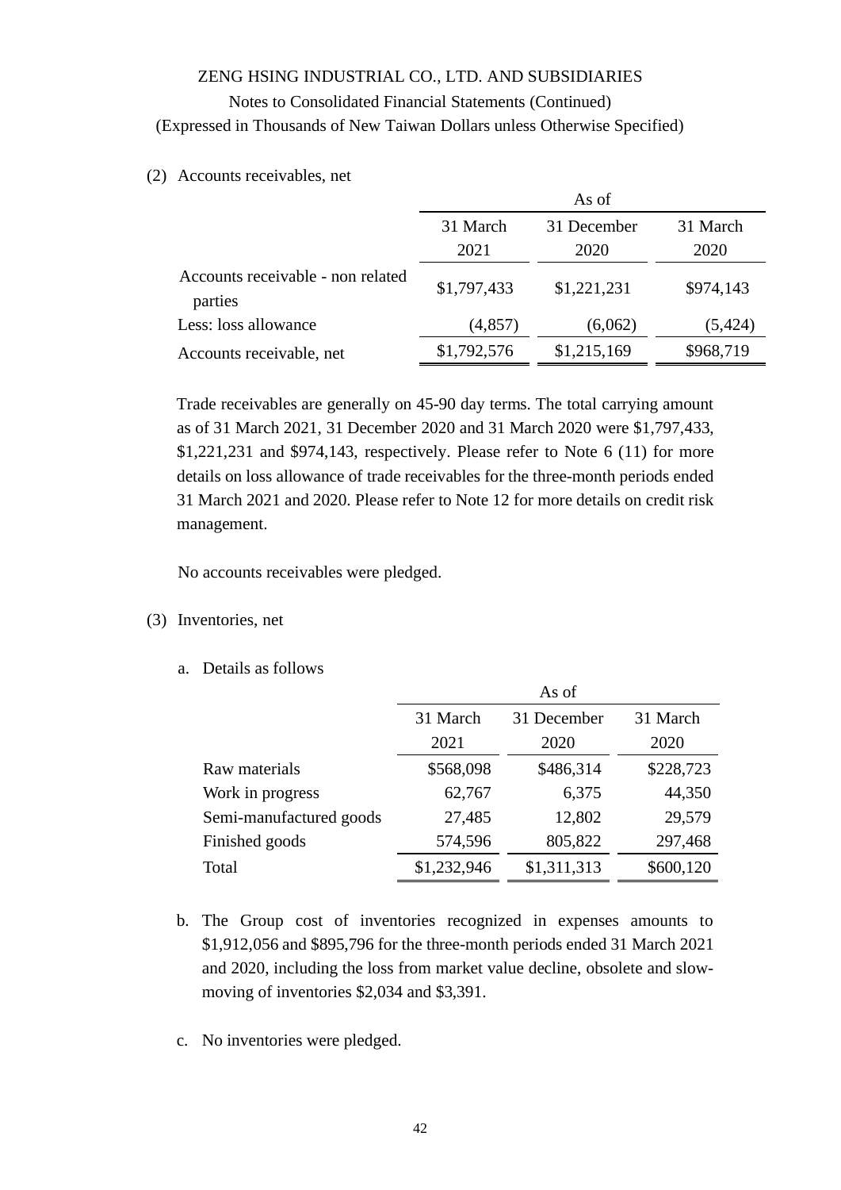(2) Accounts receivables, net

| | As of | | |
|---|---|---|---|
| | 31 March 2021 | 31 December 2020 | 31 March 2020 |
| Accounts receivable - non related parties | $1,797,433 | $1,221,231 | $974,143 |
| Less: loss allowance | (4,857) | (6,062) | (5,424) |
| Accounts receivable, net | $1,792,576 | $1,215,169 | $968,719 |

Trade receivables are generally on 45-90 day terms. The total carrying amount as of 31 March 2021, 31 December 2020 and 31 March 2020 were $1,797,433, $1,221,231 and $974,143, respectively. Please refer to Note 6 (11) for more details on loss allowance of trade receivables for the three-month periods ended 31 March 2021 and 2020. Please refer to Note 12 for more details on credit risk management.

No accounts receivables were pledged.

(3) Inventories, net

a. Details as follows

| | As of | | |
|---|---|---|---|
| | 31 March 2021 | 31 December 2020 | 31 March 2020 |
| Raw materials | $568,098 | $486,314 | $228,723 |
| Work in progress | 62,767 | 6,375 | 44,350 |
| Semi-manufactured goods | 27,485 | 12,802 | 29,579 |
| Finished goods | 574,596 | 805,822 | 297,468 |
| Total | $1,232,946 | $1,311,313 | $600,120 |

b. The Group cost of inventories recognized in expenses amounts to $1,912,056 and $895,796 for the three-month periods ended 31 March 2021 and 2020, including the loss from market value decline, obsolete and slow-moving of inventories $2,034 and $3,391.

c. No inventories were pledged.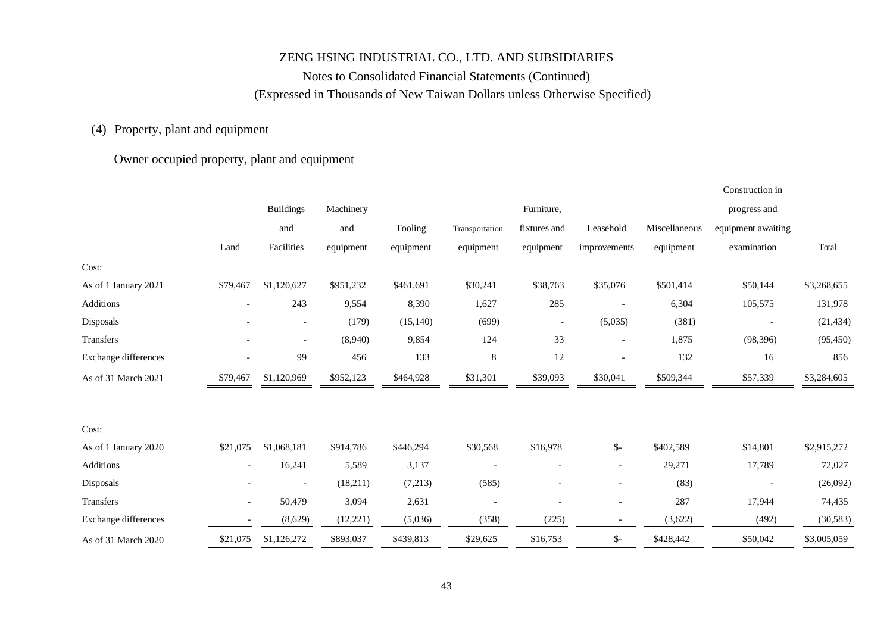ZENG HSING INDUSTRIAL CO., LTD. AND SUBSIDIARIES

Notes to Consolidated Financial Statements (Continued)

(Expressed in Thousands of New Taiwan Dollars unless Otherwise Specified)

(4) Property, plant and equipment

Owner occupied property, plant and equipment

| | Land | Buildings and Facilities | Machinery and equipment | Tooling equipment | Transportation equipment | Furniture, fixtures and equipment | Leasehold improvements | Miscellaneous equipment | Construction in progress and equipment awaiting examination | Total |
|---|---|---|---|---|---|---|---|---|---|---|
| Cost: | | | | | | | | | | |
| As of 1 January 2021 | $79,467 | $1,120,627 | $951,232 | $461,691 | $30,241 | $38,763 | $35,076 | $501,414 | $50,144 | $3,268,655 |
| Additions | - | 243 | 9,554 | 8,390 | 1,627 | 285 | - | 6,304 | 105,575 | 131,978 |
| Disposals | - | - | (179) | (15,140) | (699) | - | (5,035) | (381) | - | (21,434) |
| Transfers | - | - | (8,940) | 9,854 | 124 | 33 | - | 1,875 | (98,396) | (95,450) |
| Exchange differences | - | 99 | 456 | 133 | 8 | 12 | - | 132 | 16 | 856 |
| As of 31 March 2021 | $79,467 | $1,120,969 | $952,123 | $464,928 | $31,301 | $39,093 | $30,041 | $509,344 | $57,339 | $3,284,605 |
| | | | | | | | | | | |
| Cost: | | | | | | | | | | |
| As of 1 January 2020 | $21,075 | $1,068,181 | $914,786 | $446,294 | $30,568 | $16,978 | $- | $402,589 | $14,801 | $2,915,272 |
| Additions | - | 16,241 | 5,589 | 3,137 | - | - | - | 29,271 | 17,789 | 72,027 |
| Disposals | - | - | (18,211) | (7,213) | (585) | - | - | (83) | - | (26,092) |
| Transfers | - | 50,479 | 3,094 | 2,631 | - | - | - | 287 | 17,944 | 74,435 |
| Exchange differences | - | (8,629) | (12,221) | (5,036) | (358) | (225) | - | (3,622) | (492) | (30,583) |
| As of 31 March 2020 | $21,075 | $1,126,272 | $893,037 | $439,813 | $29,625 | $16,753 | $- | $428,442 | $50,042 | $3,005,059 |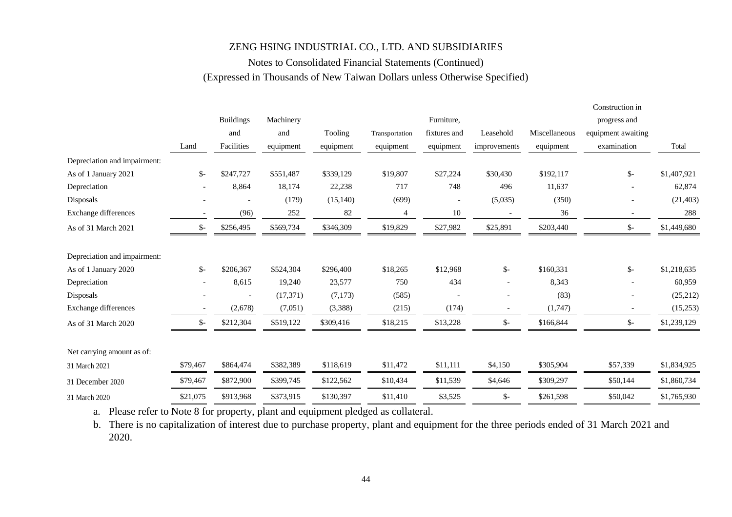ZENG HSING INDUSTRIAL CO., LTD. AND SUBSIDIARIES

Notes to Consolidated Financial Statements (Continued)

(Expressed in Thousands of New Taiwan Dollars unless Otherwise Specified)

| | Land | Buildings and Facilities | Machinery and equipment | Tooling equipment | Transportation equipment | Furniture, fixtures and equipment | Leasehold improvements | Miscellaneous equipment | Construction in progress and equipment awaiting examination | Total |
|---|---|---|---|---|---|---|---|---|---|---|
| Depreciation and impairment: | | | | | | | | | | |
| As of 1 January 2021 | $- | $247,727 | $551,487 | $339,129 | $19,807 | $27,224 | $30,430 | $192,117 | $- | $1,407,921 |
| Depreciation | - | 8,864 | 18,174 | 22,238 | 717 | 748 | 496 | 11,637 | - | 62,874 |
| Disposals | - | - | (179) | (15,140) | (699) | - | (5,035) | (350) | - | (21,403) |
| Exchange differences | - | (96) | 252 | 82 | 4 | 10 | - | 36 | - | 288 |
| As of 31 March 2021 | $- | $256,495 | $569,734 | $346,309 | $19,829 | $27,982 | $25,891 | $203,440 | $- | $1,449,680 |
| | | | | | | | | | | |
| Depreciation and impairment: | | | | | | | | | | |
| As of 1 January 2020 | $- | $206,367 | $524,304 | $296,400 | $18,265 | $12,968 | $- | $160,331 | $- | $1,218,635 |
| Depreciation | - | 8,615 | 19,240 | 23,577 | 750 | 434 | - | 8,343 | - | 60,959 |
| Disposals | - | - | (17,371) | (7,173) | (585) | - | - | (83) | - | (25,212) |
| Exchange differences | - | (2,678) | (7,051) | (3,388) | (215) | (174) | - | (1,747) | - | (15,253) |
| As of 31 March 2020 | $- | $212,304 | $519,122 | $309,416 | $18,215 | $13,228 | $- | $166,844 | $- | $1,239,129 |
| | | | | | | | | | | |
| Net carrying amount as of: | | | | | | | | | | |
| 31 March 2021 | $79,467 | $864,474 | $382,389 | $118,619 | $11,472 | $11,111 | $4,150 | $305,904 | $57,339 | $1,834,925 |
| 31 December 2020 | $79,467 | $872,900 | $399,745 | $122,562 | $10,434 | $11,539 | $4,646 | $309,297 | $50,144 | $1,860,734 |
| 31 March 2020 | $21,075 | $913,968 | $373,915 | $130,397 | $11,410 | $3,525 | $- | $261,598 | $50,042 | $1,765,930 |

a. Please refer to Note 8 for property, plant and equipment pledged as collateral.

b. There is no capitalization of interest due to purchase property, plant and equipment for the three periods ended of 31 March 2021 and 2020.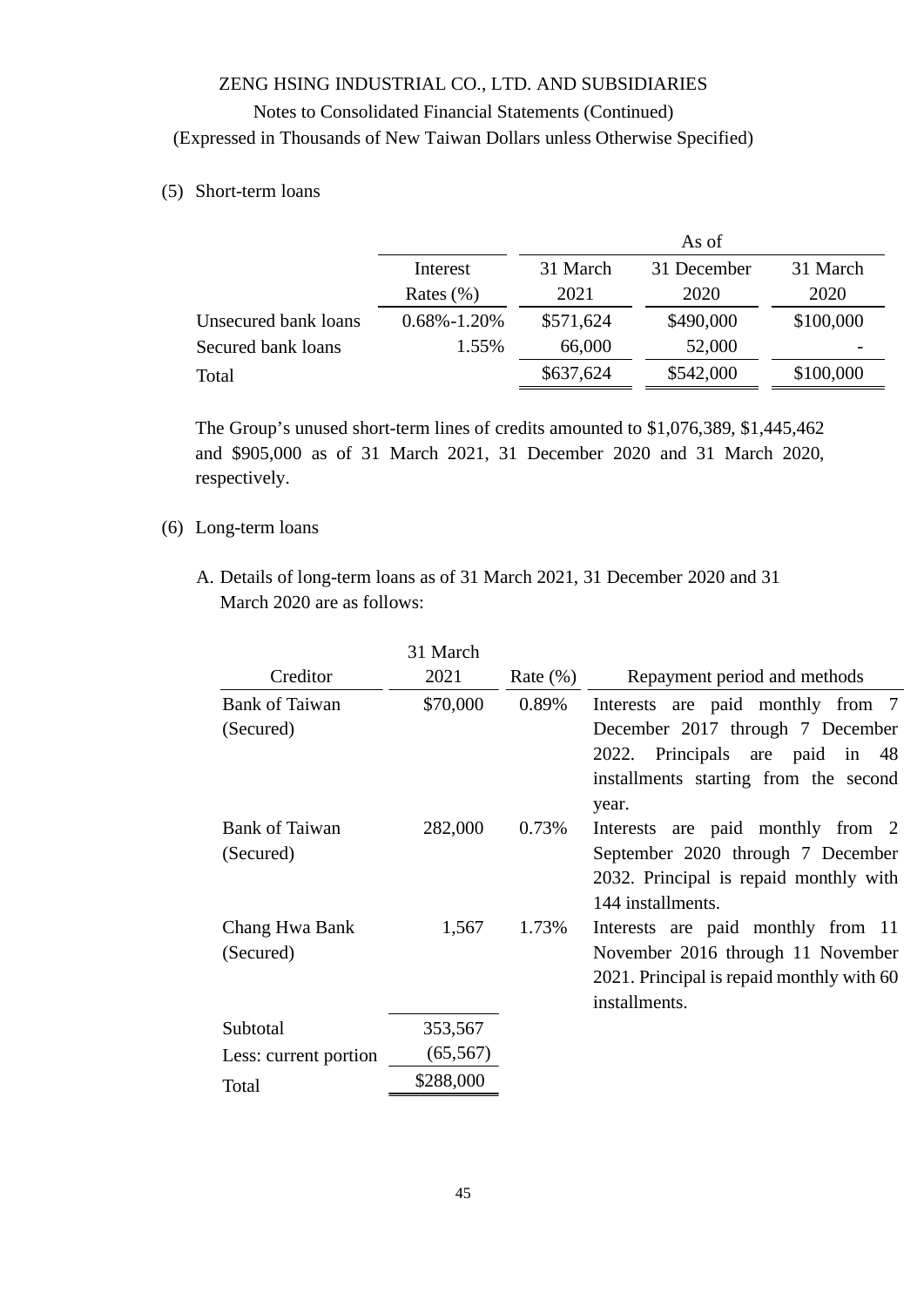ZENG HSING INDUSTRIAL CO., LTD. AND SUBSIDIARIES

Notes to Consolidated Financial Statements (Continued)

(Expressed in Thousands of New Taiwan Dollars unless Otherwise Specified)

(5) Short-term loans

| | Interest Rates (%) | As of 31 March 2021 | 31 December 2020 | 31 March 2020 |
|---|---|---|---|---|
| Unsecured bank loans | 0.68%-1.20% | $571,624 | $490,000 | $100,000 |
| Secured bank loans | 1.55% | 66,000 | 52,000 | - |
| Total | | $637,624 | $542,000 | $100,000 |

The Group's unused short-term lines of credits amounted to $1,076,389, $1,445,462 and $905,000 as of 31 March 2021, 31 December 2020 and 31 March 2020, respectively.

(6) Long-term loans

A. Details of long-term loans as of 31 March 2021, 31 December 2020 and 31 March 2020 are as follows:

| Creditor | 31 March 2021 | Rate (%) | Repayment period and methods |
|---|---|---|---|
| Bank of Taiwan (Secured) | $70,000 | 0.89% | Interests are paid monthly from 7 December 2017 through 7 December 2022. Principals are paid in 48 installments starting from the second year. |
| Bank of Taiwan (Secured) | 282,000 | 0.73% | Interests are paid monthly from 2 September 2020 through 7 December 2032. Principal is repaid monthly with 144 installments. |
| Chang Hwa Bank (Secured) | 1,567 | 1.73% | Interests are paid monthly from 11 November 2016 through 11 November 2021. Principal is repaid monthly with 60 installments. |
| Subtotal | 353,567 | | |
| Less: current portion | (65,567) | | |
| Total | $288,000 | | |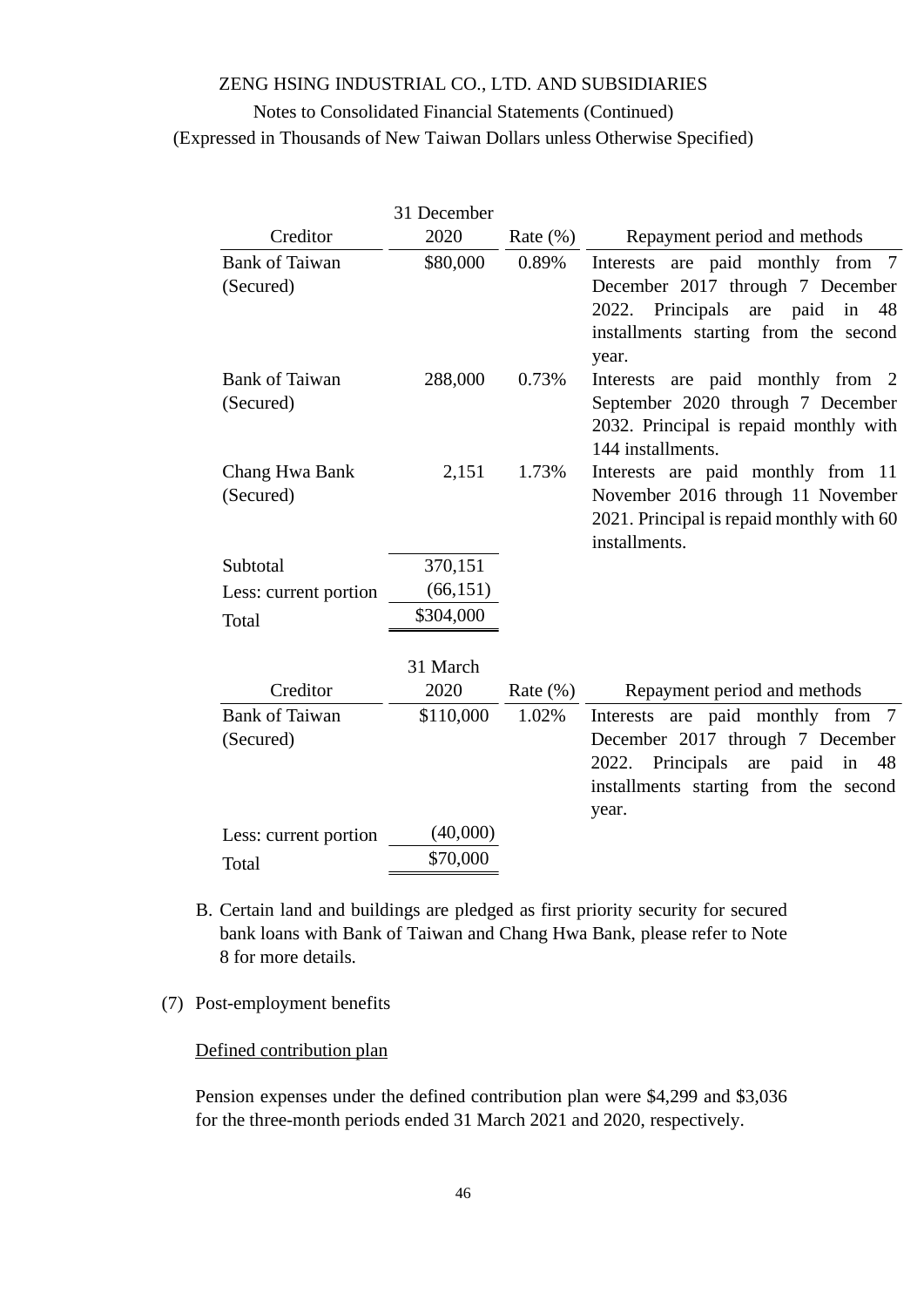| Creditor | 31 December 2020 | Rate (%) | Repayment period and methods |
|---|---|---|---|
| Bank of Taiwan (Secured) | $80,000 | 0.89% | Interests are paid monthly from 7 December 2017 through 7 December 2022. Principals are paid in 48 installments starting from the second year. |
| Bank of Taiwan (Secured) | 288,000 | 0.73% | Interests are paid monthly from 2 September 2020 through 7 December 2032. Principal is repaid monthly with 144 installments. |
| Chang Hwa Bank (Secured) | 2,151 | 1.73% | Interests are paid monthly from 11 November 2016 through 11 November 2021. Principal is repaid monthly with 60 installments. |
| Subtotal | 370,151 | | |
| Less: current portion | (66,151) | | |
| Total | $304,000 | | |

| Creditor | 31 March 2020 | Rate (%) | Repayment period and methods |
|---|---|---|---|
| Bank of Taiwan (Secured) | $110,000 | 1.02% | Interests are paid monthly from 7 December 2017 through 7 December 2022. Principals are paid in 48 installments starting from the second year. |
| Less: current portion | (40,000) | | |
| Total | $70,000 | | |

B. Certain land and buildings are pledged as first priority security for secured bank loans with Bank of Taiwan and Chang Hwa Bank, please refer to Note 8 for more details.

(7) Post-employment benefits

Defined contribution plan

Pension expenses under the defined contribution plan were $4,299 and $3,036 for the three-month periods ended 31 March 2021 and 2020, respectively.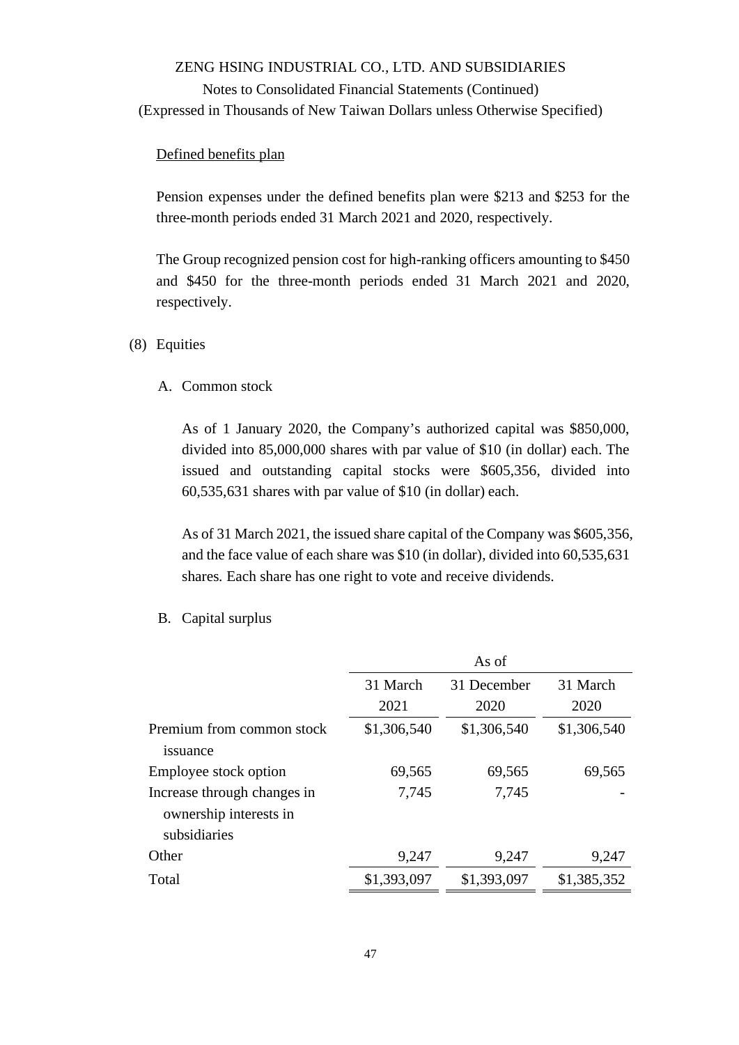Defined benefits plan

Pension expenses under the defined benefits plan were \$213 and \$253 for the three-month periods ended 31 March 2021 and 2020, respectively.

The Group recognized pension cost for high-ranking officers amounting to \$450 and \$450 for the three-month periods ended 31 March 2021 and 2020, respectively.

(8) Equities

A. Common stock

As of 1 January 2020, the Company's authorized capital was \$850,000, divided into 85,000,000 shares with par value of \$10 (in dollar) each. The issued and outstanding capital stocks were \$605,356, divided into 60,535,631 shares with par value of \$10 (in dollar) each.

As of 31 March 2021, the issued share capital of the Company was \$605,356, and the face value of each share was \$10 (in dollar), divided into 60,535,631 shares. Each share has one right to vote and receive dividends.

B. Capital surplus

| | As of | | |
|---|---|---|---|
| | 31 March 2021 | 31 December 2020 | 31 March 2020 |
| Premium from common stock issuance | \$1,306,540 | \$1,306,540 | \$1,306,540 |
| Employee stock option | 69,565 | 69,565 | 69,565 |
| Increase through changes in ownership interests in subsidiaries | 7,745 | 7,745 | - |
| Other | 9,247 | 9,247 | 9,247 |
| Total | \$1,393,097 | \$1,393,097 | \$1,385,352 |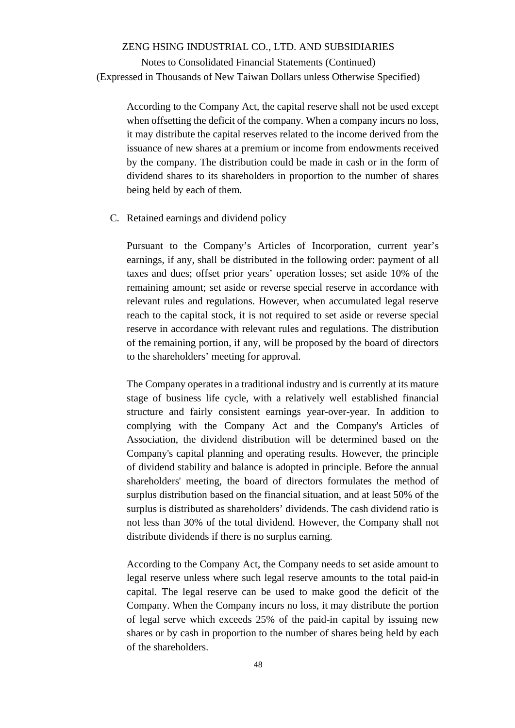According to the Company Act, the capital reserve shall not be used except when offsetting the deficit of the company. When a company incurs no loss, it may distribute the capital reserves related to the income derived from the issuance of new shares at a premium or income from endowments received by the company. The distribution could be made in cash or in the form of dividend shares to its shareholders in proportion to the number of shares being held by each of them.

C. Retained earnings and dividend policy

Pursuant to the Company's Articles of Incorporation, current year's earnings, if any, shall be distributed in the following order: payment of all taxes and dues; offset prior years' operation losses; set aside 10% of the remaining amount; set aside or reverse special reserve in accordance with relevant rules and regulations. However, when accumulated legal reserve reach to the capital stock, it is not required to set aside or reverse special reserve in accordance with relevant rules and regulations. The distribution of the remaining portion, if any, will be proposed by the board of directors to the shareholders' meeting for approval.

The Company operates in a traditional industry and is currently at its mature stage of business life cycle, with a relatively well established financial structure and fairly consistent earnings year-over-year. In addition to complying with the Company Act and the Company's Articles of Association, the dividend distribution will be determined based on the Company's capital planning and operating results. However, the principle of dividend stability and balance is adopted in principle. Before the annual shareholders' meeting, the board of directors formulates the method of surplus distribution based on the financial situation, and at least 50% of the surplus is distributed as shareholders' dividends. The cash dividend ratio is not less than 30% of the total dividend. However, the Company shall not distribute dividends if there is no surplus earning.

According to the Company Act, the Company needs to set aside amount to legal reserve unless where such legal reserve amounts to the total paid-in capital. The legal reserve can be used to make good the deficit of the Company. When the Company incurs no loss, it may distribute the portion of legal serve which exceeds 25% of the paid-in capital by issuing new shares or by cash in proportion to the number of shares being held by each of the shareholders.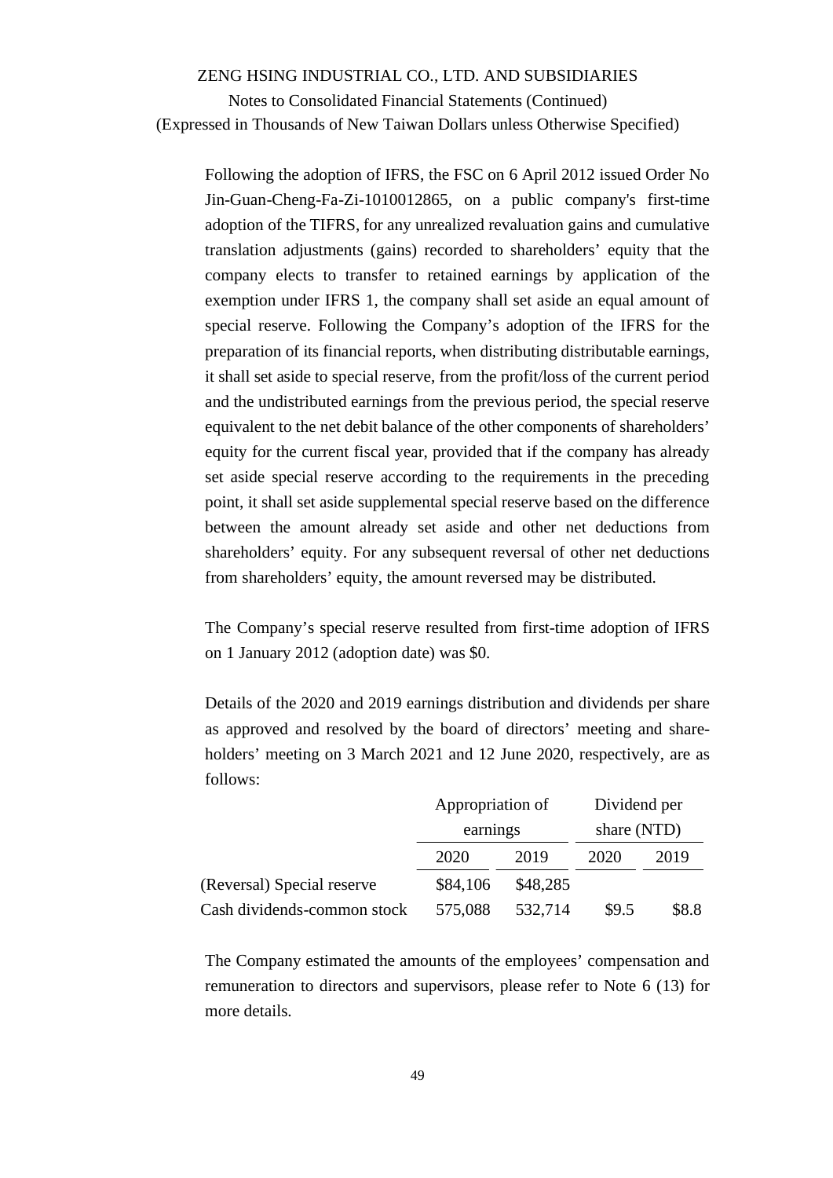Following the adoption of IFRS, the FSC on 6 April 2012 issued Order No Jin-Guan-Cheng-Fa-Zi-1010012865, on a public company's first-time adoption of the TIFRS, for any unrealized revaluation gains and cumulative translation adjustments (gains) recorded to shareholders' equity that the company elects to transfer to retained earnings by application of the exemption under IFRS 1, the company shall set aside an equal amount of special reserve. Following the Company's adoption of the IFRS for the preparation of its financial reports, when distributing distributable earnings, it shall set aside to special reserve, from the profit/loss of the current period and the undistributed earnings from the previous period, the special reserve equivalent to the net debit balance of the other components of shareholders' equity for the current fiscal year, provided that if the company has already set aside special reserve according to the requirements in the preceding point, it shall set aside supplemental special reserve based on the difference between the amount already set aside and other net deductions from shareholders' equity. For any subsequent reversal of other net deductions from shareholders' equity, the amount reversed may be distributed.

The Company's special reserve resulted from first-time adoption of IFRS on 1 January 2012 (adoption date) was $0.

Details of the 2020 and 2019 earnings distribution and dividends per share as approved and resolved by the board of directors' meeting and shareholders' meeting on 3 March 2021 and 12 June 2020, respectively, are as follows:

| | Appropriation of earnings | | Dividend per share (NTD) | |
|---|---|---|---|---|
| | 2020 | 2019 | 2020 | 2019 |
| (Reversal) Special reserve | $84,106 | $48,285 | | |
| Cash dividends-common stock | 575,088 | 532,714 | $9.5 | $8.8 |

The Company estimated the amounts of the employees' compensation and remuneration to directors and supervisors, please refer to Note 6 (13) for more details.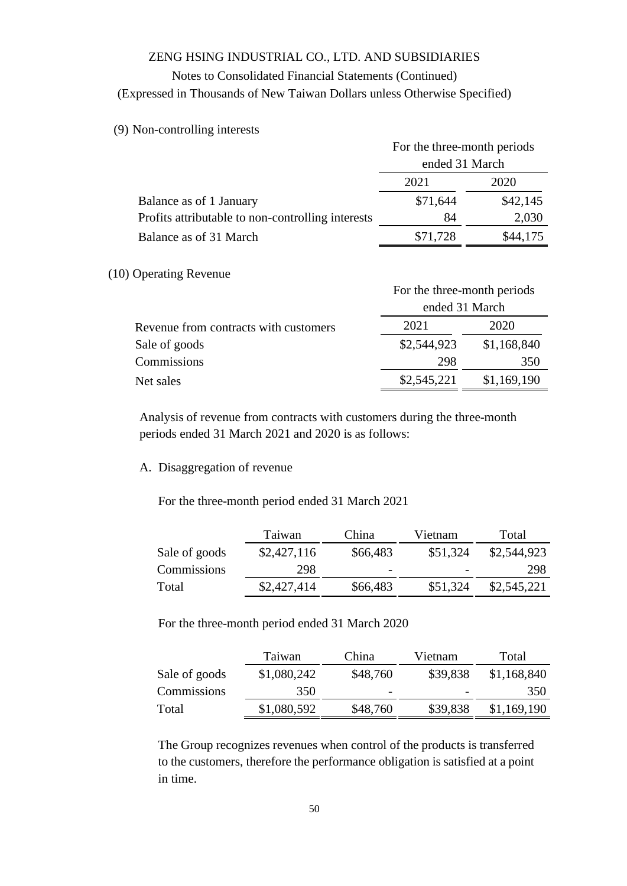(9) Non-controlling interests

| | For the three-month periods ended 31 March | |
|---|---|---|
| | 2021 | 2020 |
| Balance as of 1 January | $71,644 | $42,145 |
| Profits attributable to non-controlling interests | 84 | 2,030 |
| Balance as of 31 March | $71,728 | $44,175 |

(10) Operating Revenue

| | For the three-month periods ended 31 March | |
|---|---|---|
| Revenue from contracts with customers | 2021 | 2020 |
| Sale of goods | $2,544,923 | $1,168,840 |
| Commissions | 298 | 350 |
| Net sales | $2,545,221 | $1,169,190 |

Analysis of revenue from contracts with customers during the three-month periods ended 31 March 2021 and 2020 is as follows:

A. Disaggregation of revenue

For the three-month period ended 31 March 2021

| | Taiwan | China | Vietnam | Total |
|---|---|---|---|---|
| Sale of goods | $2,427,116 | $66,483 | $51,324 | $2,544,923 |
| Commissions | 298 | - | - | 298 |
| Total | $2,427,414 | $66,483 | $51,324 | $2,545,221 |

For the three-month period ended 31 March 2020

| | Taiwan | China | Vietnam | Total |
|---|---|---|---|---|
| Sale of goods | $1,080,242 | $48,760 | $39,838 | $1,168,840 |
| Commissions | 350 | - | - | 350 |
| Total | $1,080,592 | $48,760 | $39,838 | $1,169,190 |

The Group recognizes revenues when control of the products is transferred to the customers, therefore the performance obligation is satisfied at a point in time.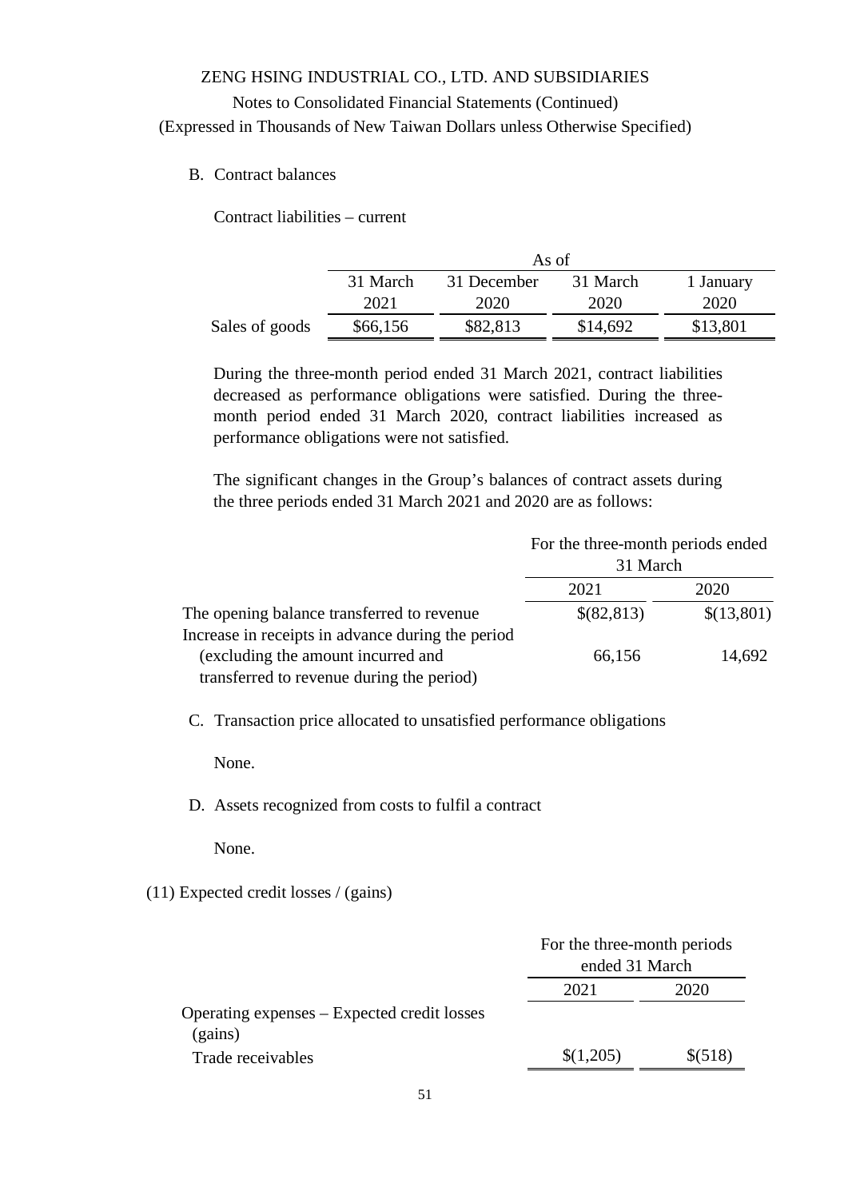B. Contract balances

Contract liabilities – current

| | As of | | | |
|---|---|---|---|---|
| | 31 March 2021 | 31 December 2020 | 31 March 2020 | 1 January 2020 |
| Sales of goods | $66,156 | $82,813 | $14,692 | $13,801 |

During the three-month period ended 31 March 2021, contract liabilities decreased as performance obligations were satisfied. During the three-month period ended 31 March 2020, contract liabilities increased as performance obligations were not satisfied.

The significant changes in the Group's balances of contract assets during the three periods ended 31 March 2021 and 2020 are as follows:

| | For the three-month periods ended 31 March | |
|---|---|---|
| | 2021 | 2020 |
| The opening balance transferred to revenue | $(82,813) | $(13,801) |
| Increase in receipts in advance during the period (excluding the amount incurred and transferred to revenue during the period) | 66,156 | 14,692 |

C. Transaction price allocated to unsatisfied performance obligations

None.

D. Assets recognized from costs to fulfil a contract

None.

(11) Expected credit losses / (gains)

| | For the three-month periods ended 31 March | |
|---|---|---|
| | 2021 | 2020 |
| Operating expenses – Expected credit losses (gains) | | |
| Trade receivables | $(1,205) | $(518) |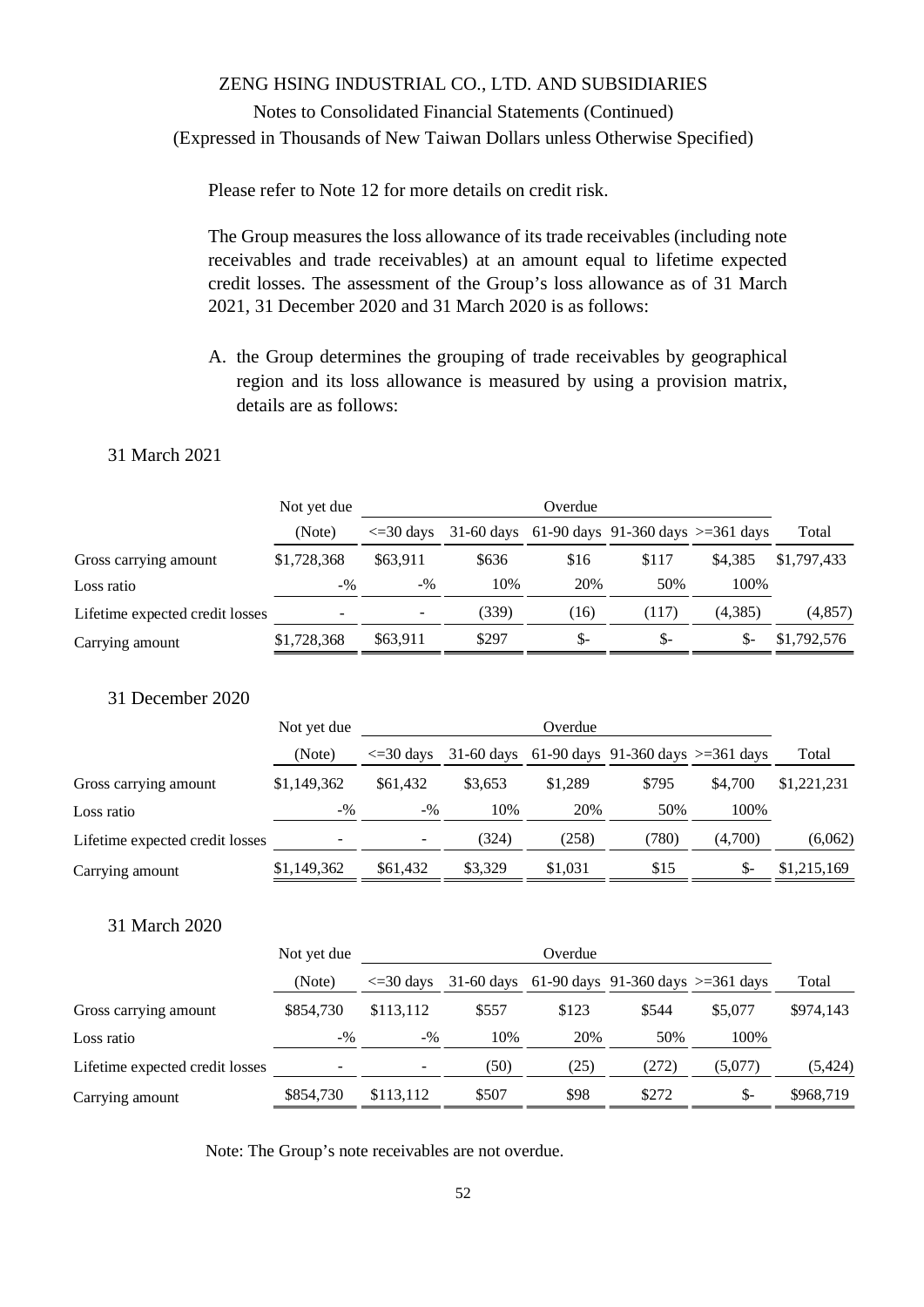Please refer to Note 12 for more details on credit risk.

The Group measures the loss allowance of its trade receivables (including note receivables and trade receivables) at an amount equal to lifetime expected credit losses. The assessment of the Group's loss allowance as of 31 March 2021, 31 December 2020 and 31 March 2020 is as follows:

A. the Group determines the grouping of trade receivables by geographical region and its loss allowance is measured by using a provision matrix, details are as follows:

31 March 2021

| | Not yet due | Overdue | | | | | |
|---|---|---|---|---|---|---|---|
| | (Note) | <=30 days | 31-60 days | 61-90 days | 91-360 days | >=361 days | Total |
| Gross carrying amount | $1,728,368 | $63,911 | $636 | $16 | $117 | $4,385 | $1,797,433 |
| Loss ratio | -% | -% | 10% | 20% | 50% | 100% | |
| Lifetime expected credit losses | - | - | (339) | (16) | (117) | (4,385) | (4,857) |
| Carrying amount | $1,728,368 | $63,911 | $297 | $- | $- | $- | $1,792,576 |

31 December 2020

| | Not yet due | Overdue | | | | | |
|---|---|---|---|---|---|---|---|
| | (Note) | <=30 days | 31-60 days | 61-90 days | 91-360 days | >=361 days | Total |
| Gross carrying amount | $1,149,362 | $61,432 | $3,653 | $1,289 | $795 | $4,700 | $1,221,231 |
| Loss ratio | -% | -% | 10% | 20% | 50% | 100% | |
| Lifetime expected credit losses | - | - | (324) | (258) | (780) | (4,700) | (6,062) |
| Carrying amount | $1,149,362 | $61,432 | $3,329 | $1,031 | $15 | $- | $1,215,169 |

31 March 2020

| | Not yet due | Overdue | | | | | |
|---|---|---|---|---|---|---|---|
| | (Note) | <=30 days | 31-60 days | 61-90 days | 91-360 days | >=361 days | Total |
| Gross carrying amount | $854,730 | $113,112 | $557 | $123 | $544 | $5,077 | $974,143 |
| Loss ratio | -% | -% | 10% | 20% | 50% | 100% | |
| Lifetime expected credit losses | - | - | (50) | (25) | (272) | (5,077) | (5,424) |
| Carrying amount | $854,730 | $113,112 | $507 | $98 | $272 | $- | $968,719 |

Note: The Group's note receivables are not overdue.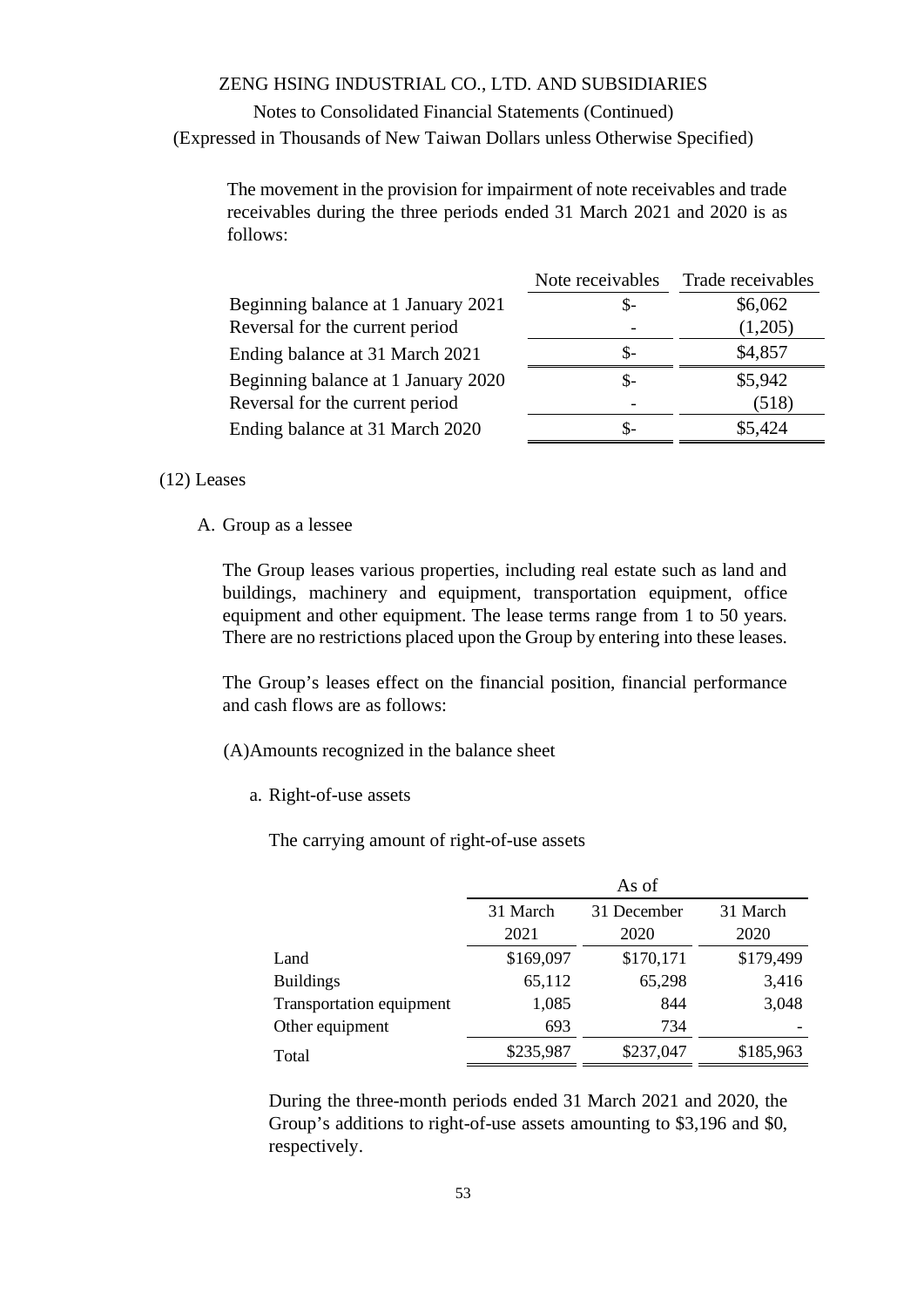The movement in the provision for impairment of note receivables and trade receivables during the three periods ended 31 March 2021 and 2020 is as follows:

| | Note receivables | Trade receivables |
|---|---|---|
| Beginning balance at 1 January 2021 | $- | $6,062 |
| Reversal for the current period | - | (1,205) |
| Ending balance at 31 March 2021 | $- | $4,857 |
| Beginning balance at 1 January 2020 | $- | $5,942 |
| Reversal for the current period | - | (518) |
| Ending balance at 31 March 2020 | $- | $5,424 |

(12) Leases

A. Group as a lessee

The Group leases various properties, including real estate such as land and buildings, machinery and equipment, transportation equipment, office equipment and other equipment. The lease terms range from 1 to 50 years. There are no restrictions placed upon the Group by entering into these leases.

The Group's leases effect on the financial position, financial performance and cash flows are as follows:

(A)Amounts recognized in the balance sheet

a. Right-of-use assets

The carrying amount of right-of-use assets

| | As of | | |
|---|---|---|---|
| | 31 March 2021 | 31 December 2020 | 31 March 2020 |
| Land | $169,097 | $170,171 | $179,499 |
| Buildings | 65,112 | 65,298 | 3,416 |
| Transportation equipment | 1,085 | 844 | 3,048 |
| Other equipment | 693 | 734 | - |
| Total | $235,987 | $237,047 | $185,963 |

During the three-month periods ended 31 March 2021 and 2020, the Group's additions to right-of-use assets amounting to $3,196 and $0, respectively.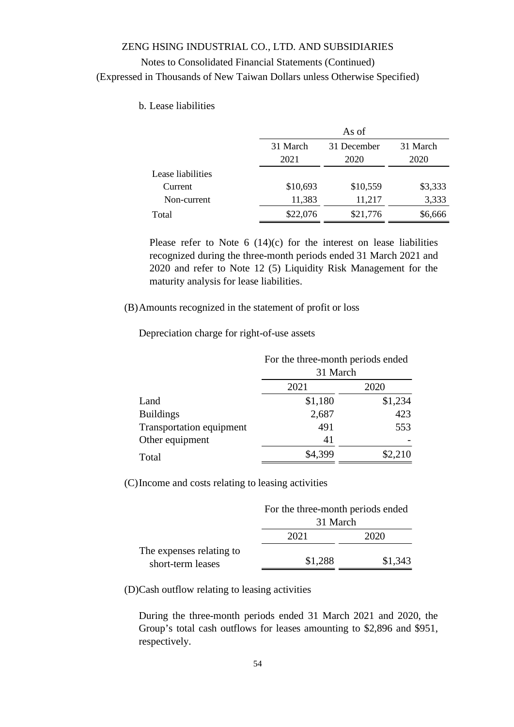b. Lease liabilities

| | As of | | |
|---|---|---|---|
| | 31 March 2021 | 31 December 2020 | 31 March 2020 |
| Lease liabilities | | | |
| Current | $10,693 | $10,559 | $3,333 |
| Non-current | 11,383 | 11,217 | 3,333 |
| Total | $22,076 | $21,776 | $6,666 |

Please refer to Note 6 (14)(c) for the interest on lease liabilities recognized during the three-month periods ended 31 March 2021 and 2020 and refer to Note 12 (5) Liquidity Risk Management for the maturity analysis for lease liabilities.

(B) Amounts recognized in the statement of profit or loss

Depreciation charge for right-of-use assets

| | For the three-month periods ended 31 March | |
|---|---|---|
| | 2021 | 2020 |
| Land | $1,180 | $1,234 |
| Buildings | 2,687 | 423 |
| Transportation equipment | 491 | 553 |
| Other equipment | 41 | - |
| Total | $4,399 | $2,210 |

(C) Income and costs relating to leasing activities

| | For the three-month periods ended 31 March | |
|---|---|---|
| | 2021 | 2020 |
| The expenses relating to short-term leases | $1,288 | $1,343 |

(D) Cash outflow relating to leasing activities

During the three-month periods ended 31 March 2021 and 2020, the Group's total cash outflows for leases amounting to $2,896 and $951, respectively.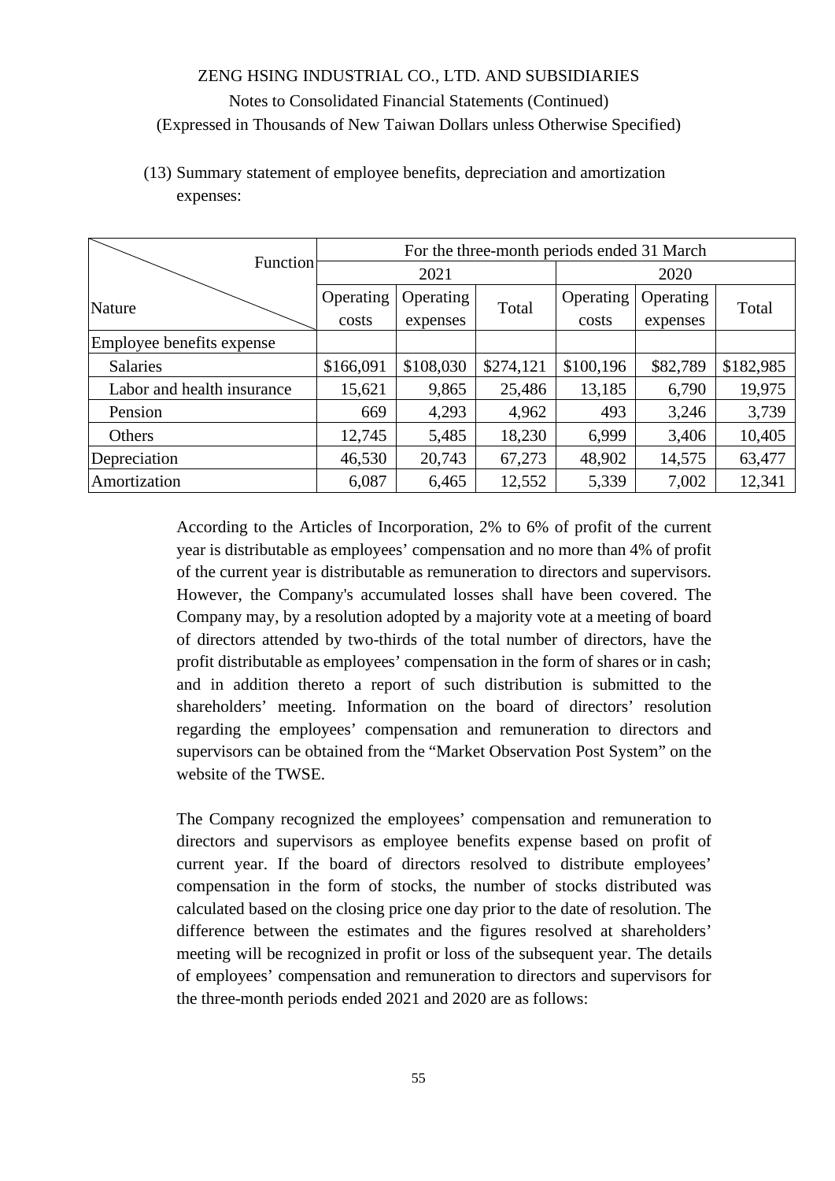(13) Summary statement of employee benefits, depreciation and amortization expenses:

| Function / Nature | For the three-month periods ended 31 March | | | | | |
|---|---|---|---|---|---|---|
| | 2021 | | | 2020 | | |
| | Operating costs | Operating expenses | Total | Operating costs | Operating expenses | Total |
| Employee benefits expense | | | | | | |
| Salaries | $166,091 | $108,030 | $274,121 | $100,196 | $82,789 | $182,985 |
| Labor and health insurance | 15,621 | 9,865 | 25,486 | 13,185 | 6,790 | 19,975 |
| Pension | 669 | 4,293 | 4,962 | 493 | 3,246 | 3,739 |
| Others | 12,745 | 5,485 | 18,230 | 6,999 | 3,406 | 10,405 |
| Depreciation | 46,530 | 20,743 | 67,273 | 48,902 | 14,575 | 63,477 |
| Amortization | 6,087 | 6,465 | 12,552 | 5,339 | 7,002 | 12,341 |

According to the Articles of Incorporation, 2% to 6% of profit of the current year is distributable as employees' compensation and no more than 4% of profit of the current year is distributable as remuneration to directors and supervisors. However, the Company's accumulated losses shall have been covered. The Company may, by a resolution adopted by a majority vote at a meeting of board of directors attended by two-thirds of the total number of directors, have the profit distributable as employees' compensation in the form of shares or in cash; and in addition thereto a report of such distribution is submitted to the shareholders' meeting. Information on the board of directors' resolution regarding the employees' compensation and remuneration to directors and supervisors can be obtained from the "Market Observation Post System" on the website of the TWSE.

The Company recognized the employees' compensation and remuneration to directors and supervisors as employee benefits expense based on profit of current year. If the board of directors resolved to distribute employees' compensation in the form of stocks, the number of stocks distributed was calculated based on the closing price one day prior to the date of resolution. The difference between the estimates and the figures resolved at shareholders' meeting will be recognized in profit or loss of the subsequent year. The details of employees' compensation and remuneration to directors and supervisors for the three-month periods ended 2021 and 2020 are as follows: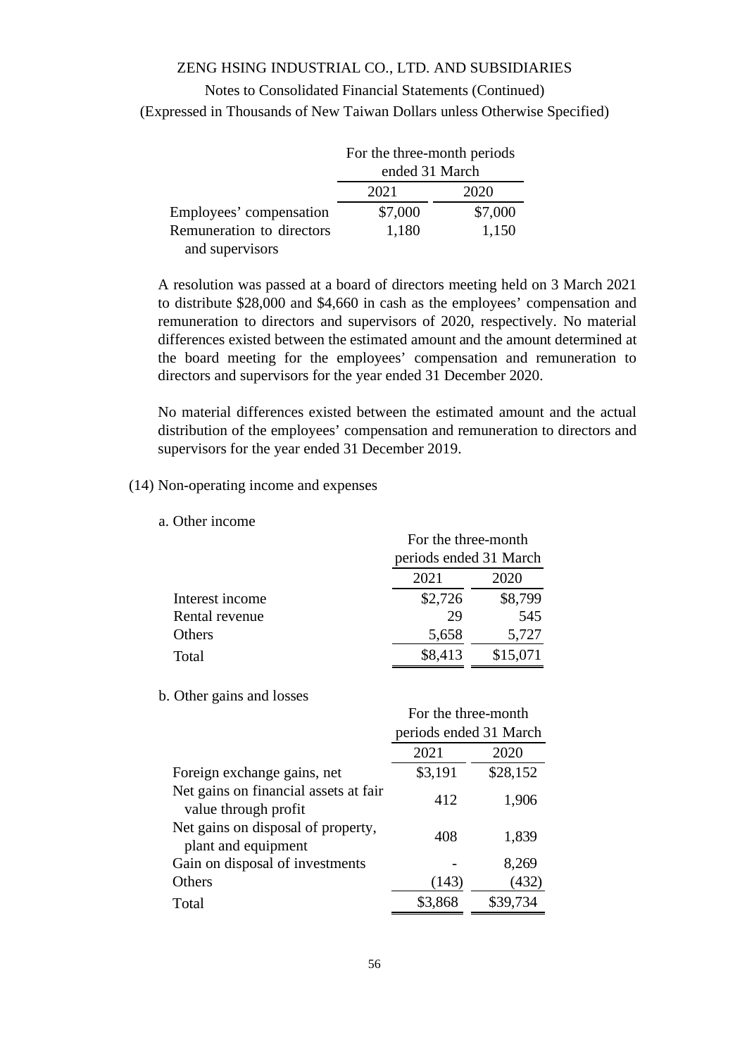| | For the three-month periods ended 31 March | |
|---|---|---|
| | 2021 | 2020 |
| Employees' compensation | $7,000 | $7,000 |
| Remuneration to directors and supervisors | 1,180 | 1,150 |

A resolution was passed at a board of directors meeting held on 3 March 2021 to distribute $28,000 and $4,660 in cash as the employees' compensation and remuneration to directors and supervisors of 2020, respectively. No material differences existed between the estimated amount and the amount determined at the board meeting for the employees' compensation and remuneration to directors and supervisors for the year ended 31 December 2020.

No material differences existed between the estimated amount and the actual distribution of the employees' compensation and remuneration to directors and supervisors for the year ended 31 December 2019.

(14) Non-operating income and expenses

a. Other income

| | For the three-month periods ended 31 March | |
|---|---|---|
| | 2021 | 2020 |
| Interest income | $2,726 | $8,799 |
| Rental revenue | 29 | 545 |
| Others | 5,658 | 5,727 |
| Total | $8,413 | $15,071 |

b. Other gains and losses

| | For the three-month periods ended 31 March | |
|---|---|---|
| | 2021 | 2020 |
| Foreign exchange gains, net | $3,191 | $28,152 |
| Net gains on financial assets at fair value through profit | 412 | 1,906 |
| Net gains on disposal of property, plant and equipment | 408 | 1,839 |
| Gain on disposal of investments | - | 8,269 |
| Others | (143) | (432) |
| Total | $3,868 | $39,734 |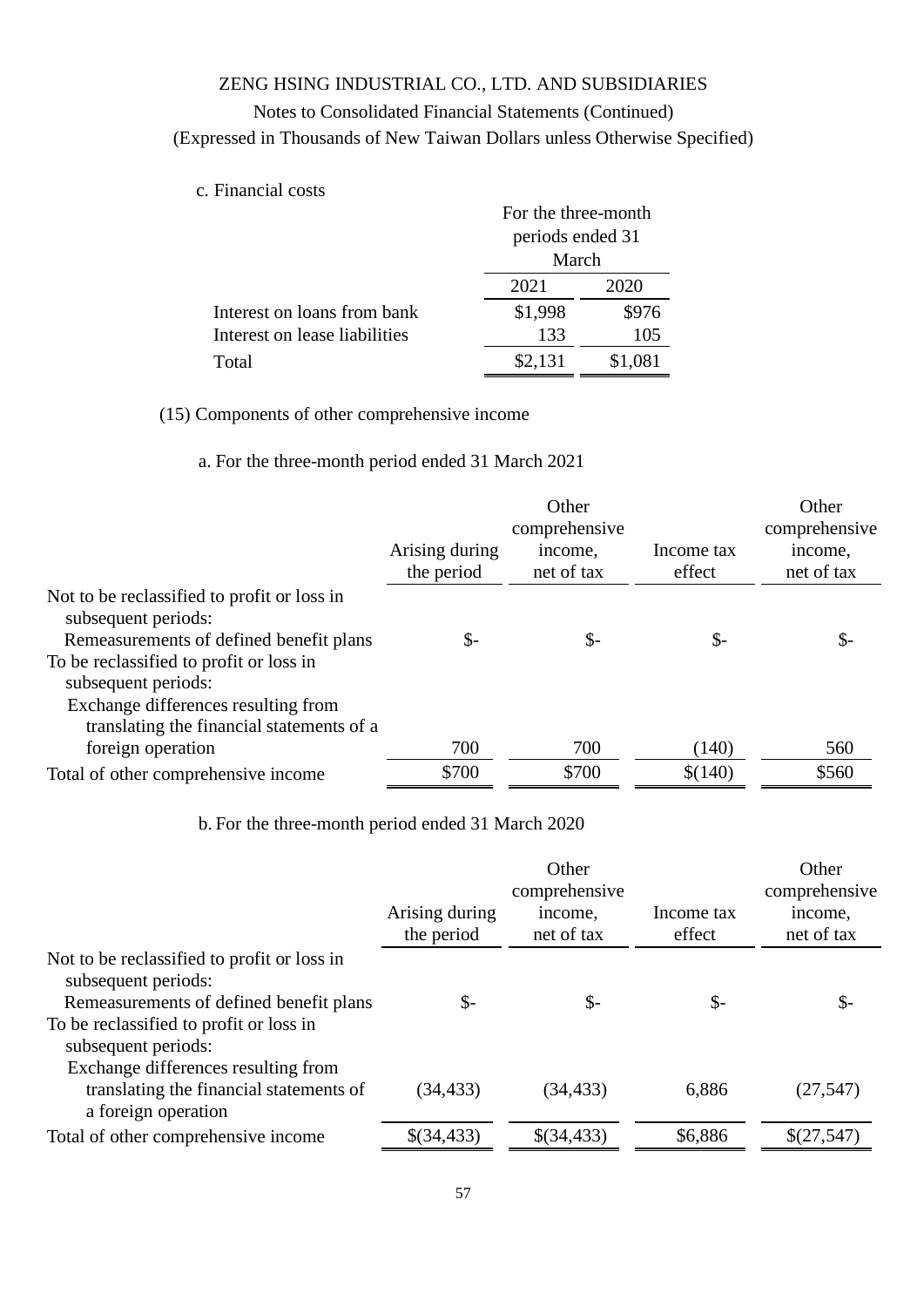c. Financial costs

| | For the three-month periods ended 31 March | |
|---|---|---|
| | 2021 | 2020 |
| Interest on loans from bank | $1,998 | $976 |
| Interest on lease liabilities | 133 | 105 |
| Total | $2,131 | $1,081 |

(15) Components of other comprehensive income

a. For the three-month period ended 31 March 2021

| | Arising during the period | Other comprehensive income, net of tax | Income tax effect | Other comprehensive income, net of tax |
|---|---|---|---|---|
| Not to be reclassified to profit or loss in subsequent periods: | | | | |
| Remeasurements of defined benefit plans | $- | $- | $- | $- |
| To be reclassified to profit or loss in subsequent periods: | | | | |
| Exchange differences resulting from translating the financial statements of a foreign operation | 700 | 700 | (140) | 560 |
| Total of other comprehensive income | $700 | $700 | $(140) | $560 |

b. For the three-month period ended 31 March 2020

| | Arising during the period | Other comprehensive income, net of tax | Income tax effect | Other comprehensive income, net of tax |
|---|---|---|---|---|
| Not to be reclassified to profit or loss in subsequent periods: | | | | |
| Remeasurements of defined benefit plans | $- | $- | $- | $- |
| To be reclassified to profit or loss in subsequent periods: | | | | |
| Exchange differences resulting from translating the financial statements of a foreign operation | (34,433) | (34,433) | 6,886 | (27,547) |
| Total of other comprehensive income | $(34,433) | $(34,433) | $6,886 | $(27,547) |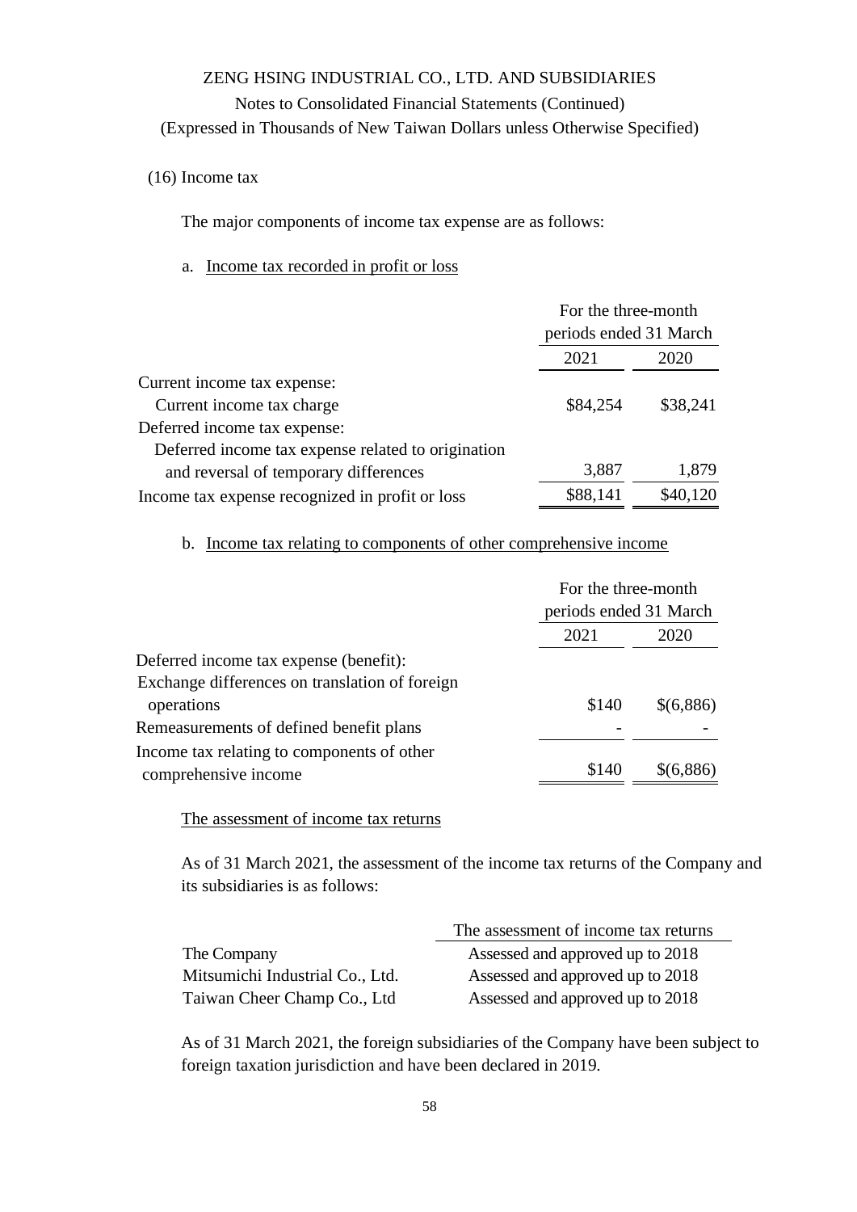(16) Income tax

The major components of income tax expense are as follows:

a. Income tax recorded in profit or loss

| | For the three-month periods ended 31 March | |
|---|---|---|
| | 2021 | 2020 |
| Current income tax expense: | | |
| Current income tax charge | \$84,254 | \$38,241 |
| Deferred income tax expense: | | |
| Deferred income tax expense related to origination and reversal of temporary differences | 3,887 | 1,879 |
| Income tax expense recognized in profit or loss | \$88,141 | \$40,120 |

b. Income tax relating to components of other comprehensive income

| | For the three-month periods ended 31 March | |
|---|---|---|
| | 2021 | 2020 |
| Deferred income tax expense (benefit): | | |
| Exchange differences on translation of foreign operations | \$140 | \$(6,886) |
| Remeasurements of defined benefit plans | - | - |
| Income tax relating to components of other comprehensive income | \$140 | \$(6,886) |

The assessment of income tax returns

As of 31 March 2021, the assessment of the income tax returns of the Company and its subsidiaries is as follows:

| | The assessment of income tax returns |
|---|---|
| The Company | Assessed and approved up to 2018 |
| Mitsumichi Industrial Co., Ltd. | Assessed and approved up to 2018 |
| Taiwan Cheer Champ Co., Ltd | Assessed and approved up to 2018 |

As of 31 March 2021, the foreign subsidiaries of the Company have been subject to foreign taxation jurisdiction and have been declared in 2019.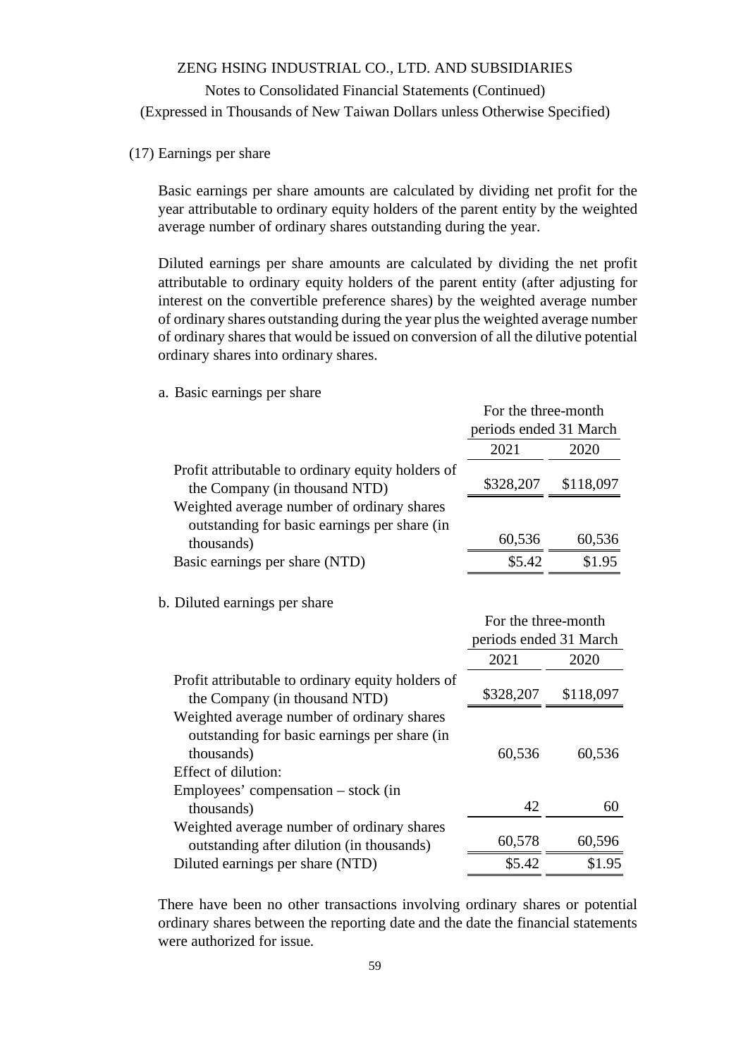(17) Earnings per share

Basic earnings per share amounts are calculated by dividing net profit for the year attributable to ordinary equity holders of the parent entity by the weighted average number of ordinary shares outstanding during the year.

Diluted earnings per share amounts are calculated by dividing the net profit attributable to ordinary equity holders of the parent entity (after adjusting for interest on the convertible preference shares) by the weighted average number of ordinary shares outstanding during the year plus the weighted average number of ordinary shares that would be issued on conversion of all the dilutive potential ordinary shares into ordinary shares.

a. Basic earnings per share

| | For the three-month periods ended 31 March | |
|---|---|---|
| | 2021 | 2020 |
| Profit attributable to ordinary equity holders of the Company (in thousand NTD) | $328,207 | $118,097 |
| Weighted average number of ordinary shares outstanding for basic earnings per share (in thousands) | 60,536 | 60,536 |
| Basic earnings per share (NTD) | $5.42 | $1.95 |

b. Diluted earnings per share

| | For the three-month periods ended 31 March | |
|---|---|---|
| | 2021 | 2020 |
| Profit attributable to ordinary equity holders of the Company (in thousand NTD) | $328,207 | $118,097 |
| Weighted average number of ordinary shares outstanding for basic earnings per share (in thousands) | 60,536 | 60,536 |
| Effect of dilution: | | |
| Employees' compensation – stock (in thousands) | 42 | 60 |
| Weighted average number of ordinary shares outstanding after dilution (in thousands) | 60,578 | 60,596 |
| Diluted earnings per share (NTD) | $5.42 | $1.95 |

There have been no other transactions involving ordinary shares or potential ordinary shares between the reporting date and the date the financial statements were authorized for issue.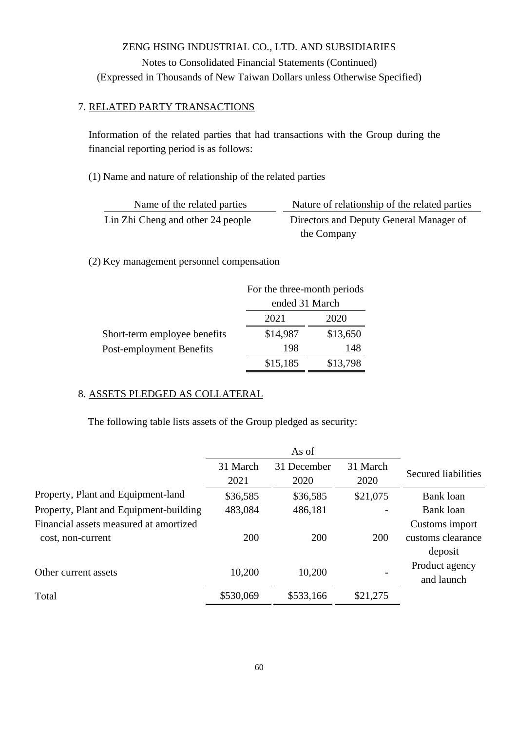ZENG HSING INDUSTRIAL CO., LTD. AND SUBSIDIARIES

Notes to Consolidated Financial Statements (Continued)

(Expressed in Thousands of New Taiwan Dollars unless Otherwise Specified)

## 7. RELATED PARTY TRANSACTIONS

Information of the related parties that had transactions with the Group during the financial reporting period is as follows:

(1) Name and nature of relationship of the related parties

| Name of the related parties | Nature of relationship of the related parties |
|---|---|
| Lin Zhi Cheng and other 24 people | Directors and Deputy General Manager of the Company |

(2) Key management personnel compensation

| | For the three-month periods ended 31 March | |
|---|---|---|
| | 2021 | 2020 |
| Short-term employee benefits | $14,987 | $13,650 |
| Post-employment Benefits | 198 | 148 |
| | $15,185 | $13,798 |

## 8. ASSETS PLEDGED AS COLLATERAL

The following table lists assets of the Group pledged as security:

| | As of | | | |
|---|---|---|---|---|
| | 31 March 2021 | 31 December 2020 | 31 March 2020 | Secured liabilities |
| Property, Plant and Equipment-land | $36,585 | $36,585 | $21,075 | Bank loan |
| Property, Plant and Equipment-building | 483,084 | 486,181 | - | Bank loan |
| Financial assets measured at amortized cost, non-current | 200 | 200 | 200 | Customs import customs clearance deposit |
| Other current assets | 10,200 | 10,200 | - | Product agency and launch |
| Total | $530,069 | $533,166 | $21,275 | |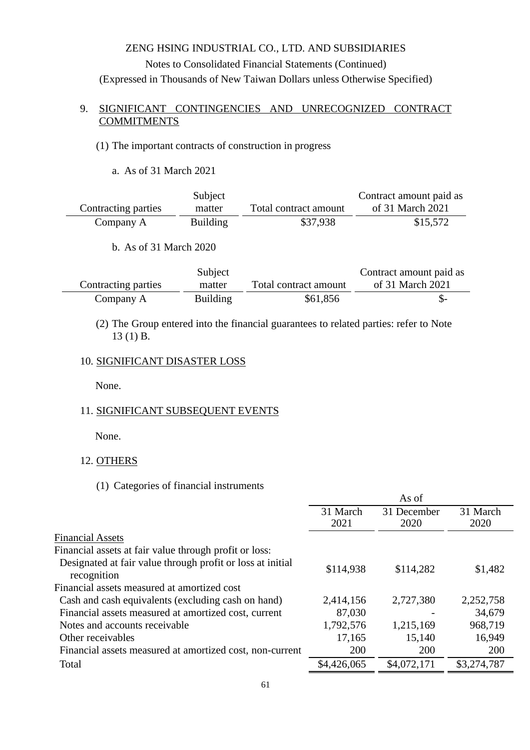ZENG HSING INDUSTRIAL CO., LTD. AND SUBSIDIARIES

Notes to Consolidated Financial Statements (Continued)

(Expressed in Thousands of New Taiwan Dollars unless Otherwise Specified)

## 9. SIGNIFICANT CONTINGENCIES AND UNRECOGNIZED CONTRACT COMMITMENTS

(1) The important contracts of construction in progress

a. As of 31 March 2021

| Contracting parties | Subject matter | Total contract amount | Contract amount paid as of 31 March 2021 |
|---|---|---|---|
| Company A | Building | $37,938 | $15,572 |

b. As of 31 March 2020

| Contracting parties | Subject matter | Total contract amount | Contract amount paid as of 31 March 2021 |
|---|---|---|---|
| Company A | Building | $61,856 | $- |

(2) The Group entered into the financial guarantees to related parties: refer to Note 13 (1) B.

## 10. SIGNIFICANT DISASTER LOSS

None.

## 11. SIGNIFICANT SUBSEQUENT EVENTS

None.

## 12. OTHERS

(1) Categories of financial instruments

| | As of | | |
|---|---|---|---|
| | 31 March 2021 | 31 December 2020 | 31 March 2020 |
| Financial Assets | | | |
| Financial assets at fair value through profit or loss: | | | |
| Designated at fair value through profit or loss at initial recognition | $114,938 | $114,282 | $1,482 |
| Financial assets measured at amortized cost | | | |
| Cash and cash equivalents (excluding cash on hand) | 2,414,156 | 2,727,380 | 2,252,758 |
| Financial assets measured at amortized cost, current | 87,030 | - | 34,679 |
| Notes and accounts receivable | 1,792,576 | 1,215,169 | 968,719 |
| Other receivables | 17,165 | 15,140 | 16,949 |
| Financial assets measured at amortized cost, non-current | 200 | 200 | 200 |
| Total | $4,426,065 | $4,072,171 | $3,274,787 |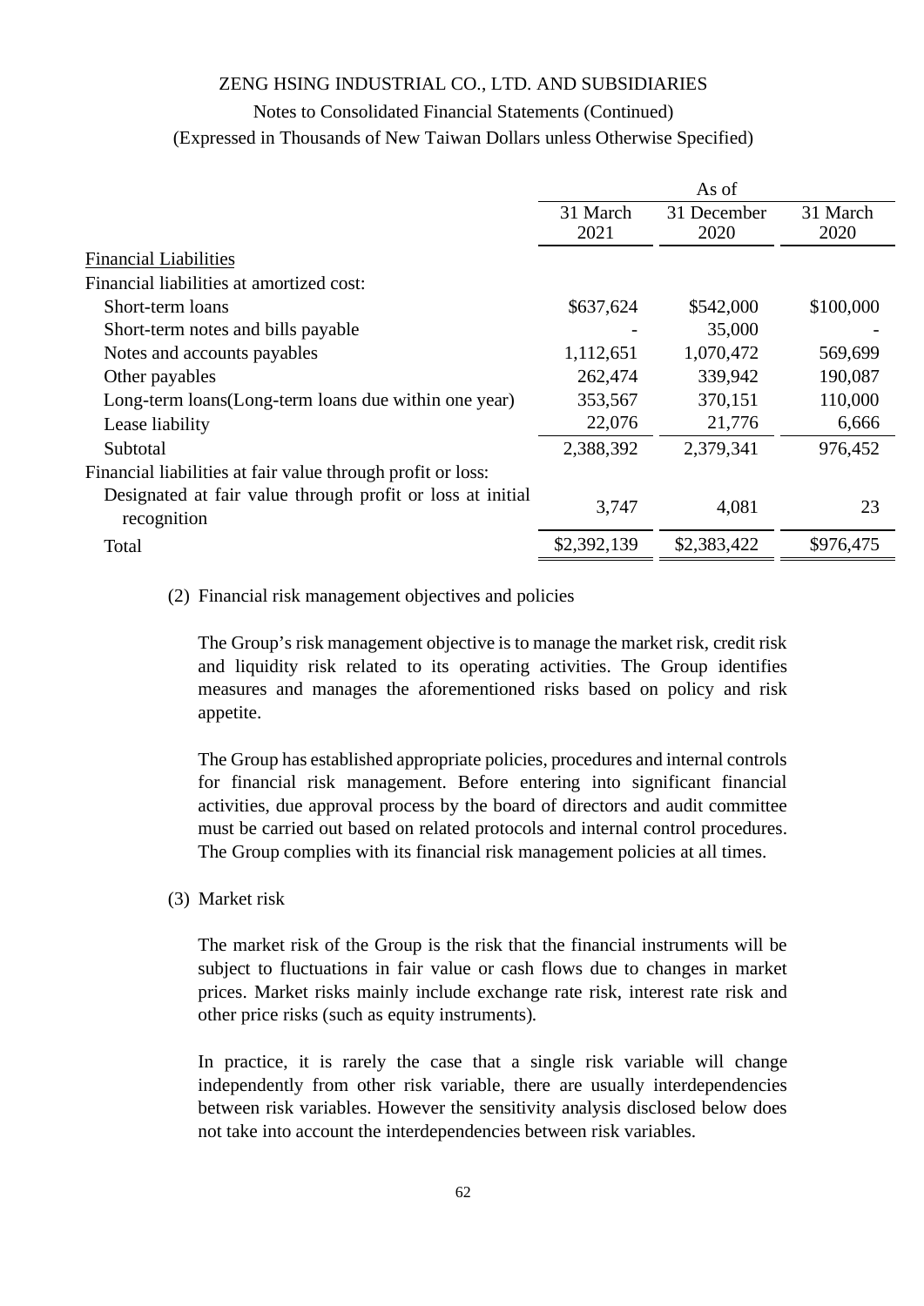ZENG HSING INDUSTRIAL CO., LTD. AND SUBSIDIARIES

Notes to Consolidated Financial Statements (Continued)

(Expressed in Thousands of New Taiwan Dollars unless Otherwise Specified)

| | As of | | |
|---|---|---|---|
| | 31 March 2021 | 31 December 2020 | 31 March 2020 |
| Financial Liabilities | | | |
| Financial liabilities at amortized cost: | | | |
| Short-term loans | $637,624 | $542,000 | $100,000 |
| Short-term notes and bills payable | - | 35,000 | - |
| Notes and accounts payables | 1,112,651 | 1,070,472 | 569,699 |
| Other payables | 262,474 | 339,942 | 190,087 |
| Long-term loans(Long-term loans due within one year) | 353,567 | 370,151 | 110,000 |
| Lease liability | 22,076 | 21,776 | 6,666 |
| Subtotal | 2,388,392 | 2,379,341 | 976,452 |
| Financial liabilities at fair value through profit or loss: | | | |
| Designated at fair value through profit or loss at initial recognition | 3,747 | 4,081 | 23 |
| Total | $2,392,139 | $2,383,422 | $976,475 |

(2) Financial risk management objectives and policies

The Group's risk management objective is to manage the market risk, credit risk and liquidity risk related to its operating activities. The Group identifies measures and manages the aforementioned risks based on policy and risk appetite.

The Group has established appropriate policies, procedures and internal controls for financial risk management. Before entering into significant financial activities, due approval process by the board of directors and audit committee must be carried out based on related protocols and internal control procedures. The Group complies with its financial risk management policies at all times.

(3) Market risk

The market risk of the Group is the risk that the financial instruments will be subject to fluctuations in fair value or cash flows due to changes in market prices. Market risks mainly include exchange rate risk, interest rate risk and other price risks (such as equity instruments).

In practice, it is rarely the case that a single risk variable will change independently from other risk variable, there are usually interdependencies between risk variables. However the sensitivity analysis disclosed below does not take into account the interdependencies between risk variables.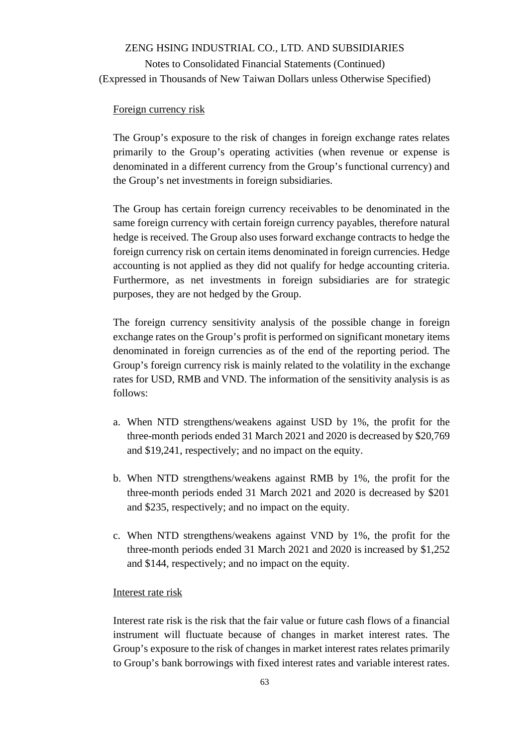Foreign currency risk

The Group's exposure to the risk of changes in foreign exchange rates relates primarily to the Group's operating activities (when revenue or expense is denominated in a different currency from the Group's functional currency) and the Group's net investments in foreign subsidiaries.

The Group has certain foreign currency receivables to be denominated in the same foreign currency with certain foreign currency payables, therefore natural hedge is received. The Group also uses forward exchange contracts to hedge the foreign currency risk on certain items denominated in foreign currencies. Hedge accounting is not applied as they did not qualify for hedge accounting criteria. Furthermore, as net investments in foreign subsidiaries are for strategic purposes, they are not hedged by the Group.

The foreign currency sensitivity analysis of the possible change in foreign exchange rates on the Group's profit is performed on significant monetary items denominated in foreign currencies as of the end of the reporting period. The Group's foreign currency risk is mainly related to the volatility in the exchange rates for USD, RMB and VND. The information of the sensitivity analysis is as follows:

a. When NTD strengthens/weakens against USD by 1%, the profit for the three-month periods ended 31 March 2021 and 2020 is decreased by $20,769 and $19,241, respectively; and no impact on the equity.

b. When NTD strengthens/weakens against RMB by 1%, the profit for the three-month periods ended 31 March 2021 and 2020 is decreased by $201 and $235, respectively; and no impact on the equity.

c. When NTD strengthens/weakens against VND by 1%, the profit for the three-month periods ended 31 March 2021 and 2020 is increased by $1,252 and $144, respectively; and no impact on the equity.

Interest rate risk

Interest rate risk is the risk that the fair value or future cash flows of a financial instrument will fluctuate because of changes in market interest rates. The Group's exposure to the risk of changes in market interest rates relates primarily to Group's bank borrowings with fixed interest rates and variable interest rates.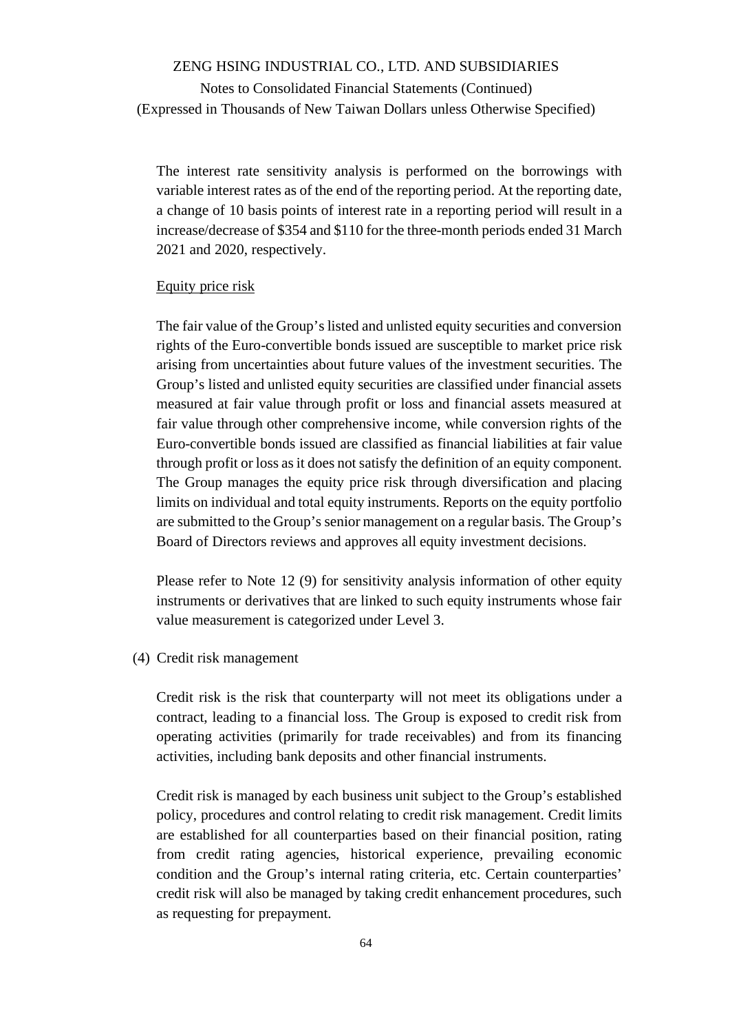The interest rate sensitivity analysis is performed on the borrowings with variable interest rates as of the end of the reporting period. At the reporting date, a change of 10 basis points of interest rate in a reporting period will result in a increase/decrease of $354 and $110 for the three-month periods ended 31 March 2021 and 2020, respectively.

Equity price risk

The fair value of the Group's listed and unlisted equity securities and conversion rights of the Euro-convertible bonds issued are susceptible to market price risk arising from uncertainties about future values of the investment securities. The Group's listed and unlisted equity securities are classified under financial assets measured at fair value through profit or loss and financial assets measured at fair value through other comprehensive income, while conversion rights of the Euro-convertible bonds issued are classified as financial liabilities at fair value through profit or loss as it does not satisfy the definition of an equity component. The Group manages the equity price risk through diversification and placing limits on individual and total equity instruments. Reports on the equity portfolio are submitted to the Group's senior management on a regular basis. The Group's Board of Directors reviews and approves all equity investment decisions.

Please refer to Note 12 (9) for sensitivity analysis information of other equity instruments or derivatives that are linked to such equity instruments whose fair value measurement is categorized under Level 3.

(4) Credit risk management

Credit risk is the risk that counterparty will not meet its obligations under a contract, leading to a financial loss. The Group is exposed to credit risk from operating activities (primarily for trade receivables) and from its financing activities, including bank deposits and other financial instruments.

Credit risk is managed by each business unit subject to the Group's established policy, procedures and control relating to credit risk management. Credit limits are established for all counterparties based on their financial position, rating from credit rating agencies, historical experience, prevailing economic condition and the Group's internal rating criteria, etc. Certain counterparties' credit risk will also be managed by taking credit enhancement procedures, such as requesting for prepayment.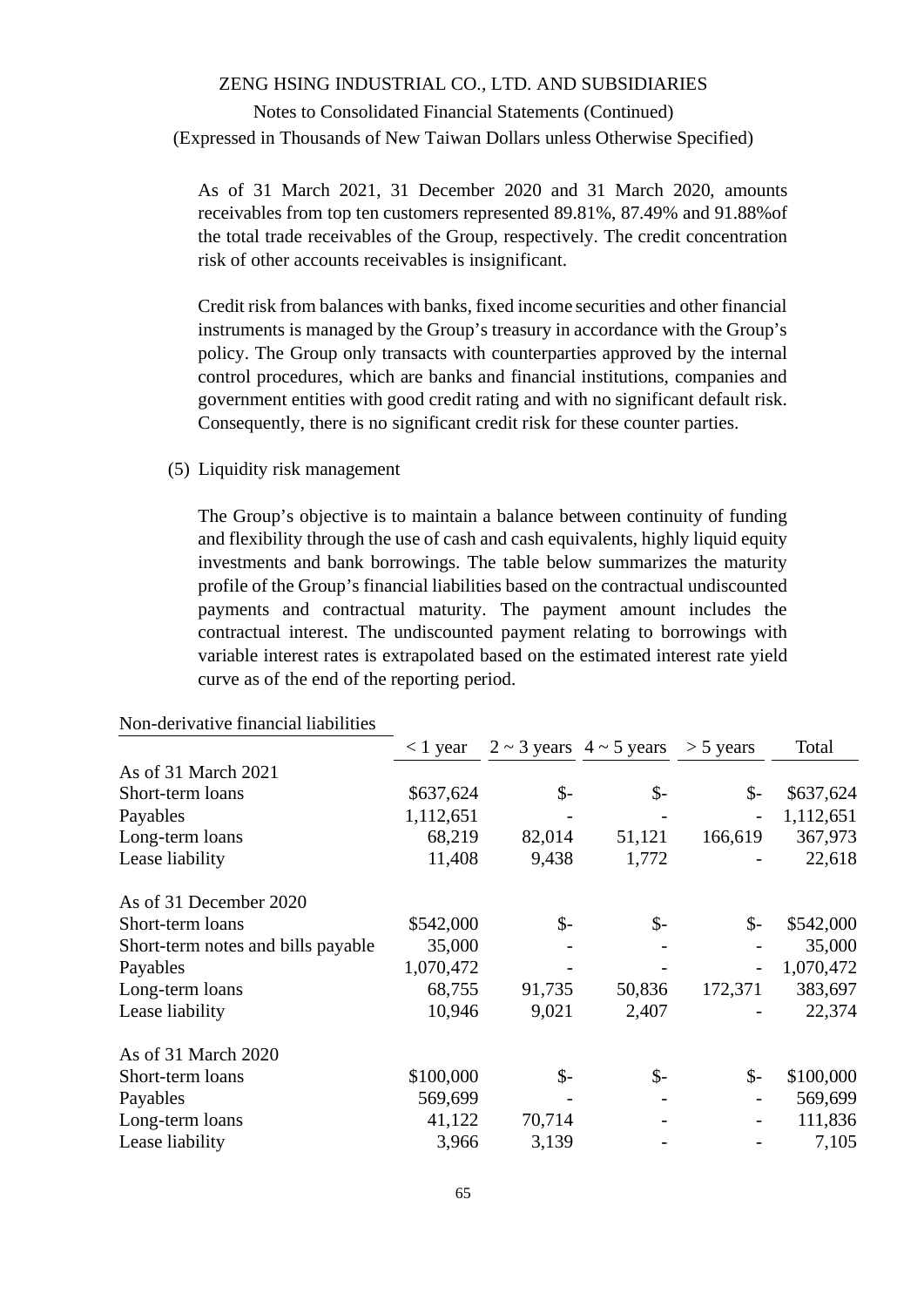As of 31 March 2021, 31 December 2020 and 31 March 2020, amounts receivables from top ten customers represented 89.81%, 87.49% and 91.88%of the total trade receivables of the Group, respectively. The credit concentration risk of other accounts receivables is insignificant.

Credit risk from balances with banks, fixed income securities and other financial instruments is managed by the Group's treasury in accordance with the Group's policy. The Group only transacts with counterparties approved by the internal control procedures, which are banks and financial institutions, companies and government entities with good credit rating and with no significant default risk. Consequently, there is no significant credit risk for these counter parties.

(5) Liquidity risk management

The Group's objective is to maintain a balance between continuity of funding and flexibility through the use of cash and cash equivalents, highly liquid equity investments and bank borrowings. The table below summarizes the maturity profile of the Group's financial liabilities based on the contractual undiscounted payments and contractual maturity. The payment amount includes the contractual interest. The undiscounted payment relating to borrowings with variable interest rates is extrapolated based on the estimated interest rate yield curve as of the end of the reporting period.

| Non-derivative financial liabilities | < 1 year | 2 ~ 3 years | 4 ~ 5 years | > 5 years | Total |
|---|---|---|---|---|---|
| As of 31 March 2021 | | | | | |
| Short-term loans | $637,624 | $- | $- | $- | $637,624 |
| Payables | 1,112,651 | - | - | - | 1,112,651 |
| Long-term loans | 68,219 | 82,014 | 51,121 | 166,619 | 367,973 |
| Lease liability | 11,408 | 9,438 | 1,772 | - | 22,618 |
| As of 31 December 2020 | | | | | |
| Short-term loans | $542,000 | $- | $- | $- | $542,000 |
| Short-term notes and bills payable | 35,000 | - | - | - | 35,000 |
| Payables | 1,070,472 | - | - | - | 1,070,472 |
| Long-term loans | 68,755 | 91,735 | 50,836 | 172,371 | 383,697 |
| Lease liability | 10,946 | 9,021 | 2,407 | - | 22,374 |
| As of 31 March 2020 | | | | | |
| Short-term loans | $100,000 | $- | $- | $- | $100,000 |
| Payables | 569,699 | - | - | - | 569,699 |
| Long-term loans | 41,122 | 70,714 | - | - | 111,836 |
| Lease liability | 3,966 | 3,139 | - | - | 7,105 |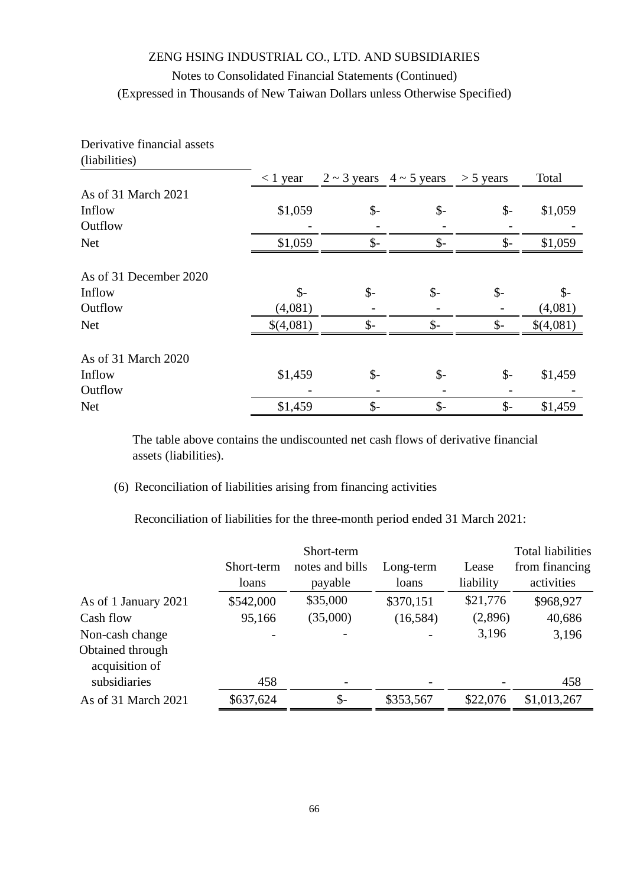Derivative financial assets (liabilities)

| | < 1 year | 2 ~ 3 years | 4 ~ 5 years | > 5 years | Total |
|---|---|---|---|---|---|
| As of 31 March 2021 | | | | | |
| Inflow | $1,059 | $- | $- | $- | $1,059 |
| Outflow | - | - | - | - | - |
| Net | $1,059 | $- | $- | $- | $1,059 |
| As of 31 December 2020 | | | | | |
| Inflow | $- | $- | $- | $- | $- |
| Outflow | (4,081) | - | - | - | (4,081) |
| Net | $(4,081) | $- | $- | $- | $(4,081) |
| As of 31 March 2020 | | | | | |
| Inflow | $1,459 | $- | $- | $- | $1,459 |
| Outflow | - | - | - | - | - |
| Net | $1,459 | $- | $- | $- | $1,459 |

The table above contains the undiscounted net cash flows of derivative financial assets (liabilities).

(6) Reconciliation of liabilities arising from financing activities

Reconciliation of liabilities for the three-month period ended 31 March 2021:

| | Short-term loans | Short-term notes and bills payable | Long-term loans | Lease liability | Total liabilities from financing activities |
|---|---|---|---|---|---|
| As of 1 January 2021 | $542,000 | $35,000 | $370,151 | $21,776 | $968,927 |
| Cash flow | 95,166 | (35,000) | (16,584) | (2,896) | 40,686 |
| Non-cash change | - | - | - | 3,196 | 3,196 |
| Obtained through acquisition of subsidiaries | 458 | - | - | - | 458 |
| As of 31 March 2021 | $637,624 | $- | $353,567 | $22,076 | $1,013,267 |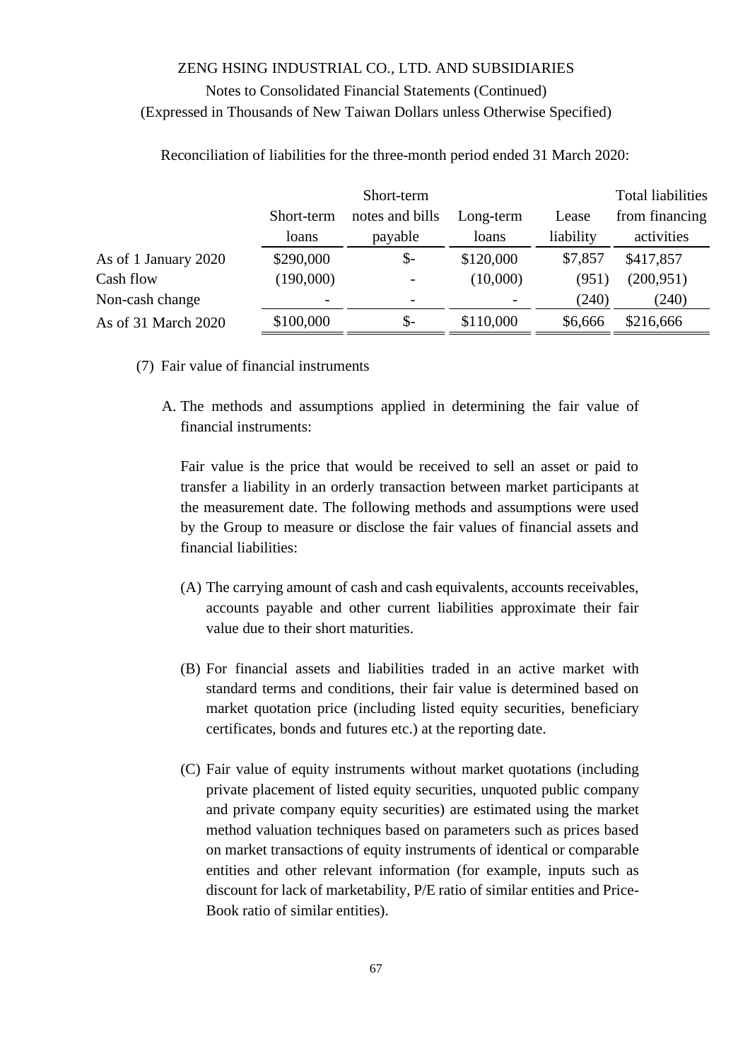Reconciliation of liabilities for the three-month period ended 31 March 2020:

| | Short-term loans | Short-term notes and bills payable | Long-term loans | Lease liability | Total liabilities from financing activities |
|---|---|---|---|---|---|
| As of 1 January 2020 | $290,000 | $- | $120,000 | $7,857 | $417,857 |
| Cash flow | (190,000) | - | (10,000) | (951) | (200,951) |
| Non-cash change | - | - | - | (240) | (240) |
| As of 31 March 2020 | $100,000 | $- | $110,000 | $6,666 | $216,666 |

(7) Fair value of financial instruments

A. The methods and assumptions applied in determining the fair value of financial instruments:

Fair value is the price that would be received to sell an asset or paid to transfer a liability in an orderly transaction between market participants at the measurement date. The following methods and assumptions were used by the Group to measure or disclose the fair values of financial assets and financial liabilities:

(A) The carrying amount of cash and cash equivalents, accounts receivables, accounts payable and other current liabilities approximate their fair value due to their short maturities.

(B) For financial assets and liabilities traded in an active market with standard terms and conditions, their fair value is determined based on market quotation price (including listed equity securities, beneficiary certificates, bonds and futures etc.) at the reporting date.

(C) Fair value of equity instruments without market quotations (including private placement of listed equity securities, unquoted public company and private company equity securities) are estimated using the market method valuation techniques based on parameters such as prices based on market transactions of equity instruments of identical or comparable entities and other relevant information (for example, inputs such as discount for lack of marketability, P/E ratio of similar entities and Price-Book ratio of similar entities).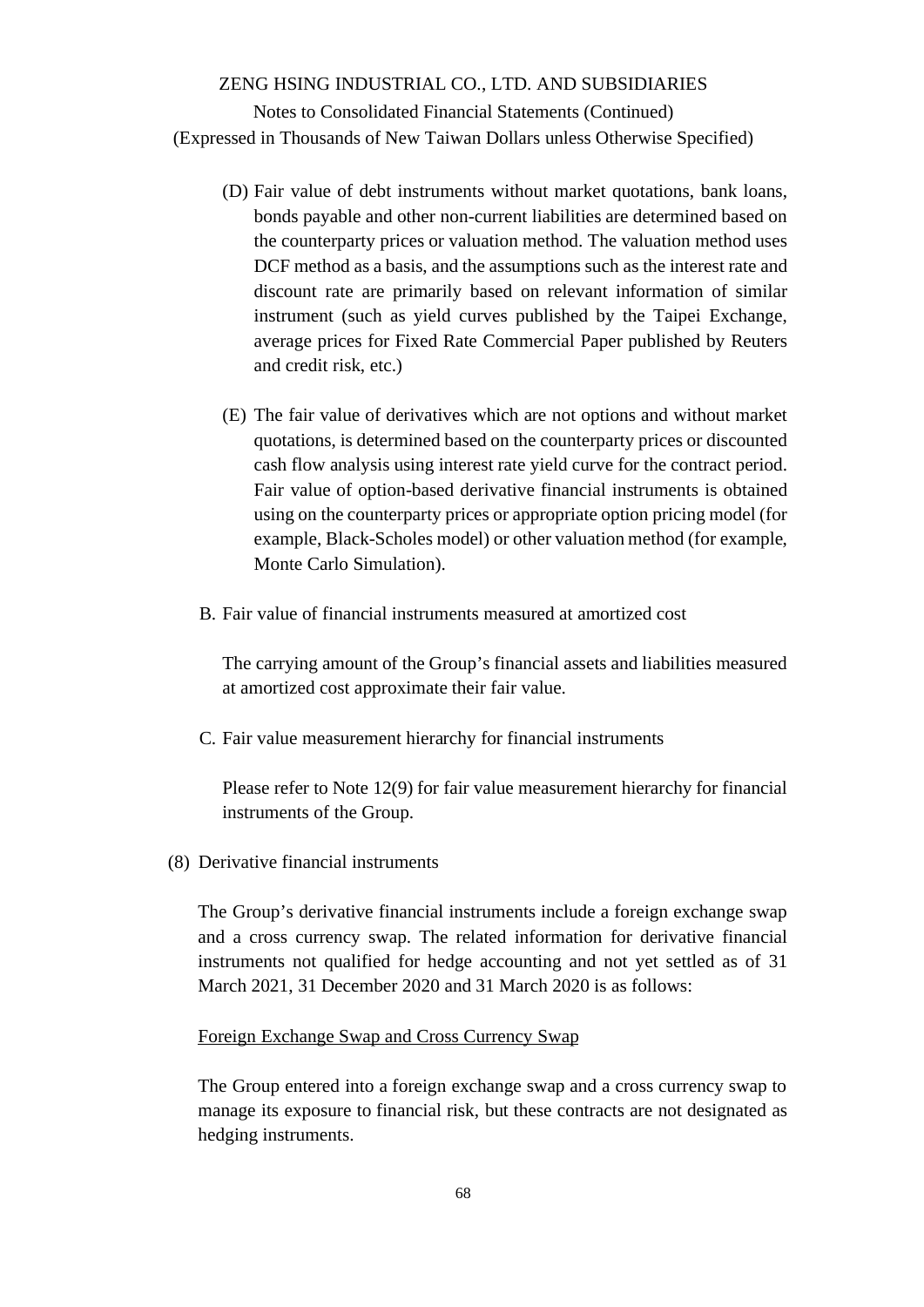(D) Fair value of debt instruments without market quotations, bank loans, bonds payable and other non-current liabilities are determined based on the counterparty prices or valuation method. The valuation method uses DCF method as a basis, and the assumptions such as the interest rate and discount rate are primarily based on relevant information of similar instrument (such as yield curves published by the Taipei Exchange, average prices for Fixed Rate Commercial Paper published by Reuters and credit risk, etc.)

(E) The fair value of derivatives which are not options and without market quotations, is determined based on the counterparty prices or discounted cash flow analysis using interest rate yield curve for the contract period. Fair value of option-based derivative financial instruments is obtained using on the counterparty prices or appropriate option pricing model (for example, Black-Scholes model) or other valuation method (for example, Monte Carlo Simulation).

B. Fair value of financial instruments measured at amortized cost

The carrying amount of the Group's financial assets and liabilities measured at amortized cost approximate their fair value.

C. Fair value measurement hierarchy for financial instruments

Please refer to Note 12(9) for fair value measurement hierarchy for financial instruments of the Group.

(8) Derivative financial instruments

The Group's derivative financial instruments include a foreign exchange swap and a cross currency swap. The related information for derivative financial instruments not qualified for hedge accounting and not yet settled as of 31 March 2021, 31 December 2020 and 31 March 2020 is as follows:

Foreign Exchange Swap and Cross Currency Swap

The Group entered into a foreign exchange swap and a cross currency swap to manage its exposure to financial risk, but these contracts are not designated as hedging instruments.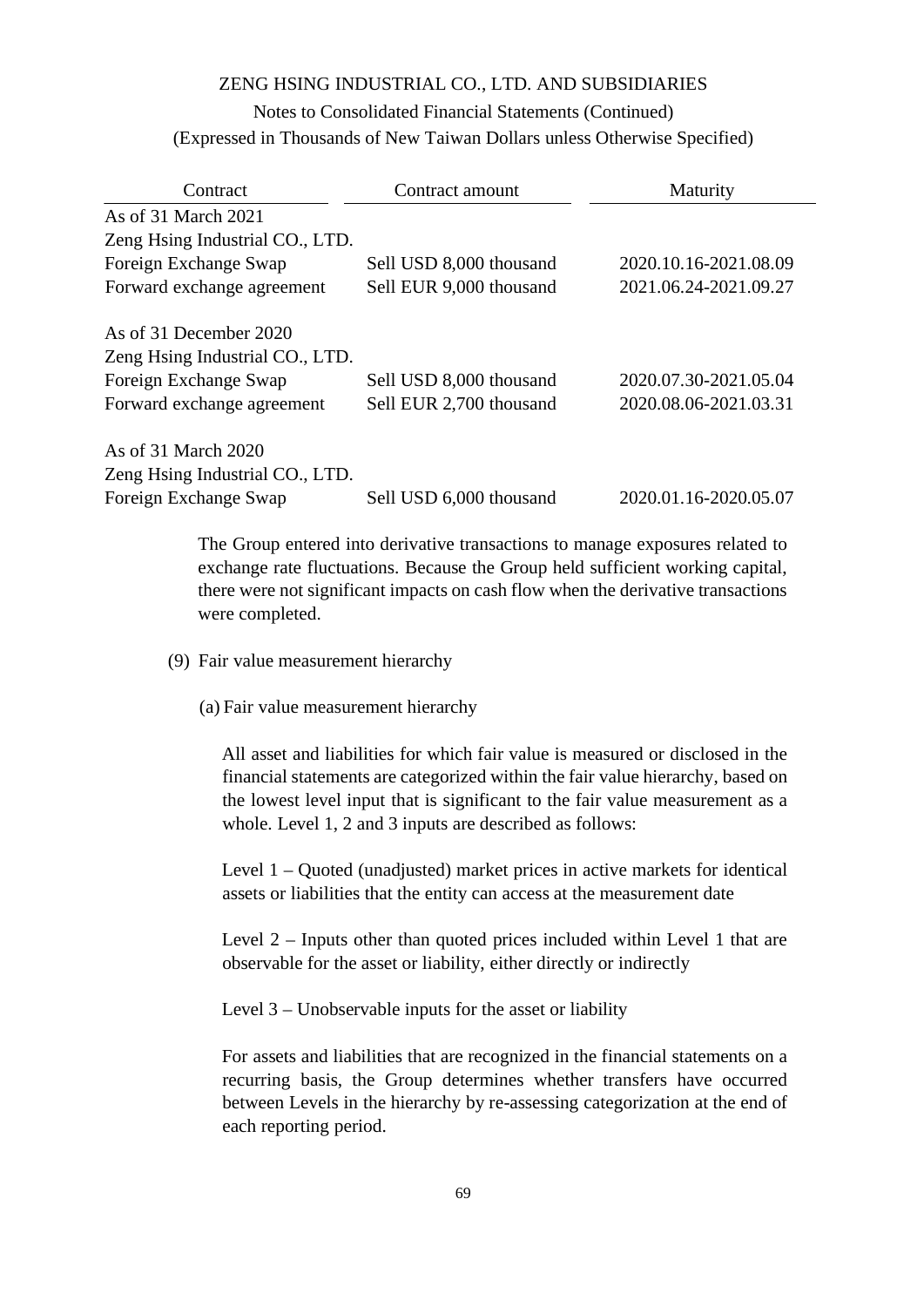| Contract | Contract amount | Maturity |
|---|---|---|
| As of 31 March 2021 | | |
| Zeng Hsing Industrial CO., LTD. | | |
| Foreign Exchange Swap | Sell USD 8,000 thousand | 2020.10.16-2021.08.09 |
| Forward exchange agreement | Sell EUR 9,000 thousand | 2021.06.24-2021.09.27 |
| | | |
| As of 31 December 2020 | | |
| Zeng Hsing Industrial CO., LTD. | | |
| Foreign Exchange Swap | Sell USD 8,000 thousand | 2020.07.30-2021.05.04 |
| Forward exchange agreement | Sell EUR 2,700 thousand | 2020.08.06-2021.03.31 |
| | | |
| As of 31 March 2020 | | |
| Zeng Hsing Industrial CO., LTD. | | |
| Foreign Exchange Swap | Sell USD 6,000 thousand | 2020.01.16-2020.05.07 |

The Group entered into derivative transactions to manage exposures related to exchange rate fluctuations. Because the Group held sufficient working capital, there were not significant impacts on cash flow when the derivative transactions were completed.

(9) Fair value measurement hierarchy

(a) Fair value measurement hierarchy

All asset and liabilities for which fair value is measured or disclosed in the financial statements are categorized within the fair value hierarchy, based on the lowest level input that is significant to the fair value measurement as a whole. Level 1, 2 and 3 inputs are described as follows:

Level 1 – Quoted (unadjusted) market prices in active markets for identical assets or liabilities that the entity can access at the measurement date

Level 2 – Inputs other than quoted prices included within Level 1 that are observable for the asset or liability, either directly or indirectly

Level 3 – Unobservable inputs for the asset or liability

For assets and liabilities that are recognized in the financial statements on a recurring basis, the Group determines whether transfers have occurred between Levels in the hierarchy by re-assessing categorization at the end of each reporting period.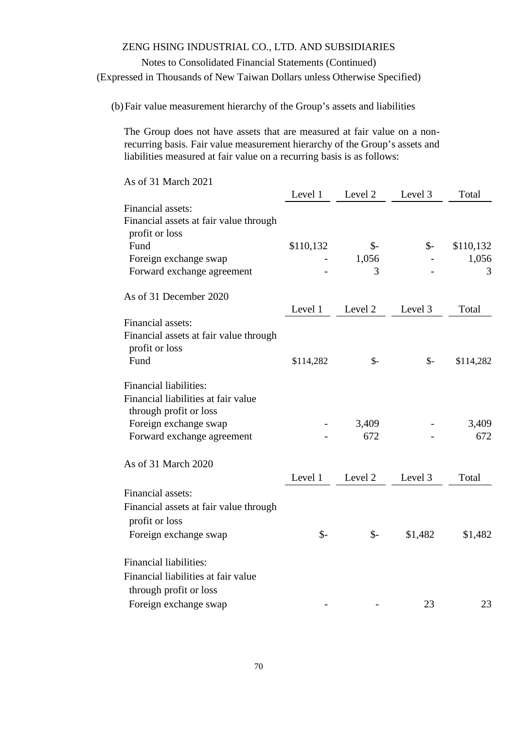(b) Fair value measurement hierarchy of the Group's assets and liabilities

The Group does not have assets that are measured at fair value on a non-recurring basis. Fair value measurement hierarchy of the Group's assets and liabilities measured at fair value on a recurring basis is as follows:

As of 31 March 2021

| | Level 1 | Level 2 | Level 3 | Total |
|---|---|---|---|---|
| Financial assets: | | | | |
| Financial assets at fair value through profit or loss | | | | |
| Fund | $110,132 | $- | $- | $110,132 |
| Foreign exchange swap | - | 1,056 | - | 1,056 |
| Forward exchange agreement | - | 3 | - | 3 |

As of 31 December 2020

| | Level 1 | Level 2 | Level 3 | Total |
|---|---|---|---|---|
| Financial assets: | | | | |
| Financial assets at fair value through profit or loss | | | | |
| Fund | $114,282 | $- | $- | $114,282 |
| Financial liabilities: | | | | |
| Financial liabilities at fair value through profit or loss | | | | |
| Foreign exchange swap | - | 3,409 | - | 3,409 |
| Forward exchange agreement | - | 672 | - | 672 |

As of 31 March 2020

| | Level 1 | Level 2 | Level 3 | Total |
|---|---|---|---|---|
| Financial assets: | | | | |
| Financial assets at fair value through profit or loss | | | | |
| Foreign exchange swap | $- | $- | $1,482 | $1,482 |
| Financial liabilities: | | | | |
| Financial liabilities at fair value through profit or loss | | | | |
| Foreign exchange swap | - | - | 23 | 23 |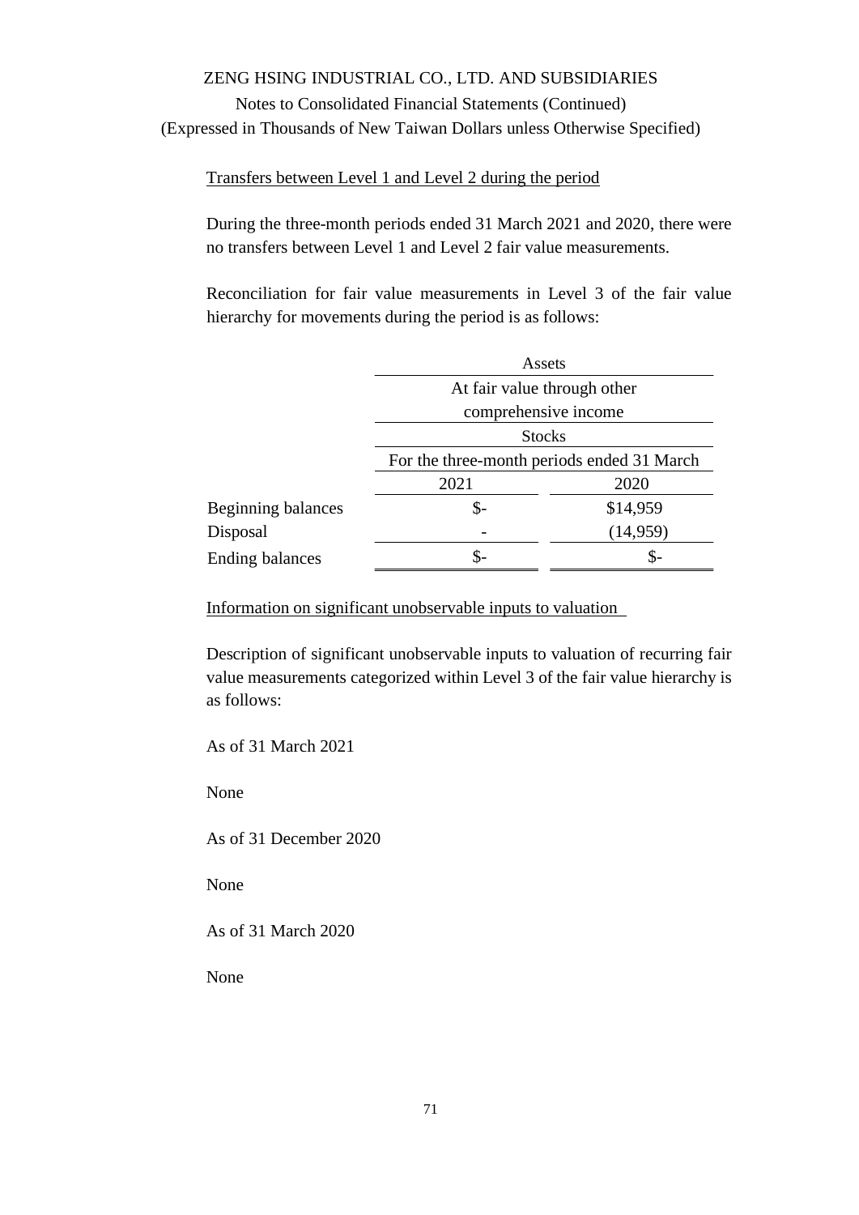Transfers between Level 1 and Level 2 during the period

During the three-month periods ended 31 March 2021 and 2020, there were no transfers between Level 1 and Level 2 fair value measurements.

Reconciliation for fair value measurements in Level 3 of the fair value hierarchy for movements during the period is as follows:

| | Assets | |
|---|---|---|
| | At fair value through other comprehensive income | |
| | Stocks | |
| | For the three-month periods ended 31 March | |
| | 2021 | 2020 |
| Beginning balances | $- | $14,959 |
| Disposal | - | (14,959) |
| Ending balances | $- | $- |

Information on significant unobservable inputs to valuation

Description of significant unobservable inputs to valuation of recurring fair value measurements categorized within Level 3 of the fair value hierarchy is as follows:

As of 31 March 2021

None

As of 31 December 2020

None

As of 31 March 2020

None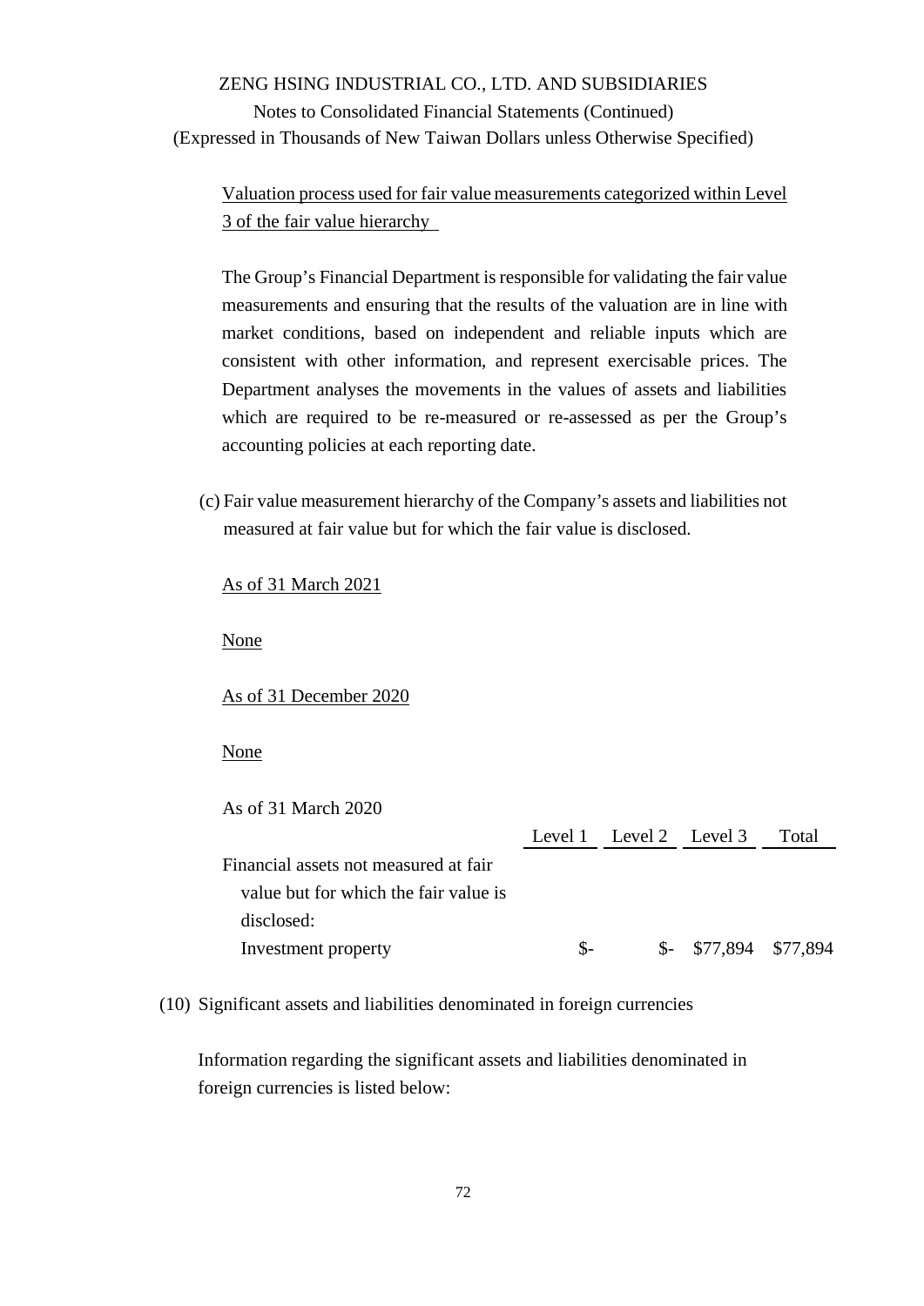Valuation process used for fair value measurements categorized within Level 3 of the fair value hierarchy

The Group's Financial Department is responsible for validating the fair value measurements and ensuring that the results of the valuation are in line with market conditions, based on independent and reliable inputs which are consistent with other information, and represent exercisable prices. The Department analyses the movements in the values of assets and liabilities which are required to be re-measured or re-assessed as per the Group's accounting policies at each reporting date.

(c) Fair value measurement hierarchy of the Company's assets and liabilities not measured at fair value but for which the fair value is disclosed.

As of 31 March 2021

None

As of 31 December 2020

None

As of 31 March 2020

| | Level 1 | Level 2 | Level 3 | Total |
|---|---|---|---|---|
| Financial assets not measured at fair value but for which the fair value is disclosed: | | | | |
| Investment property | $- | $- | $77,894 | $77,894 |

(10) Significant assets and liabilities denominated in foreign currencies

Information regarding the significant assets and liabilities denominated in foreign currencies is listed below: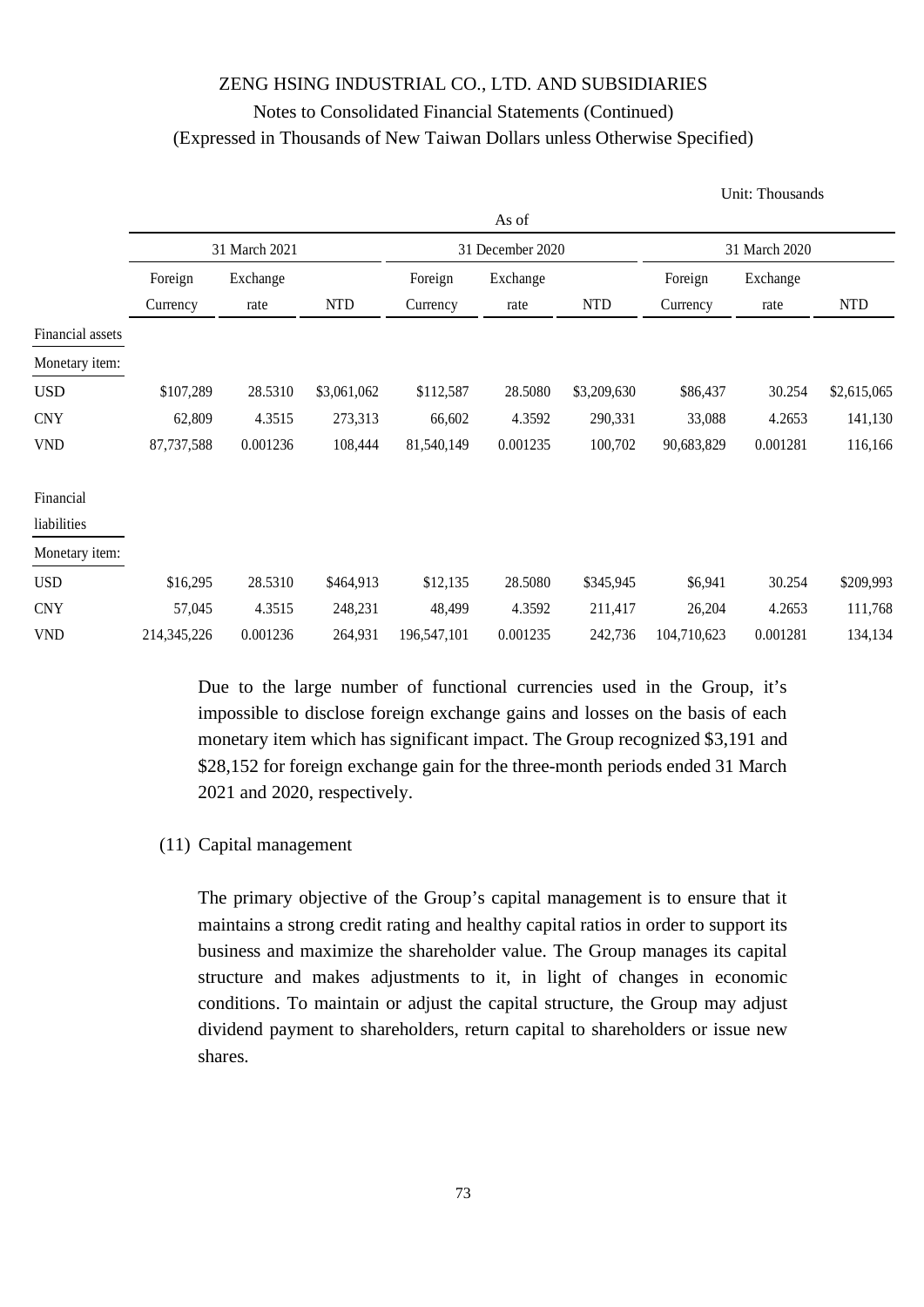Unit: Thousands

| | As of | | | | | | | | |
|---|---|---|---|---|---|---|---|---|---|
| | 31 March 2021 | | | 31 December 2020 | | | 31 March 2020 | | |
| | Foreign Currency | Exchange rate | NTD | Foreign Currency | Exchange rate | NTD | Foreign Currency | Exchange rate | NTD |
| Financial assets | | | | | | | | | |
| Monetary item: | | | | | | | | | |
| USD | $107,289 | 28.5310 | $3,061,062 | $112,587 | 28.5080 | $3,209,630 | $86,437 | 30.254 | $2,615,065 |
| CNY | 62,809 | 4.3515 | 273,313 | 66,602 | 4.3592 | 290,331 | 33,088 | 4.2653 | 141,130 |
| VND | 87,737,588 | 0.001236 | 108,444 | 81,540,149 | 0.001235 | 100,702 | 90,683,829 | 0.001281 | 116,166 |
| Financial liabilities | | | | | | | | | |
| Monetary item: | | | | | | | | | |
| USD | $16,295 | 28.5310 | $464,913 | $12,135 | 28.5080 | $345,945 | $6,941 | 30.254 | $209,993 |
| CNY | 57,045 | 4.3515 | 248,231 | 48,499 | 4.3592 | 211,417 | 26,204 | 4.2653 | 111,768 |
| VND | 214,345,226 | 0.001236 | 264,931 | 196,547,101 | 0.001235 | 242,736 | 104,710,623 | 0.001281 | 134,134 |

Due to the large number of functional currencies used in the Group, it's impossible to disclose foreign exchange gains and losses on the basis of each monetary item which has significant impact. The Group recognized $3,191 and $28,152 for foreign exchange gain for the three-month periods ended 31 March 2021 and 2020, respectively.

(11) Capital management

The primary objective of the Group's capital management is to ensure that it maintains a strong credit rating and healthy capital ratios in order to support its business and maximize the shareholder value. The Group manages its capital structure and makes adjustments to it, in light of changes in economic conditions. To maintain or adjust the capital structure, the Group may adjust dividend payment to shareholders, return capital to shareholders or issue new shares.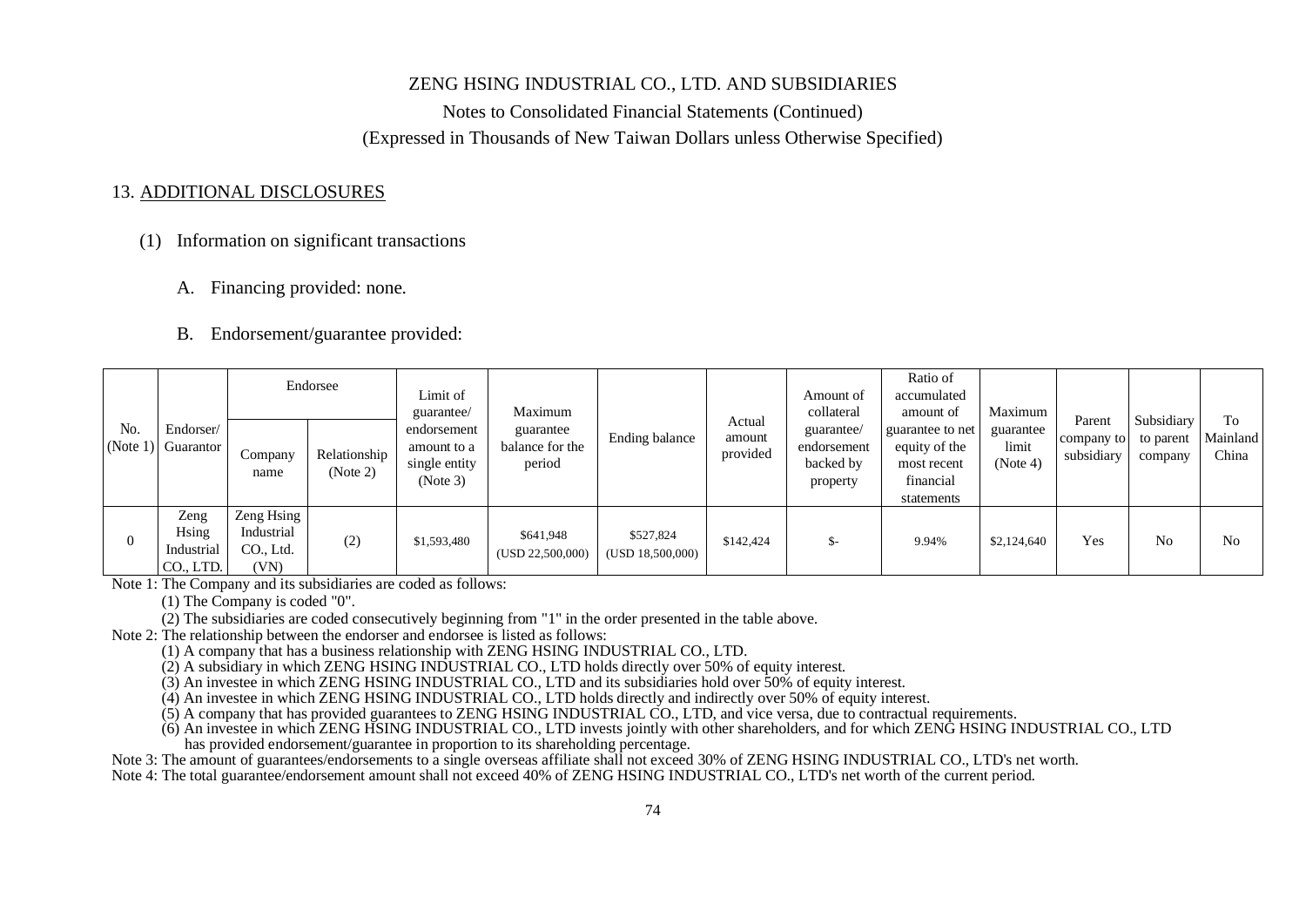ZENG HSING INDUSTRIAL CO., LTD. AND SUBSIDIARIES

Notes to Consolidated Financial Statements (Continued)

(Expressed in Thousands of New Taiwan Dollars unless Otherwise Specified)

## 13. ADDITIONAL DISCLOSURES

(1) Information on significant transactions

A. Financing provided: none.

B. Endorsement/guarantee provided:

| No. (Note 1) | Endorser/ Guarantor | Endorsee | | Limit of guarantee/ endorsement amount to a single entity (Note 3) | Maximum guarantee balance for the period | Ending balance | Actual amount provided | Amount of collateral guarantee/ endorsement backed by property | Ratio of accumulated amount of guarantee to net equity of the most recent financial statements | Maximum guarantee limit (Note 4) | Parent company to subsidiary | Subsidiary to parent company | To Mainland China |
|---|---|---|---|---|---|---|---|---|---|---|---|---|---|
| | | Company name | Relationship (Note 2) | | | | | | | | | | |
| 0 | Zeng Hsing Industrial CO., LTD. | Zeng Hsing Industrial CO., Ltd. (VN) | (2) | $1,593,480 | $641,948 (USD 22,500,000) | $527,824 (USD 18,500,000) | $142,424 | $- | 9.94% | $2,124,640 | Yes | No | No |

Note 1: The Company and its subsidiaries are coded as follows:

(1) The Company is coded "0".

(2) The subsidiaries are coded consecutively beginning from "1" in the order presented in the table above.

Note 2: The relationship between the endorser and endorsee is listed as follows:

(1) A company that has a business relationship with ZENG HSING INDUSTRIAL CO., LTD.

(2) A subsidiary in which ZENG HSING INDUSTRIAL CO., LTD holds directly over 50% of equity interest.

(3) An investee in which ZENG HSING INDUSTRIAL CO., LTD and its subsidiaries hold over 50% of equity interest.

(4) An investee in which ZENG HSING INDUSTRIAL CO., LTD holds directly and indirectly over 50% of equity interest.

(5) A company that has provided guarantees to ZENG HSING INDUSTRIAL CO., LTD, and vice versa, due to contractual requirements.

(6) An investee in which ZENG HSING INDUSTRIAL CO., LTD invests jointly with other shareholders, and for which ZENG HSING INDUSTRIAL CO., LTD has provided endorsement/guarantee in proportion to its shareholding percentage.

Note 3: The amount of guarantees/endorsements to a single overseas affiliate shall not exceed 30% of ZENG HSING INDUSTRIAL CO., LTD's net worth.

Note 4: The total guarantee/endorsement amount shall not exceed 40% of ZENG HSING INDUSTRIAL CO., LTD's net worth of the current period.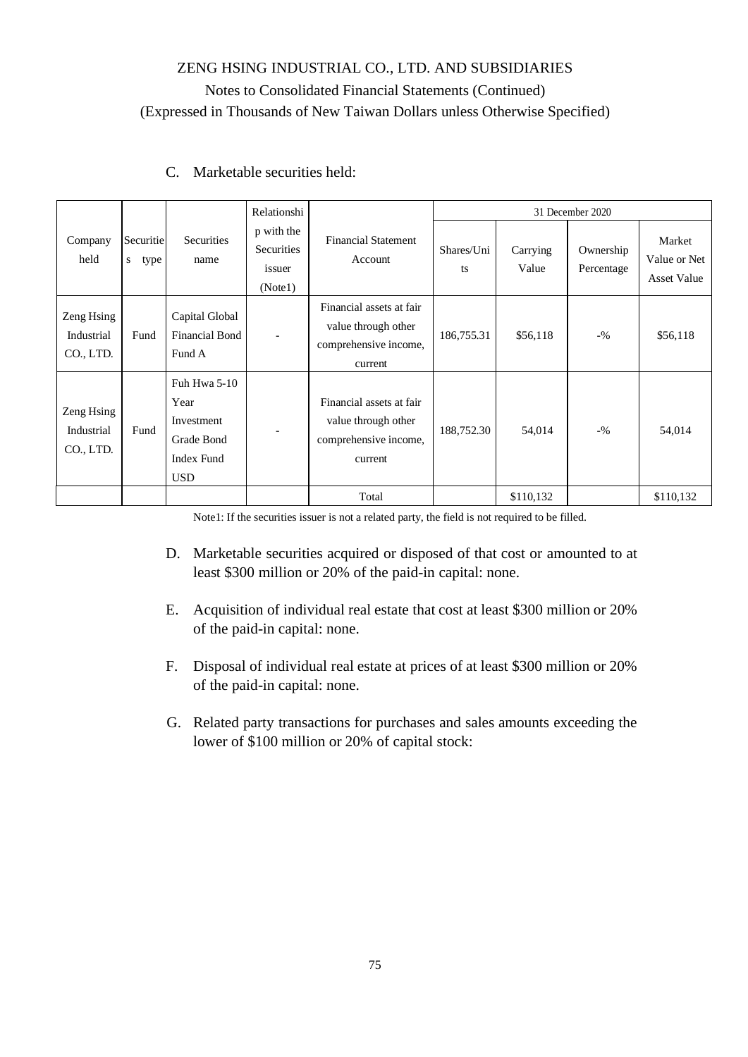ZENG HSING INDUSTRIAL CO., LTD. AND SUBSIDIARIES

Notes to Consolidated Financial Statements (Continued)

(Expressed in Thousands of New Taiwan Dollars unless Otherwise Specified)

C. Marketable securities held:

| Company held | Securities type | Securities name | Relationship with the Securities issuer (Note1) | Financial Statement Account | 31 December 2020 | | | |
|---|---|---|---|---|---|---|---|---|
| | | | | | Shares/Units | Carrying Value | Ownership Percentage | Market Value or Net Asset Value |
| Zeng Hsing Industrial CO., LTD. | Fund | Capital Global Financial Bond Fund A | - | Financial assets at fair value through other comprehensive income, current | 186,755.31 | $56,118 | -% | $56,118 |
| Zeng Hsing Industrial CO., LTD. | Fund | Fuh Hwa 5-10 Year Investment Grade Bond Index Fund USD | - | Financial assets at fair value through other comprehensive income, current | 188,752.30 | 54,014 | -% | 54,014 |
| | | | | Total | | $110,132 | | $110,132 |

Note1: If the securities issuer is not a related party, the field is not required to be filled.

D. Marketable securities acquired or disposed of that cost or amounted to at least $300 million or 20% of the paid-in capital: none.

E. Acquisition of individual real estate that cost at least $300 million or 20% of the paid-in capital: none.

F. Disposal of individual real estate at prices of at least $300 million or 20% of the paid-in capital: none.

G. Related party transactions for purchases and sales amounts exceeding the lower of $100 million or 20% of capital stock: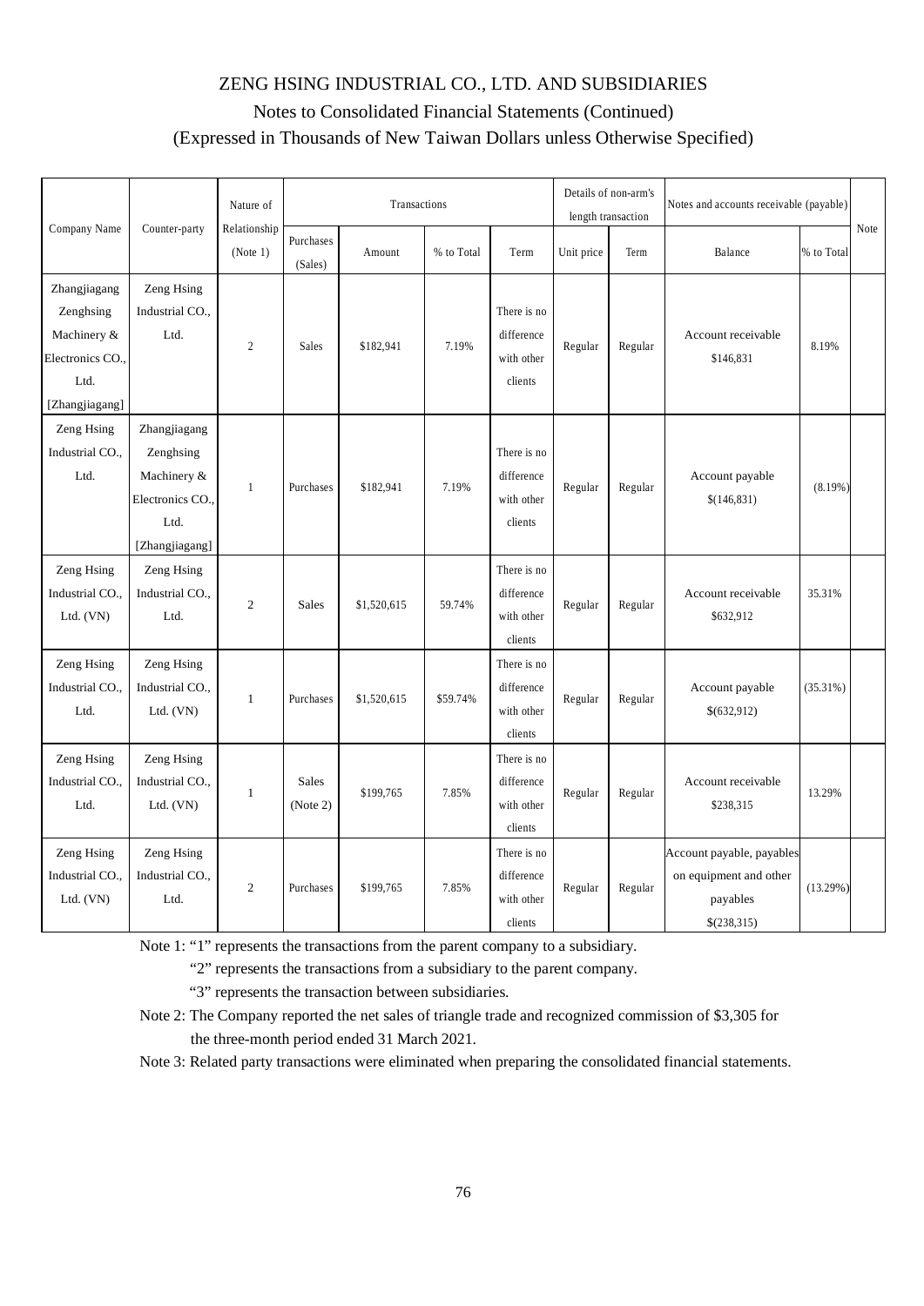ZENG HSING INDUSTRIAL CO., LTD. AND SUBSIDIARIES

Notes to Consolidated Financial Statements (Continued)

(Expressed in Thousands of New Taiwan Dollars unless Otherwise Specified)

| Company Name | Counter-party | Nature of Relationship (Note 1) | Transactions | | | | Details of non-arm's length transaction | | Notes and accounts receivable (payable) | | Note |
|---|---|---|---|---|---|---|---|---|---|---|---|
| | | | Purchases (Sales) | Amount | % to Total | Term | Unit price | Term | Balance | % to Total | |
| Zhangjiagang Zenghsing Machinery & Electronics CO., Ltd. [Zhangjiagang] | Zeng Hsing Industrial CO., Ltd. | 2 | Sales | $182,941 | 7.19% | There is no difference with other clients | Regular | Regular | Account receivable $146,831 | 8.19% | |
| Zeng Hsing Industrial CO., Ltd. | Zhangjiagang Zenghsing Machinery & Electronics CO., Ltd. [Zhangjiagang] | 1 | Purchases | $182,941 | 7.19% | There is no difference with other clients | Regular | Regular | Account payable $(146,831) | (8.19%) | |
| Zeng Hsing Industrial CO., Ltd. (VN) | Zeng Hsing Industrial CO., Ltd. | 2 | Sales | $1,520,615 | 59.74% | There is no difference with other clients | Regular | Regular | Account receivable $632,912 | 35.31% | |
| Zeng Hsing Industrial CO., Ltd. | Zeng Hsing Industrial CO., Ltd. (VN) | 1 | Purchases | $1,520,615 | $59.74% | There is no difference with other clients | Regular | Regular | Account payable $(632,912) | (35.31%) | |
| Zeng Hsing Industrial CO., Ltd. | Zeng Hsing Industrial CO., Ltd. (VN) | 1 | Sales (Note 2) | $199,765 | 7.85% | There is no difference with other clients | Regular | Regular | Account receivable $238,315 | 13.29% | |
| Zeng Hsing Industrial CO., Ltd. (VN) | Zeng Hsing Industrial CO., Ltd. | 2 | Purchases | $199,765 | 7.85% | There is no difference with other clients | Regular | Regular | Account payable, payables on equipment and other payables $(238,315) | (13.29%) | |

Note 1: "1" represents the transactions from the parent company to a subsidiary.

"2" represents the transactions from a subsidiary to the parent company.

"3" represents the transaction between subsidiaries.

Note 2: The Company reported the net sales of triangle trade and recognized commission of $3,305 for the three-month period ended 31 March 2021.

Note 3: Related party transactions were eliminated when preparing the consolidated financial statements.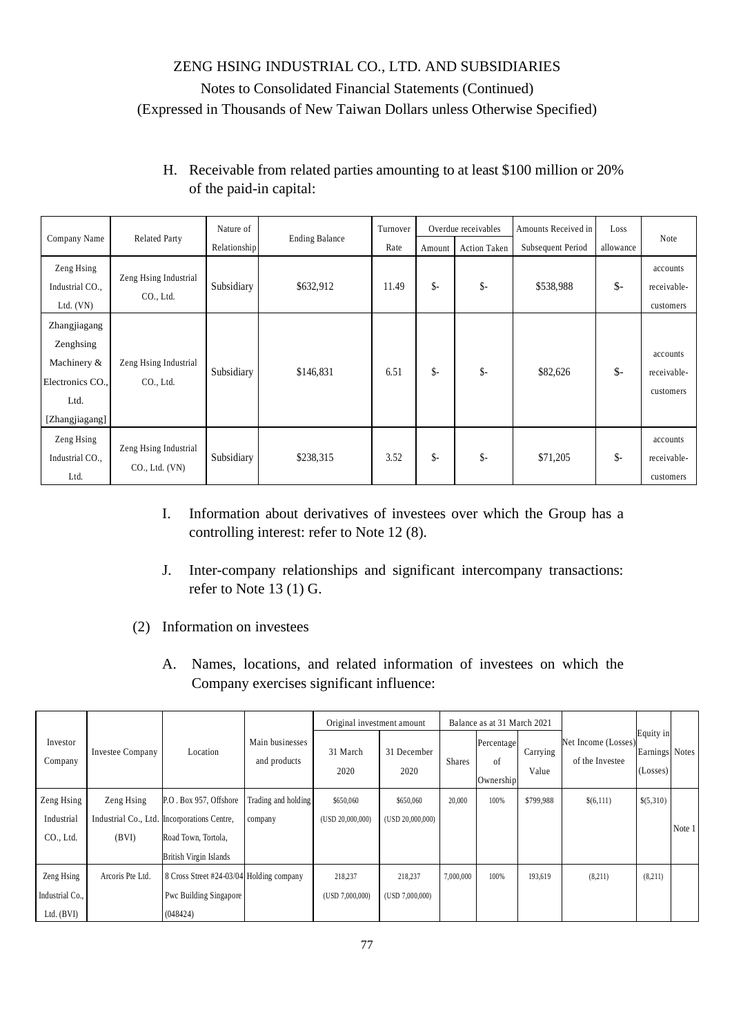ZENG HSING INDUSTRIAL CO., LTD. AND SUBSIDIARIES

Notes to Consolidated Financial Statements (Continued)

(Expressed in Thousands of New Taiwan Dollars unless Otherwise Specified)

H. Receivable from related parties amounting to at least $100 million or 20% of the paid-in capital:

| Company Name | Related Party | Nature of Relationship | Ending Balance | Turnover Rate | Overdue receivables | | Amounts Received in Subsequent Period | Loss allowance | Note |
|---|---|---|---|---|---|---|---|---|---|
| | | | | | Amount | Action Taken | | | |
| Zeng Hsing Industrial CO., Ltd. (VN) | Zeng Hsing Industrial CO., Ltd. | Subsidiary | $632,912 | 11.49 | $- | $- | $538,988 | $- | accounts receivable-customers |
| Zhangjiagang Zenghsing Machinery & Electronics CO., Ltd. [Zhangjiagang] | Zeng Hsing Industrial CO., Ltd. | Subsidiary | $146,831 | 6.51 | $- | $- | $82,626 | $- | accounts receivable-customers |
| Zeng Hsing Industrial CO., Ltd. | Zeng Hsing Industrial CO., Ltd. (VN) | Subsidiary | $238,315 | 3.52 | $- | $- | $71,205 | $- | accounts receivable-customers |

I. Information about derivatives of investees over which the Group has a controlling interest: refer to Note 12 (8).

J. Inter-company relationships and significant intercompany transactions: refer to Note 13 (1) G.

(2) Information on investees

A. Names, locations, and related information of investees on which the Company exercises significant influence:

| Investor Company | Investee Company | Location | Main businesses and products | Original investment amount | | Balance as at 31 March 2021 | | | Net Income (Losses) of the Investee | Equity in Earnings (Losses) | Notes |
|---|---|---|---|---|---|---|---|---|---|---|---|
| | | | | 31 March 2020 | 31 December 2020 | Shares | Percentage of Ownership | Carrying Value | | | |
| Zeng Hsing Industrial CO., Ltd. | Zeng Hsing Industrial Co., Ltd. (BVI) | P.O . Box 957, Offshore Incorporations Centre, Road Town, Tortola, British Virgin Islands | Trading and holding company | $650,060 (USD 20,000,000) | $650,060 (USD 20,000,000) | 20,000 | 100% | $799,988 | $(6,111) | $(5,310) | Note 1 |
| Zeng Hsing Industrial Co., Ltd. (BVI) | Arcoris Pte Ltd. | 8 Cross Street #24-03/04 Pwc Building Singapore (048424) | Holding company | 218,237 (USD 7,000,000) | 218,237 (USD 7,000,000) | 7,000,000 | 100% | 193,619 | (8,211) | (8,211) | |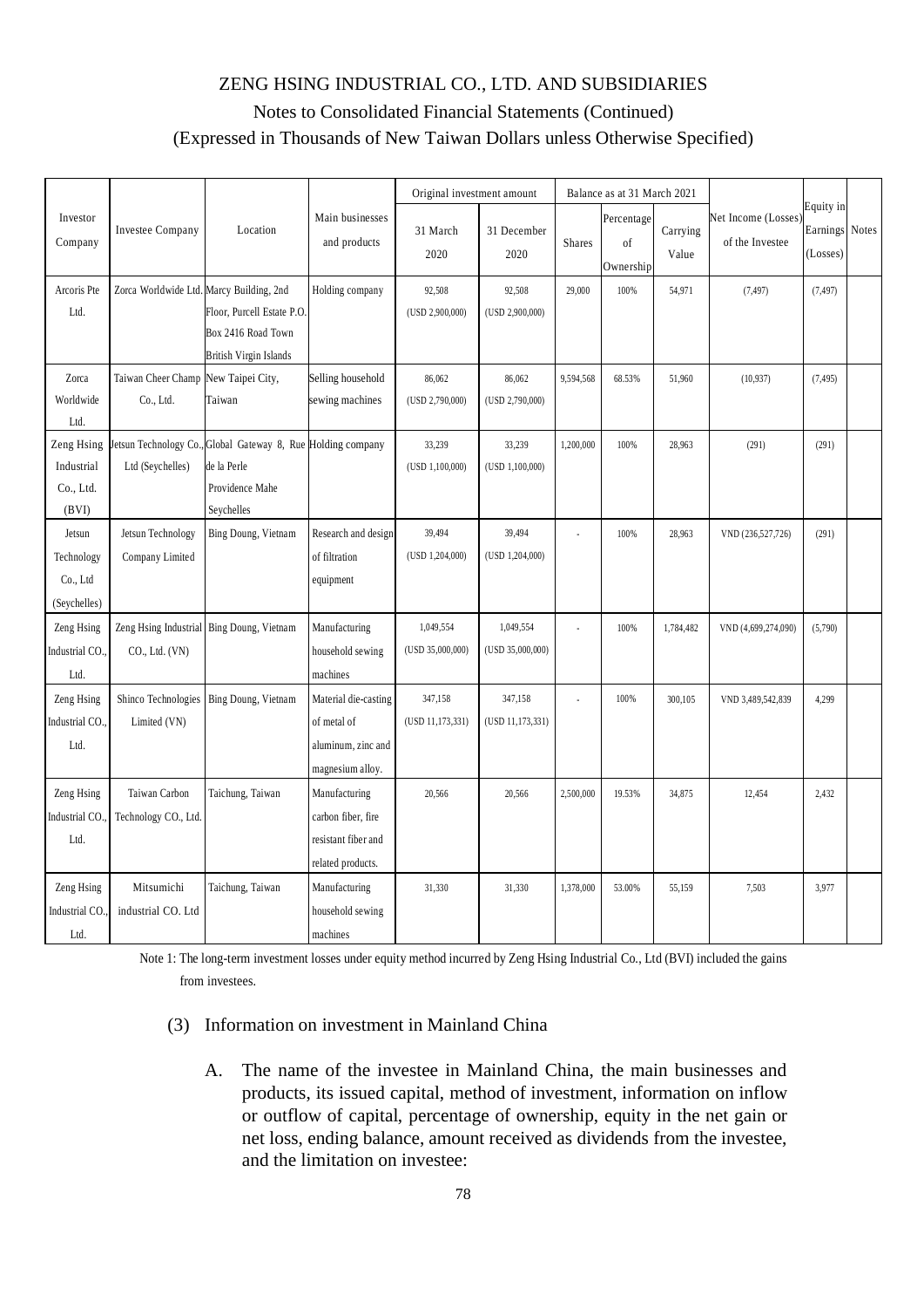ZENG HSING INDUSTRIAL CO., LTD. AND SUBSIDIARIES

Notes to Consolidated Financial Statements (Continued)

(Expressed in Thousands of New Taiwan Dollars unless Otherwise Specified)

| Investor Company | Investee Company | Location | Main businesses and products | Original investment amount | | Balance as at 31 March 2021 | | | Net Income (Losses) of the Investee | Equity in Earnings (Losses) | Notes |
|---|---|---|---|---|---|---|---|---|---|---|---|
| | | | | 31 March 2020 | 31 December 2020 | Shares | Percentage of Ownership | Carrying Value | | | |
| Arcoris Pte Ltd. | Zorca Worldwide Ltd. | Marcy Building, 2nd Floor, Purcell Estate P.O. Box 2416 Road Town British Virgin Islands | Holding company | 92,508 (USD 2,900,000) | 92,508 (USD 2,900,000) | 29,000 | 100% | 54,971 | (7,497) | (7,497) | |
| Zorca Worldwide Ltd. | Taiwan Cheer Champ Co., Ltd. | New Taipei City, Taiwan | Selling household sewing machines | 86,062 (USD 2,790,000) | 86,062 (USD 2,790,000) | 9,594,568 | 68.53% | 51,960 | (10,937) | (7,495) | |
| Zeng Hsing Industrial Co., Ltd. (BVI) | Jetsun Technology Co., Ltd (Seychelles) | Global Gateway 8, Rue de la Perle Providence Mahe Seychelles | Holding company | 33,239 (USD 1,100,000) | 33,239 (USD 1,100,000) | 1,200,000 | 100% | 28,963 | (291) | (291) | |
| Jetsun Technology Co., Ltd (Seychelles) | Jetsun Technology Company Limited | Bing Doung, Vietnam | Research and design of filtration equipment | 39,494 (USD 1,204,000) | 39,494 (USD 1,204,000) | - | 100% | 28,963 | VND (236,527,726) | (291) | |
| Zeng Hsing Industrial CO., Ltd. | Zeng Hsing Industrial CO., Ltd. (VN) | Bing Doung, Vietnam | Manufacturing household sewing machines | 1,049,554 (USD 35,000,000) | 1,049,554 (USD 35,000,000) | - | 100% | 1,784,482 | VND (4,699,274,090) | (5,790) | |
| Zeng Hsing Industrial CO., Ltd. | Shinco Technologies Limited (VN) | Bing Doung, Vietnam | Material die-casting of metal of aluminum, zinc and magnesium alloy. | 347,158 (USD 11,173,331) | 347,158 (USD 11,173,331) | - | 100% | 300,105 | VND 3,489,542,839 | 4,299 | |
| Zeng Hsing Industrial CO., Ltd. | Taiwan Carbon Technology CO., Ltd. | Taichung, Taiwan | Manufacturing carbon fiber, fire resistant fiber and related products. | 20,566 | 20,566 | 2,500,000 | 19.53% | 34,875 | 12,454 | 2,432 | |
| Zeng Hsing Industrial CO., Ltd. | Mitsumichi industrial CO. Ltd | Taichung, Taiwan | Manufacturing household sewing machines | 31,330 | 31,330 | 1,378,000 | 53.00% | 55,159 | 7,503 | 3,977 | |

Note 1: The long-term investment losses under equity method incurred by Zeng Hsing Industrial Co., Ltd (BVI) included the gains from investees.

(3) Information on investment in Mainland China

A. The name of the investee in Mainland China, the main businesses and products, its issued capital, method of investment, information on inflow or outflow of capital, percentage of ownership, equity in the net gain or net loss, ending balance, amount received as dividends from the investee, and the limitation on investee: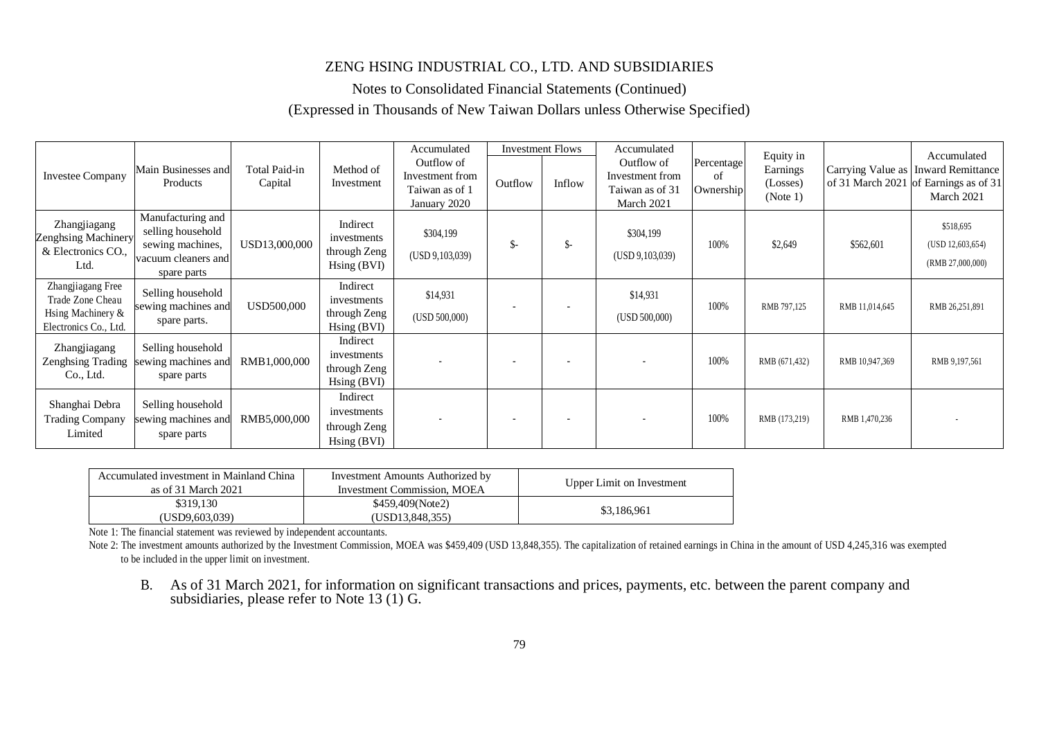ZENG HSING INDUSTRIAL CO., LTD. AND SUBSIDIARIES

Notes to Consolidated Financial Statements (Continued)

(Expressed in Thousands of New Taiwan Dollars unless Otherwise Specified)

| Investee Company | Main Businesses and Products | Total Paid-in Capital | Method of Investment | Accumulated Outflow of Investment from Taiwan as of 1 January 2020 | Investment Flows | | Accumulated Outflow of Investment from Taiwan as of 31 March 2021 | Percentage of Ownership | Equity in Earnings (Losses) (Note 1) | Carrying Value as of 31 March 2021 | Accumulated Inward Remittance of Earnings as of 31 March 2021 |
|---|---|---|---|---|---|---|---|---|---|---|---|
| | | | | | Outflow | Inflow | | | | | |
| Zhangjiagang Zenghsing Machinery & Electronics CO., Ltd. | Manufacturing and selling household sewing machines, vacuum cleaners and spare parts | USD13,000,000 | Indirect investments through Zeng Hsing (BVI) | \$304,199 (USD 9,103,039) | \$- | \$- | \$304,199 (USD 9,103,039) | 100% | \$2,649 | \$562,601 | \$518,695 (USD 12,603,654) (RMB 27,000,000) |
| Zhangjiagang Free Trade Zone Cheau Hsing Machinery & Electronics Co., Ltd. | Selling household sewing machines and spare parts. | USD500,000 | Indirect investments through Zeng Hsing (BVI) | \$14,931 (USD 500,000) | - | - | \$14,931 (USD 500,000) | 100% | RMB 797,125 | RMB 11,014,645 | RMB 26,251,891 |
| Zhangjiagang Zenghsing Trading Co., Ltd. | Selling household sewing machines and spare parts | RMB1,000,000 | Indirect investments through Zeng Hsing (BVI) | - | - | - | - | 100% | RMB (671,432) | RMB 10,947,369 | RMB 9,197,561 |
| Shanghai Debra Trading Company Limited | Selling household sewing machines and spare parts | RMB5,000,000 | Indirect investments through Zeng Hsing (BVI) | - | - | - | - | 100% | RMB (173,219) | RMB 1,470,236 | - |

| Accumulated investment in Mainland China as of 31 March 2021 | Investment Amounts Authorized by Investment Commission, MOEA | Upper Limit on Investment |
|---|---|---|
| \$319,130 (USD9,603,039) | \$459,409(Note2) (USD13,848,355) | \$3,186,961 |

Note 1: The financial statement was reviewed by independent accountants.

Note 2: The investment amounts authorized by the Investment Commission, MOEA was \$459,409 (USD 13,848,355). The capitalization of retained earnings in China in the amount of USD 4,245,316 was exempted to be included in the upper limit on investment.

B. As of 31 March 2021, for information on significant transactions and prices, payments, etc. between the parent company and subsidiaries, please refer to Note 13 (1) G.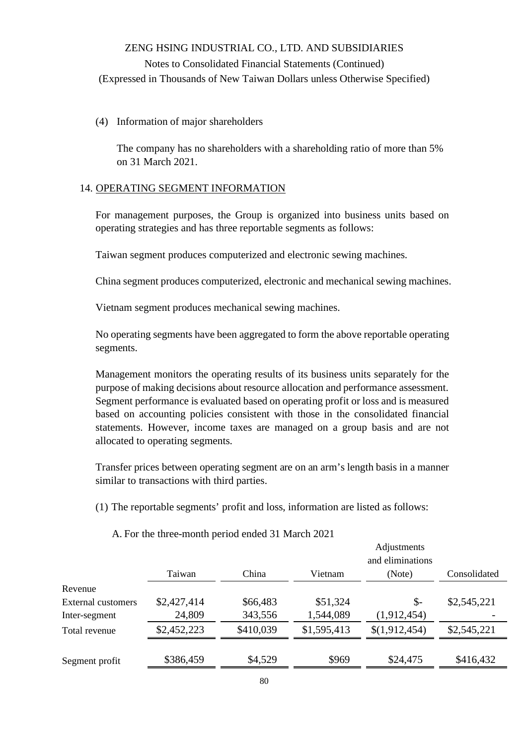(4) Information of major shareholders

The company has no shareholders with a shareholding ratio of more than 5% on 31 March 2021.

## 14. OPERATING SEGMENT INFORMATION

For management purposes, the Group is organized into business units based on operating strategies and has three reportable segments as follows:

Taiwan segment produces computerized and electronic sewing machines.

China segment produces computerized, electronic and mechanical sewing machines.

Vietnam segment produces mechanical sewing machines.

No operating segments have been aggregated to form the above reportable operating segments.

Management monitors the operating results of its business units separately for the purpose of making decisions about resource allocation and performance assessment. Segment performance is evaluated based on operating profit or loss and is measured based on accounting policies consistent with those in the consolidated financial statements. However, income taxes are managed on a group basis and are not allocated to operating segments.

Transfer prices between operating segment are on an arm's length basis in a manner similar to transactions with third parties.

(1) The reportable segments' profit and loss, information are listed as follows:

A. For the three-month period ended 31 March 2021

| | Taiwan | China | Vietnam | Adjustments and eliminations (Note) | Consolidated |
|---|---|---|---|---|---|
| Revenue | | | | | |
| External customers | $2,427,414 | $66,483 | $51,324 | $- | $2,545,221 |
| Inter-segment | 24,809 | 343,556 | 1,544,089 | (1,912,454) | - |
| Total revenue | $2,452,223 | $410,039 | $1,595,413 | $(1,912,454) | $2,545,221 |
| Segment profit | $386,459 | $4,529 | $969 | $24,475 | $416,432 |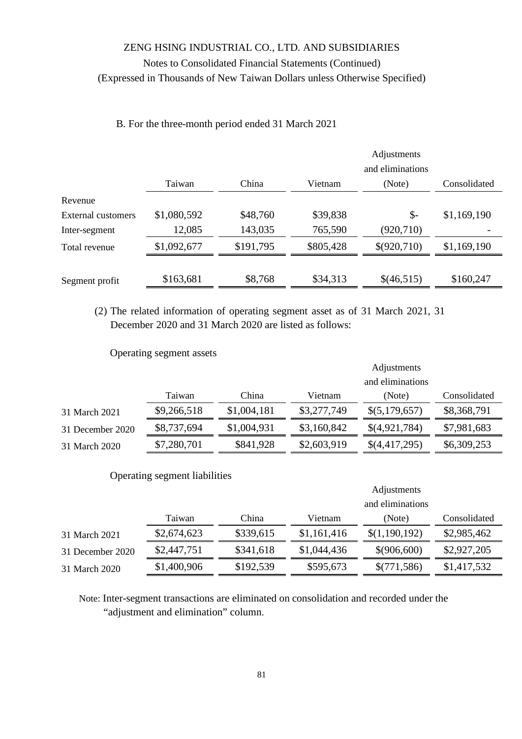ZENG HSING INDUSTRIAL CO., LTD. AND SUBSIDIARIES

Notes to Consolidated Financial Statements (Continued)

(Expressed in Thousands of New Taiwan Dollars unless Otherwise Specified)

B. For the three-month period ended 31 March 2021

| | Taiwan | China | Vietnam | Adjustments and eliminations (Note) | Consolidated |
|---|---|---|---|---|---|
| Revenue | | | | | |
| External customers | $1,080,592 | $48,760 | $39,838 | $- | $1,169,190 |
| Inter-segment | 12,085 | 143,035 | 765,590 | (920,710) | - |
| Total revenue | $1,092,677 | $191,795 | $805,428 | $(920,710) | $1,169,190 |
| Segment profit | $163,681 | $8,768 | $34,313 | $(46,515) | $160,247 |

(2) The related information of operating segment asset as of 31 March 2021, 31 December 2020 and 31 March 2020 are listed as follows:

Operating segment assets

| | Taiwan | China | Vietnam | Adjustments and eliminations (Note) | Consolidated |
|---|---|---|---|---|---|
| 31 March 2021 | $9,266,518 | $1,004,181 | $3,277,749 | $(5,179,657) | $8,368,791 |
| 31 December 2020 | $8,737,694 | $1,004,931 | $3,160,842 | $(4,921,784) | $7,981,683 |
| 31 March 2020 | $7,280,701 | $841,928 | $2,603,919 | $(4,417,295) | $6,309,253 |

Operating segment liabilities

| | Taiwan | China | Vietnam | Adjustments and eliminations (Note) | Consolidated |
|---|---|---|---|---|---|
| 31 March 2021 | $2,674,623 | $339,615 | $1,161,416 | $(1,190,192) | $2,985,462 |
| 31 December 2020 | $2,447,751 | $341,618 | $1,044,436 | $(906,600) | $2,927,205 |
| 31 March 2020 | $1,400,906 | $192,539 | $595,673 | $(771,586) | $1,417,532 |

Note: Inter-segment transactions are eliminated on consolidation and recorded under the "adjustment and elimination" column.